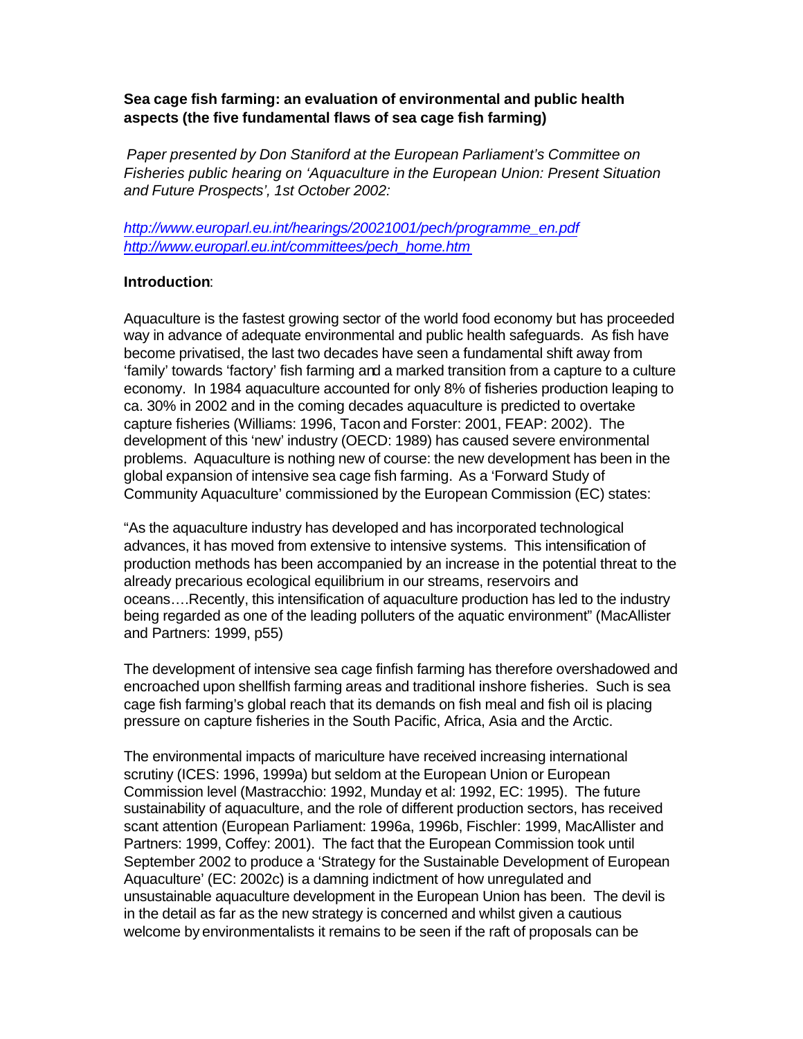**Sea cage fish farming: an evaluation of environmental and public health aspects (the five fundamental flaws of sea cage fish farming)**

*Paper presented by Don Staniford at the European Parliament's Committee on Fisheries public hearing on 'Aquaculture in the European Union: Present Situation and Future Prospects', 1st October 2002:*

*http://www.europarl.eu.int/hearings/20021001/pech/programme_en.pdf*
*http://www.europarl.eu.int/committees/pech_home.htm*

**Introduction**:

Aquaculture is the fastest growing sector of the world food economy but has proceeded way in advance of adequate environmental and public health safeguards. As fish have become privatised, the last two decades have seen a fundamental shift away from 'family' towards 'factory' fish farming and a marked transition from a capture to a culture economy. In 1984 aquaculture accounted for only 8% of fisheries production leaping to ca. 30% in 2002 and in the coming decades aquaculture is predicted to overtake capture fisheries (Williams: 1996, Tacon and Forster: 2001, FEAP: 2002). The development of this 'new' industry (OECD: 1989) has caused severe environmental problems. Aquaculture is nothing new of course: the new development has been in the global expansion of intensive sea cage fish farming. As a 'Forward Study of Community Aquaculture' commissioned by the European Commission (EC) states:

"As the aquaculture industry has developed and has incorporated technological advances, it has moved from extensive to intensive systems. This intensification of production methods has been accompanied by an increase in the potential threat to the already precarious ecological equilibrium in our streams, reservoirs and oceans….Recently, this intensification of aquaculture production has led to the industry being regarded as one of the leading polluters of the aquatic environment" (MacAllister and Partners: 1999, p55)

The development of intensive sea cage finfish farming has therefore overshadowed and encroached upon shellfish farming areas and traditional inshore fisheries. Such is sea cage fish farming's global reach that its demands on fish meal and fish oil is placing pressure on capture fisheries in the South Pacific, Africa, Asia and the Arctic.

The environmental impacts of mariculture have received increasing international scrutiny (ICES: 1996, 1999a) but seldom at the European Union or European Commission level (Mastracchio: 1992, Munday et al: 1992, EC: 1995). The future sustainability of aquaculture, and the role of different production sectors, has received scant attention (European Parliament: 1996a, 1996b, Fischler: 1999, MacAllister and Partners: 1999, Coffey: 2001). The fact that the European Commission took until September 2002 to produce a 'Strategy for the Sustainable Development of European Aquaculture' (EC: 2002c) is a damning indictment of how unregulated and unsustainable aquaculture development in the European Union has been. The devil is in the detail as far as the new strategy is concerned and whilst given a cautious welcome by environmentalists it remains to be seen if the raft of proposals can be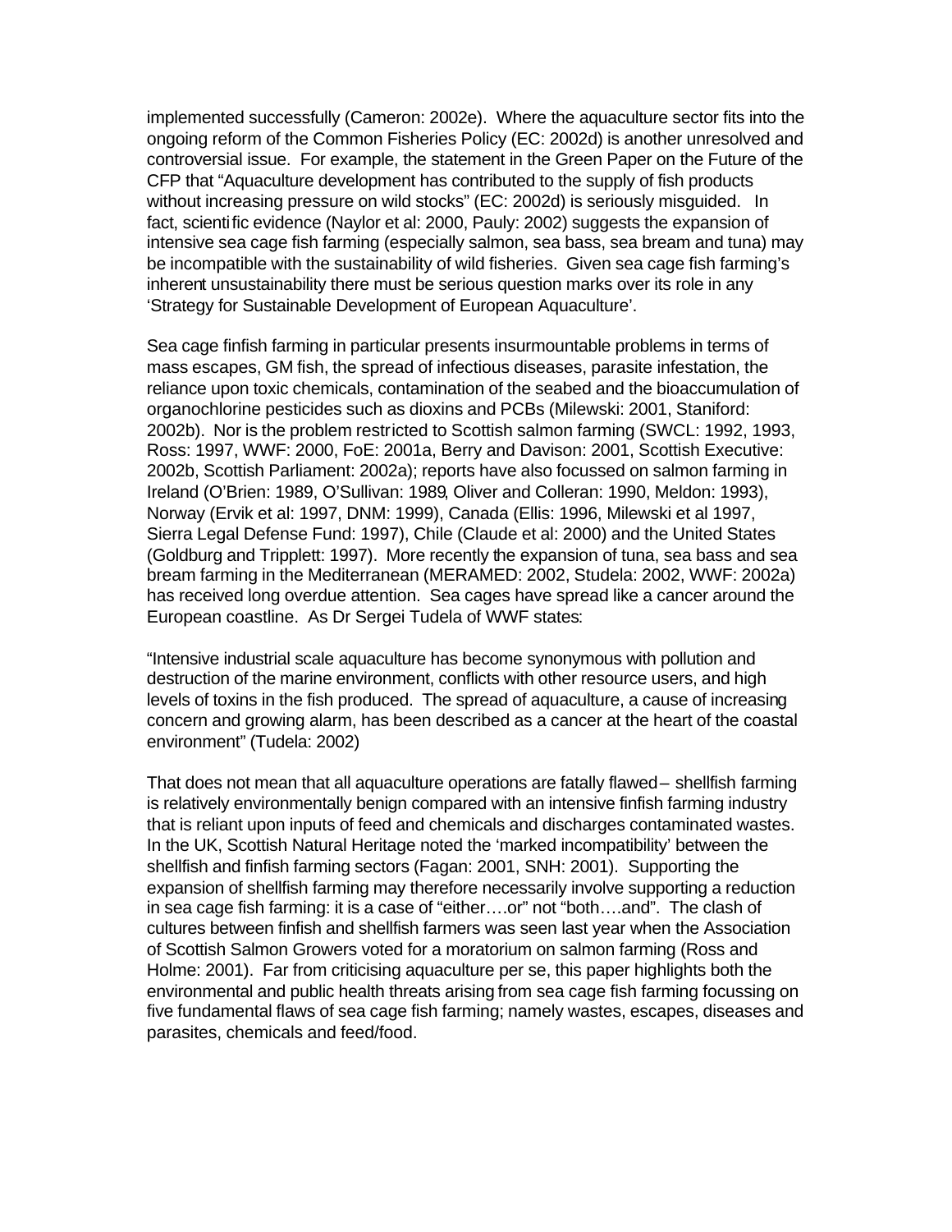implemented successfully (Cameron: 2002e). Where the aquaculture sector fits into the ongoing reform of the Common Fisheries Policy (EC: 2002d) is another unresolved and controversial issue. For example, the statement in the Green Paper on the Future of the CFP that "Aquaculture development has contributed to the supply of fish products without increasing pressure on wild stocks" (EC: 2002d) is seriously misguided. In fact, scientific evidence (Naylor et al: 2000, Pauly: 2002) suggests the expansion of intensive sea cage fish farming (especially salmon, sea bass, sea bream and tuna) may be incompatible with the sustainability of wild fisheries. Given sea cage fish farming's inherent unsustainability there must be serious question marks over its role in any 'Strategy for Sustainable Development of European Aquaculture'.

Sea cage finfish farming in particular presents insurmountable problems in terms of mass escapes, GM fish, the spread of infectious diseases, parasite infestation, the reliance upon toxic chemicals, contamination of the seabed and the bioaccumulation of organochlorine pesticides such as dioxins and PCBs (Milewski: 2001, Staniford: 2002b). Nor is the problem restricted to Scottish salmon farming (SWCL: 1992, 1993, Ross: 1997, WWF: 2000, FoE: 2001a, Berry and Davison: 2001, Scottish Executive: 2002b, Scottish Parliament: 2002a); reports have also focussed on salmon farming in Ireland (O'Brien: 1989, O'Sullivan: 1989, Oliver and Colleran: 1990, Meldon: 1993), Norway (Ervik et al: 1997, DNM: 1999), Canada (Ellis: 1996, Milewski et al 1997, Sierra Legal Defense Fund: 1997), Chile (Claude et al: 2000) and the United States (Goldburg and Tripplett: 1997). More recently the expansion of tuna, sea bass and sea bream farming in the Mediterranean (MERAMED: 2002, Studela: 2002, WWF: 2002a) has received long overdue attention. Sea cages have spread like a cancer around the European coastline. As Dr Sergei Tudela of WWF states:

"Intensive industrial scale aquaculture has become synonymous with pollution and destruction of the marine environment, conflicts with other resource users, and high levels of toxins in the fish produced. The spread of aquaculture, a cause of increasing concern and growing alarm, has been described as a cancer at the heart of the coastal environment" (Tudela: 2002)

That does not mean that all aquaculture operations are fatally flawed – shellfish farming is relatively environmentally benign compared with an intensive finfish farming industry that is reliant upon inputs of feed and chemicals and discharges contaminated wastes. In the UK, Scottish Natural Heritage noted the 'marked incompatibility' between the shellfish and finfish farming sectors (Fagan: 2001, SNH: 2001). Supporting the expansion of shellfish farming may therefore necessarily involve supporting a reduction in sea cage fish farming: it is a case of "either….or" not "both….and". The clash of cultures between finfish and shellfish farmers was seen last year when the Association of Scottish Salmon Growers voted for a moratorium on salmon farming (Ross and Holme: 2001). Far from criticising aquaculture per se, this paper highlights both the environmental and public health threats arising from sea cage fish farming focussing on five fundamental flaws of sea cage fish farming; namely wastes, escapes, diseases and parasites, chemicals and feed/food.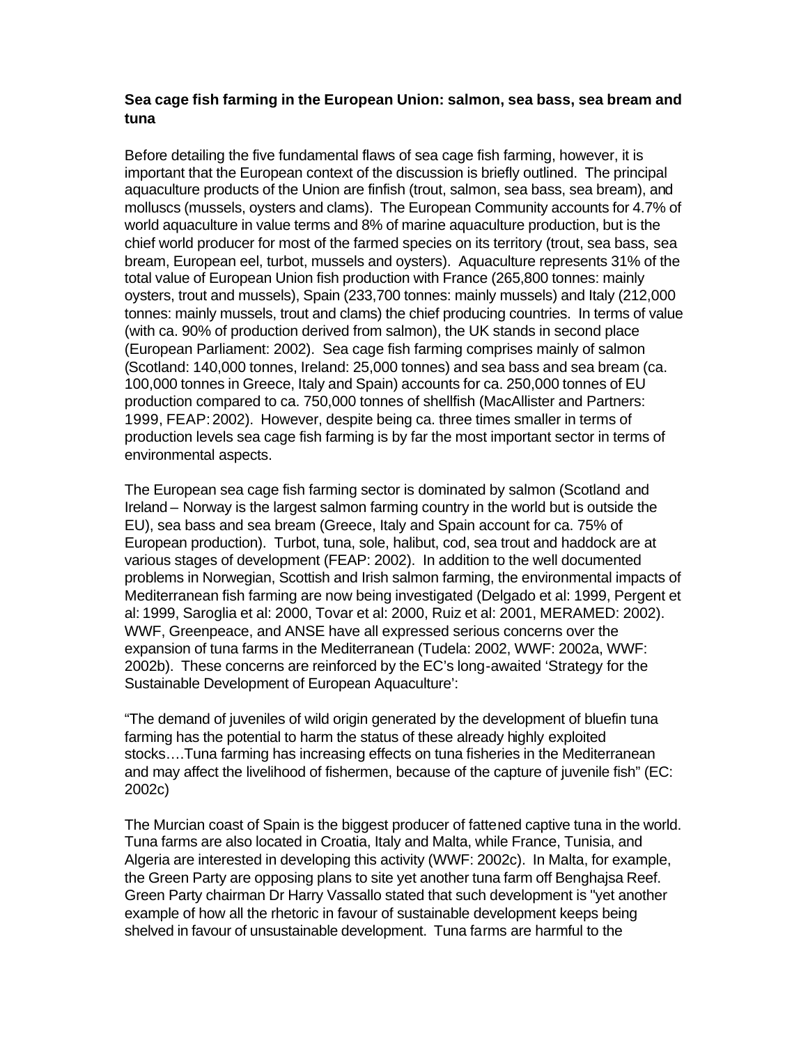**Sea cage fish farming in the European Union: salmon, sea bass, sea bream and tuna**

Before detailing the five fundamental flaws of sea cage fish farming, however, it is important that the European context of the discussion is briefly outlined. The principal aquaculture products of the Union are finfish (trout, salmon, sea bass, sea bream), and molluscs (mussels, oysters and clams). The European Community accounts for 4.7% of world aquaculture in value terms and 8% of marine aquaculture production, but is the chief world producer for most of the farmed species on its territory (trout, sea bass, sea bream, European eel, turbot, mussels and oysters). Aquaculture represents 31% of the total value of European Union fish production with France (265,800 tonnes: mainly oysters, trout and mussels), Spain (233,700 tonnes: mainly mussels) and Italy (212,000 tonnes: mainly mussels, trout and clams) the chief producing countries. In terms of value (with ca. 90% of production derived from salmon), the UK stands in second place (European Parliament: 2002). Sea cage fish farming comprises mainly of salmon (Scotland: 140,000 tonnes, Ireland: 25,000 tonnes) and sea bass and sea bream (ca. 100,000 tonnes in Greece, Italy and Spain) accounts for ca. 250,000 tonnes of EU production compared to ca. 750,000 tonnes of shellfish (MacAllister and Partners: 1999, FEAP: 2002). However, despite being ca. three times smaller in terms of production levels sea cage fish farming is by far the most important sector in terms of environmental aspects.

The European sea cage fish farming sector is dominated by salmon (Scotland and Ireland – Norway is the largest salmon farming country in the world but is outside the EU), sea bass and sea bream (Greece, Italy and Spain account for ca. 75% of European production). Turbot, tuna, sole, halibut, cod, sea trout and haddock are at various stages of development (FEAP: 2002). In addition to the well documented problems in Norwegian, Scottish and Irish salmon farming, the environmental impacts of Mediterranean fish farming are now being investigated (Delgado et al: 1999, Pergent et al: 1999, Saroglia et al: 2000, Tovar et al: 2000, Ruiz et al: 2001, MERAMED: 2002). WWF, Greenpeace, and ANSE have all expressed serious concerns over the expansion of tuna farms in the Mediterranean (Tudela: 2002, WWF: 2002a, WWF: 2002b). These concerns are reinforced by the EC's long-awaited 'Strategy for the Sustainable Development of European Aquaculture':

"The demand of juveniles of wild origin generated by the development of bluefin tuna farming has the potential to harm the status of these already highly exploited stocks….Tuna farming has increasing effects on tuna fisheries in the Mediterranean and may affect the livelihood of fishermen, because of the capture of juvenile fish" (EC: 2002c)

The Murcian coast of Spain is the biggest producer of fattened captive tuna in the world. Tuna farms are also located in Croatia, Italy and Malta, while France, Tunisia, and Algeria are interested in developing this activity (WWF: 2002c). In Malta, for example, the Green Party are opposing plans to site yet another tuna farm off Benghajsa Reef. Green Party chairman Dr Harry Vassallo stated that such development is "yet another example of how all the rhetoric in favour of sustainable development keeps being shelved in favour of unsustainable development. Tuna farms are harmful to the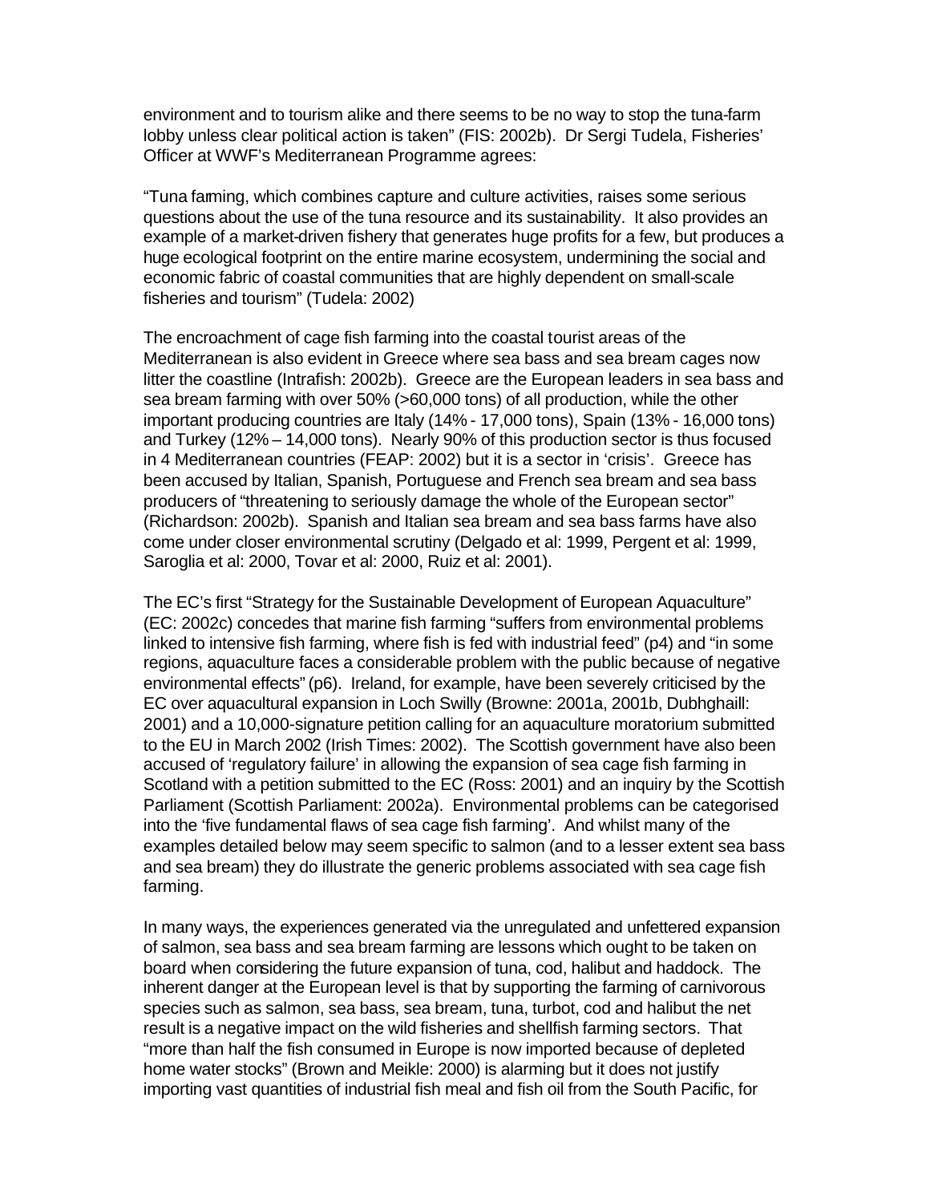environment and to tourism alike and there seems to be no way to stop the tuna-farm lobby unless clear political action is taken" (FIS: 2002b). Dr Sergi Tudela, Fisheries' Officer at WWF's Mediterranean Programme agrees:

"Tuna farming, which combines capture and culture activities, raises some serious questions about the use of the tuna resource and its sustainability. It also provides an example of a market-driven fishery that generates huge profits for a few, but produces a huge ecological footprint on the entire marine ecosystem, undermining the social and economic fabric of coastal communities that are highly dependent on small-scale fisheries and tourism" (Tudela: 2002)

The encroachment of cage fish farming into the coastal tourist areas of the Mediterranean is also evident in Greece where sea bass and sea bream cages now litter the coastline (Intrafish: 2002b). Greece are the European leaders in sea bass and sea bream farming with over 50% (>60,000 tons) of all production, while the other important producing countries are Italy (14% - 17,000 tons), Spain (13% - 16,000 tons) and Turkey (12% – 14,000 tons). Nearly 90% of this production sector is thus focused in 4 Mediterranean countries (FEAP: 2002) but it is a sector in 'crisis'. Greece has been accused by Italian, Spanish, Portuguese and French sea bream and sea bass producers of "threatening to seriously damage the whole of the European sector" (Richardson: 2002b). Spanish and Italian sea bream and sea bass farms have also come under closer environmental scrutiny (Delgado et al: 1999, Pergent et al: 1999, Saroglia et al: 2000, Tovar et al: 2000, Ruiz et al: 2001).

The EC's first "Strategy for the Sustainable Development of European Aquaculture" (EC: 2002c) concedes that marine fish farming "suffers from environmental problems linked to intensive fish farming, where fish is fed with industrial feed" (p4) and "in some regions, aquaculture faces a considerable problem with the public because of negative environmental effects" (p6). Ireland, for example, have been severely criticised by the EC over aquacultural expansion in Loch Swilly (Browne: 2001a, 2001b, Dubhghaill: 2001) and a 10,000-signature petition calling for an aquaculture moratorium submitted to the EU in March 2002 (Irish Times: 2002). The Scottish government have also been accused of 'regulatory failure' in allowing the expansion of sea cage fish farming in Scotland with a petition submitted to the EC (Ross: 2001) and an inquiry by the Scottish Parliament (Scottish Parliament: 2002a). Environmental problems can be categorised into the 'five fundamental flaws of sea cage fish farming'. And whilst many of the examples detailed below may seem specific to salmon (and to a lesser extent sea bass and sea bream) they do illustrate the generic problems associated with sea cage fish farming.

In many ways, the experiences generated via the unregulated and unfettered expansion of salmon, sea bass and sea bream farming are lessons which ought to be taken on board when considering the future expansion of tuna, cod, halibut and haddock. The inherent danger at the European level is that by supporting the farming of carnivorous species such as salmon, sea bass, sea bream, tuna, turbot, cod and halibut the net result is a negative impact on the wild fisheries and shellfish farming sectors. That "more than half the fish consumed in Europe is now imported because of depleted home water stocks" (Brown and Meikle: 2000) is alarming but it does not justify importing vast quantities of industrial fish meal and fish oil from the South Pacific, for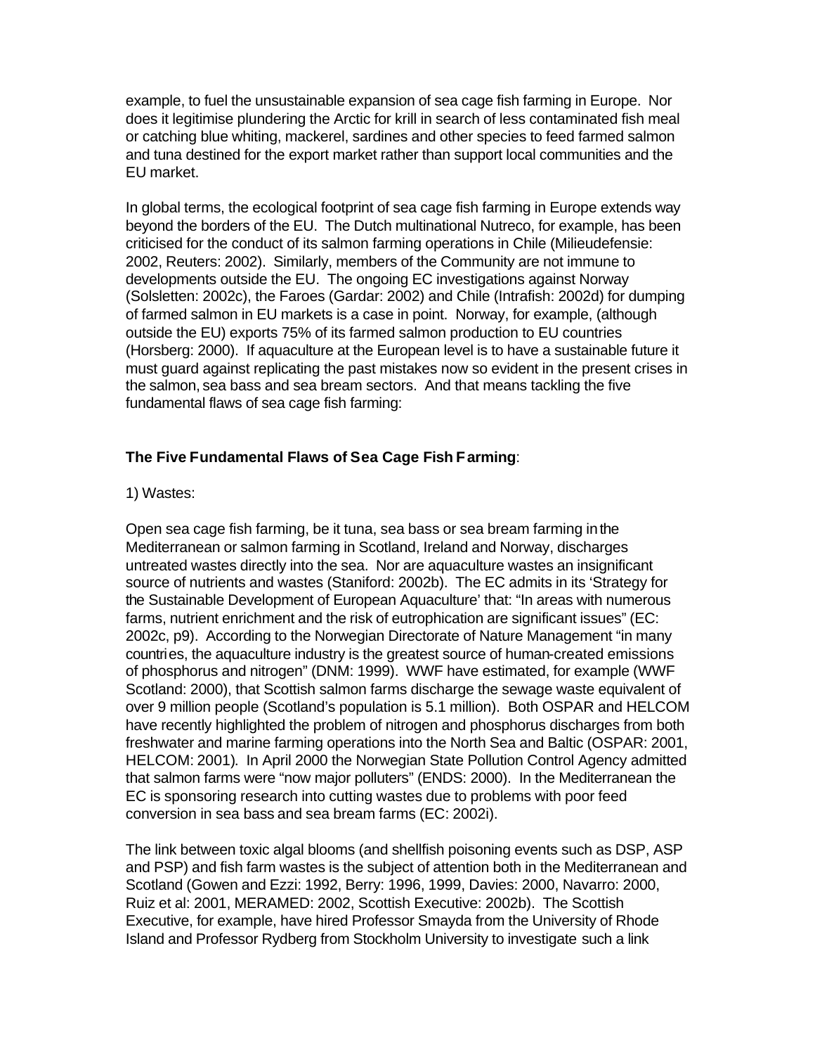example, to fuel the unsustainable expansion of sea cage fish farming in Europe. Nor does it legitimise plundering the Arctic for krill in search of less contaminated fish meal or catching blue whiting, mackerel, sardines and other species to feed farmed salmon and tuna destined for the export market rather than support local communities and the EU market.

In global terms, the ecological footprint of sea cage fish farming in Europe extends way beyond the borders of the EU. The Dutch multinational Nutreco, for example, has been criticised for the conduct of its salmon farming operations in Chile (Milieudefensie: 2002, Reuters: 2002). Similarly, members of the Community are not immune to developments outside the EU. The ongoing EC investigations against Norway (Solsletten: 2002c), the Faroes (Gardar: 2002) and Chile (Intrafish: 2002d) for dumping of farmed salmon in EU markets is a case in point. Norway, for example, (although outside the EU) exports 75% of its farmed salmon production to EU countries (Horsberg: 2000). If aquaculture at the European level is to have a sustainable future it must guard against replicating the past mistakes now so evident in the present crises in the salmon, sea bass and sea bream sectors. And that means tackling the five fundamental flaws of sea cage fish farming:

**The Five Fundamental Flaws of Sea Cage Fish Farming**:

1) Wastes:

Open sea cage fish farming, be it tuna, sea bass or sea bream farming in the Mediterranean or salmon farming in Scotland, Ireland and Norway, discharges untreated wastes directly into the sea. Nor are aquaculture wastes an insignificant source of nutrients and wastes (Staniford: 2002b). The EC admits in its 'Strategy for the Sustainable Development of European Aquaculture' that: "In areas with numerous farms, nutrient enrichment and the risk of eutrophication are significant issues" (EC: 2002c, p9). According to the Norwegian Directorate of Nature Management "in many countries, the aquaculture industry is the greatest source of human-created emissions of phosphorus and nitrogen" (DNM: 1999). WWF have estimated, for example (WWF Scotland: 2000), that Scottish salmon farms discharge the sewage waste equivalent of over 9 million people (Scotland's population is 5.1 million). Both OSPAR and HELCOM have recently highlighted the problem of nitrogen and phosphorus discharges from both freshwater and marine farming operations into the North Sea and Baltic (OSPAR: 2001, HELCOM: 2001). In April 2000 the Norwegian State Pollution Control Agency admitted that salmon farms were "now major polluters" (ENDS: 2000). In the Mediterranean the EC is sponsoring research into cutting wastes due to problems with poor feed conversion in sea bass and sea bream farms (EC: 2002i).

The link between toxic algal blooms (and shellfish poisoning events such as DSP, ASP and PSP) and fish farm wastes is the subject of attention both in the Mediterranean and Scotland (Gowen and Ezzi: 1992, Berry: 1996, 1999, Davies: 2000, Navarro: 2000, Ruiz et al: 2001, MERAMED: 2002, Scottish Executive: 2002b). The Scottish Executive, for example, have hired Professor Smayda from the University of Rhode Island and Professor Rydberg from Stockholm University to investigate such a link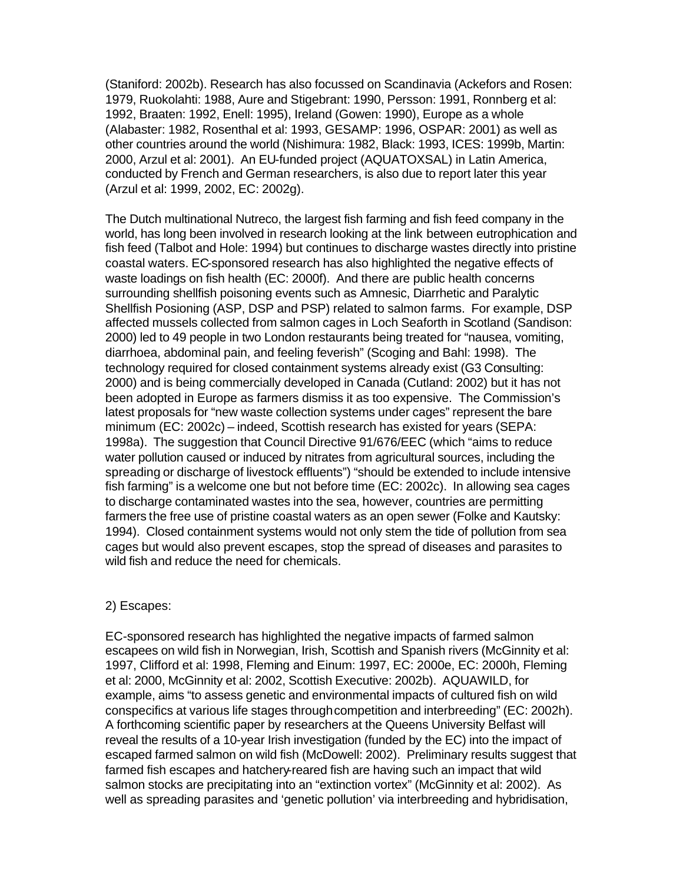(Staniford: 2002b). Research has also focussed on Scandinavia (Ackefors and Rosen: 1979, Ruokolahti: 1988, Aure and Stigebrant: 1990, Persson: 1991, Ronnberg et al: 1992, Braaten: 1992, Enell: 1995), Ireland (Gowen: 1990), Europe as a whole (Alabaster: 1982, Rosenthal et al: 1993, GESAMP: 1996, OSPAR: 2001) as well as other countries around the world (Nishimura: 1982, Black: 1993, ICES: 1999b, Martin: 2000, Arzul et al: 2001). An EU-funded project (AQUATOXSAL) in Latin America, conducted by French and German researchers, is also due to report later this year (Arzul et al: 1999, 2002, EC: 2002g).

The Dutch multinational Nutreco, the largest fish farming and fish feed company in the world, has long been involved in research looking at the link between eutrophication and fish feed (Talbot and Hole: 1994) but continues to discharge wastes directly into pristine coastal waters. EC-sponsored research has also highlighted the negative effects of waste loadings on fish health (EC: 2000f). And there are public health concerns surrounding shellfish poisoning events such as Amnesic, Diarrhetic and Paralytic Shellfish Posioning (ASP, DSP and PSP) related to salmon farms. For example, DSP affected mussels collected from salmon cages in Loch Seaforth in Scotland (Sandison: 2000) led to 49 people in two London restaurants being treated for "nausea, vomiting, diarrhoea, abdominal pain, and feeling feverish" (Scoging and Bahl: 1998). The technology required for closed containment systems already exist (G3 Consulting: 2000) and is being commercially developed in Canada (Cutland: 2002) but it has not been adopted in Europe as farmers dismiss it as too expensive. The Commission's latest proposals for "new waste collection systems under cages" represent the bare minimum (EC: 2002c) – indeed, Scottish research has existed for years (SEPA: 1998a). The suggestion that Council Directive 91/676/EEC (which "aims to reduce water pollution caused or induced by nitrates from agricultural sources, including the spreading or discharge of livestock effluents") "should be extended to include intensive fish farming" is a welcome one but not before time (EC: 2002c). In allowing sea cages to discharge contaminated wastes into the sea, however, countries are permitting farmers the free use of pristine coastal waters as an open sewer (Folke and Kautsky: 1994). Closed containment systems would not only stem the tide of pollution from sea cages but would also prevent escapes, stop the spread of diseases and parasites to wild fish and reduce the need for chemicals.

2) Escapes:

EC-sponsored research has highlighted the negative impacts of farmed salmon escapees on wild fish in Norwegian, Irish, Scottish and Spanish rivers (McGinnity et al: 1997, Clifford et al: 1998, Fleming and Einum: 1997, EC: 2000e, EC: 2000h, Fleming et al: 2000, McGinnity et al: 2002, Scottish Executive: 2002b). AQUAWILD, for example, aims "to assess genetic and environmental impacts of cultured fish on wild conspecifics at various life stages through competition and interbreeding" (EC: 2002h). A forthcoming scientific paper by researchers at the Queens University Belfast will reveal the results of a 10-year Irish investigation (funded by the EC) into the impact of escaped farmed salmon on wild fish (McDowell: 2002). Preliminary results suggest that farmed fish escapes and hatchery-reared fish are having such an impact that wild salmon stocks are precipitating into an "extinction vortex" (McGinnity et al: 2002). As well as spreading parasites and 'genetic pollution' via interbreeding and hybridisation,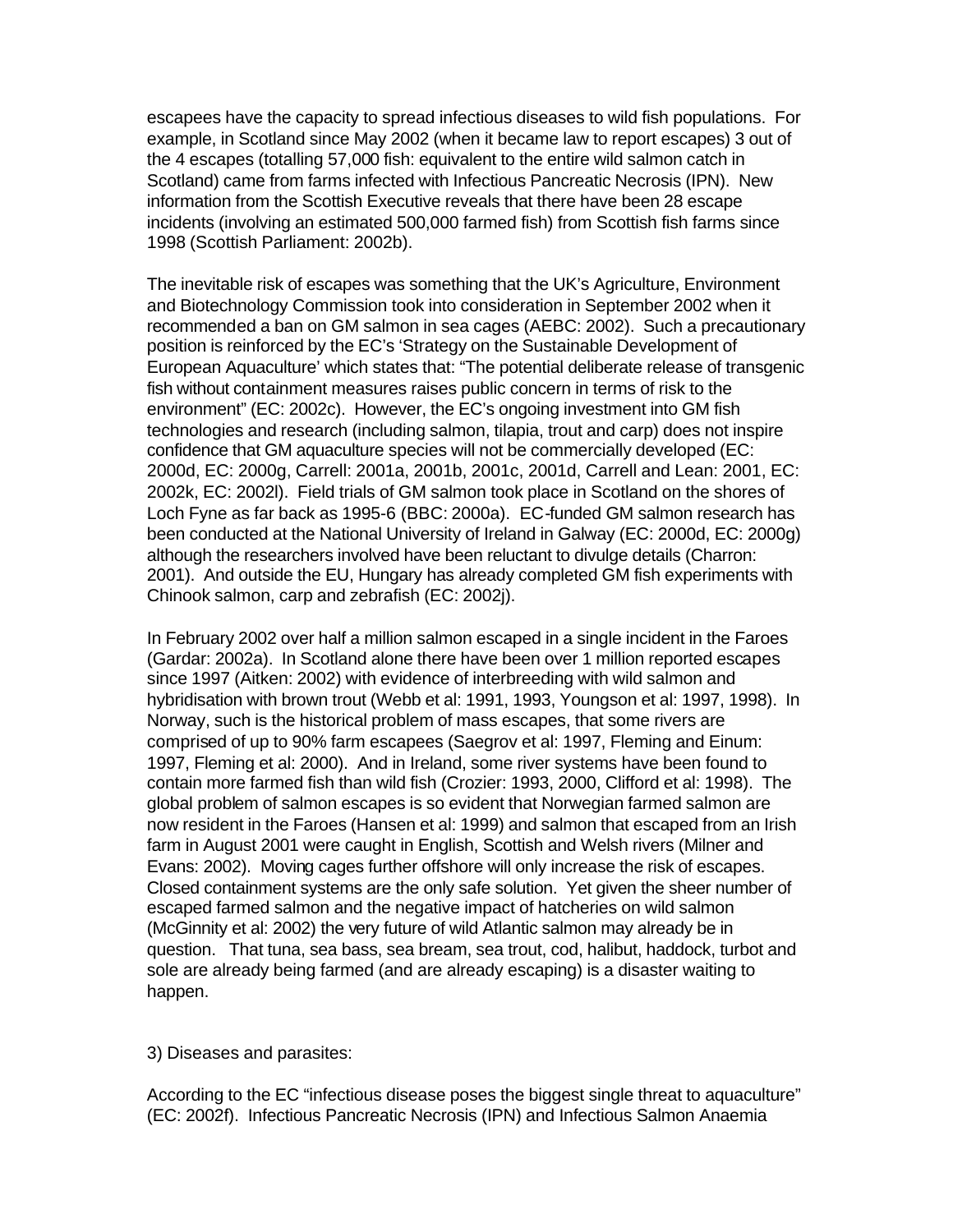escapees have the capacity to spread infectious diseases to wild fish populations. For example, in Scotland since May 2002 (when it became law to report escapes) 3 out of the 4 escapes (totalling 57,000 fish: equivalent to the entire wild salmon catch in Scotland) came from farms infected with Infectious Pancreatic Necrosis (IPN). New information from the Scottish Executive reveals that there have been 28 escape incidents (involving an estimated 500,000 farmed fish) from Scottish fish farms since 1998 (Scottish Parliament: 2002b).

The inevitable risk of escapes was something that the UK's Agriculture, Environment and Biotechnology Commission took into consideration in September 2002 when it recommended a ban on GM salmon in sea cages (AEBC: 2002). Such a precautionary position is reinforced by the EC's 'Strategy on the Sustainable Development of European Aquaculture' which states that: "The potential deliberate release of transgenic fish without containment measures raises public concern in terms of risk to the environment" (EC: 2002c). However, the EC's ongoing investment into GM fish technologies and research (including salmon, tilapia, trout and carp) does not inspire confidence that GM aquaculture species will not be commercially developed (EC: 2000d, EC: 2000g, Carrell: 2001a, 2001b, 2001c, 2001d, Carrell and Lean: 2001, EC: 2002k, EC: 2002l). Field trials of GM salmon took place in Scotland on the shores of Loch Fyne as far back as 1995-6 (BBC: 2000a). EC-funded GM salmon research has been conducted at the National University of Ireland in Galway (EC: 2000d, EC: 2000g) although the researchers involved have been reluctant to divulge details (Charron: 2001). And outside the EU, Hungary has already completed GM fish experiments with Chinook salmon, carp and zebrafish (EC: 2002j).

In February 2002 over half a million salmon escaped in a single incident in the Faroes (Gardar: 2002a). In Scotland alone there have been over 1 million reported escapes since 1997 (Aitken: 2002) with evidence of interbreeding with wild salmon and hybridisation with brown trout (Webb et al: 1991, 1993, Youngson et al: 1997, 1998). In Norway, such is the historical problem of mass escapes, that some rivers are comprised of up to 90% farm escapees (Saegrov et al: 1997, Fleming and Einum: 1997, Fleming et al: 2000). And in Ireland, some river systems have been found to contain more farmed fish than wild fish (Crozier: 1993, 2000, Clifford et al: 1998). The global problem of salmon escapes is so evident that Norwegian farmed salmon are now resident in the Faroes (Hansen et al: 1999) and salmon that escaped from an Irish farm in August 2001 were caught in English, Scottish and Welsh rivers (Milner and Evans: 2002). Moving cages further offshore will only increase the risk of escapes. Closed containment systems are the only safe solution. Yet given the sheer number of escaped farmed salmon and the negative impact of hatcheries on wild salmon (McGinnity et al: 2002) the very future of wild Atlantic salmon may already be in question. That tuna, sea bass, sea bream, sea trout, cod, halibut, haddock, turbot and sole are already being farmed (and are already escaping) is a disaster waiting to happen.

3) Diseases and parasites:

According to the EC "infectious disease poses the biggest single threat to aquaculture" (EC: 2002f). Infectious Pancreatic Necrosis (IPN) and Infectious Salmon Anaemia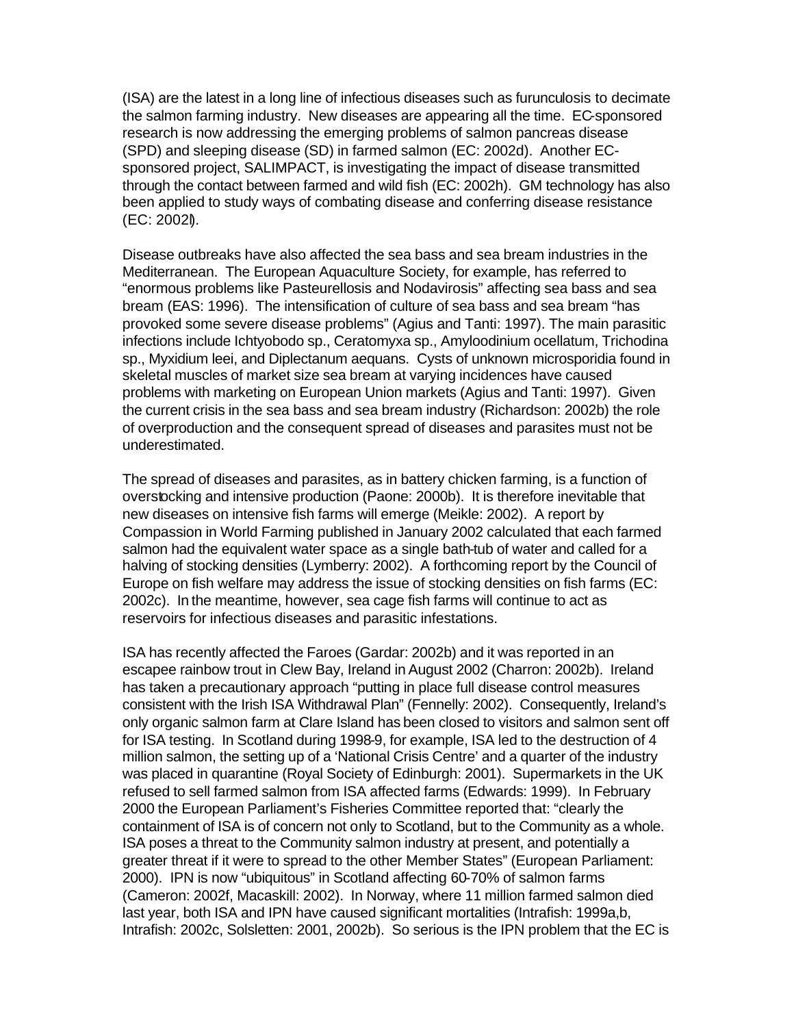(ISA) are the latest in a long line of infectious diseases such as furunculosis to decimate the salmon farming industry. New diseases are appearing all the time. EC-sponsored research is now addressing the emerging problems of salmon pancreas disease (SPD) and sleeping disease (SD) in farmed salmon (EC: 2002d). Another EC-sponsored project, SALIMPACT, is investigating the impact of disease transmitted through the contact between farmed and wild fish (EC: 2002h). GM technology has also been applied to study ways of combating disease and conferring disease resistance (EC: 2002l).

Disease outbreaks have also affected the sea bass and sea bream industries in the Mediterranean. The European Aquaculture Society, for example, has referred to "enormous problems like Pasteurellosis and Nodavirosis" affecting sea bass and sea bream (EAS: 1996). The intensification of culture of sea bass and sea bream "has provoked some severe disease problems" (Agius and Tanti: 1997). The main parasitic infections include Ichtyobodo sp., Ceratomyxa sp., Amyloodinium ocellatum, Trichodina sp., Myxidium leei, and Diplectanum aequans. Cysts of unknown microsporidia found in skeletal muscles of market size sea bream at varying incidences have caused problems with marketing on European Union markets (Agius and Tanti: 1997). Given the current crisis in the sea bass and sea bream industry (Richardson: 2002b) the role of overproduction and the consequent spread of diseases and parasites must not be underestimated.

The spread of diseases and parasites, as in battery chicken farming, is a function of overstocking and intensive production (Paone: 2000b). It is therefore inevitable that new diseases on intensive fish farms will emerge (Meikle: 2002). A report by Compassion in World Farming published in January 2002 calculated that each farmed salmon had the equivalent water space as a single bath-tub of water and called for a halving of stocking densities (Lymberry: 2002). A forthcoming report by the Council of Europe on fish welfare may address the issue of stocking densities on fish farms (EC: 2002c). In the meantime, however, sea cage fish farms will continue to act as reservoirs for infectious diseases and parasitic infestations.

ISA has recently affected the Faroes (Gardar: 2002b) and it was reported in an escapee rainbow trout in Clew Bay, Ireland in August 2002 (Charron: 2002b). Ireland has taken a precautionary approach "putting in place full disease control measures consistent with the Irish ISA Withdrawal Plan" (Fennelly: 2002). Consequently, Ireland's only organic salmon farm at Clare Island has been closed to visitors and salmon sent off for ISA testing. In Scotland during 1998-9, for example, ISA led to the destruction of 4 million salmon, the setting up of a 'National Crisis Centre' and a quarter of the industry was placed in quarantine (Royal Society of Edinburgh: 2001). Supermarkets in the UK refused to sell farmed salmon from ISA affected farms (Edwards: 1999). In February 2000 the European Parliament's Fisheries Committee reported that: "clearly the containment of ISA is of concern not only to Scotland, but to the Community as a whole. ISA poses a threat to the Community salmon industry at present, and potentially a greater threat if it were to spread to the other Member States" (European Parliament: 2000). IPN is now "ubiquitous" in Scotland affecting 60-70% of salmon farms (Cameron: 2002f, Macaskill: 2002). In Norway, where 11 million farmed salmon died last year, both ISA and IPN have caused significant mortalities (Intrafish: 1999a,b, Intrafish: 2002c, Solsletten: 2001, 2002b). So serious is the IPN problem that the EC is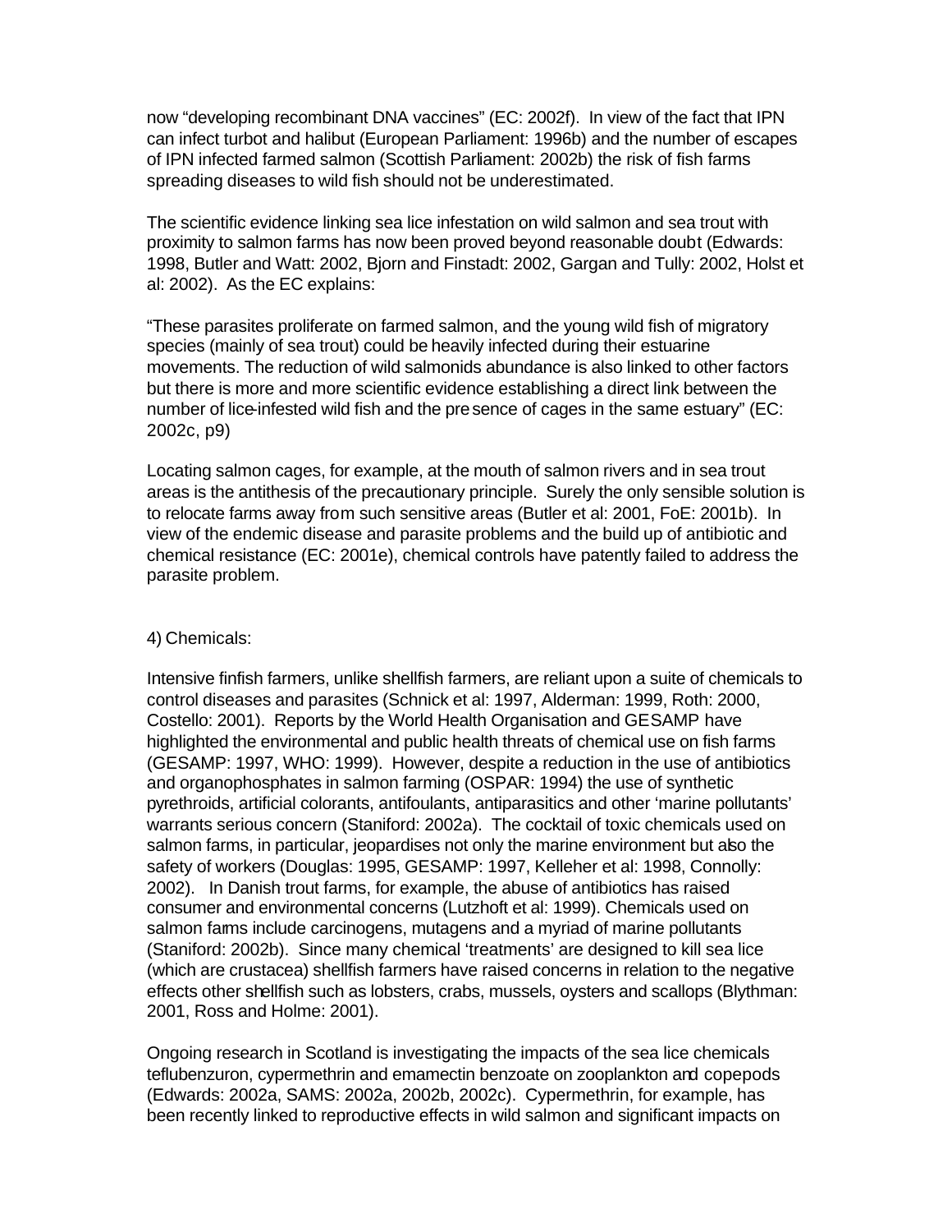now "developing recombinant DNA vaccines" (EC: 2002f). In view of the fact that IPN can infect turbot and halibut (European Parliament: 1996b) and the number of escapes of IPN infected farmed salmon (Scottish Parliament: 2002b) the risk of fish farms spreading diseases to wild fish should not be underestimated.

The scientific evidence linking sea lice infestation on wild salmon and sea trout with proximity to salmon farms has now been proved beyond reasonable doubt (Edwards: 1998, Butler and Watt: 2002, Bjorn and Finstadt: 2002, Gargan and Tully: 2002, Holst et al: 2002). As the EC explains:

"These parasites proliferate on farmed salmon, and the young wild fish of migratory species (mainly of sea trout) could be heavily infected during their estuarine movements. The reduction of wild salmonids abundance is also linked to other factors but there is more and more scientific evidence establishing a direct link between the number of lice-infested wild fish and the presence of cages in the same estuary" (EC: 2002c, p9)

Locating salmon cages, for example, at the mouth of salmon rivers and in sea trout areas is the antithesis of the precautionary principle. Surely the only sensible solution is to relocate farms away from such sensitive areas (Butler et al: 2001, FoE: 2001b). In view of the endemic disease and parasite problems and the build up of antibiotic and chemical resistance (EC: 2001e), chemical controls have patently failed to address the parasite problem.

4) Chemicals:

Intensive finfish farmers, unlike shellfish farmers, are reliant upon a suite of chemicals to control diseases and parasites (Schnick et al: 1997, Alderman: 1999, Roth: 2000, Costello: 2001). Reports by the World Health Organisation and GESAMP have highlighted the environmental and public health threats of chemical use on fish farms (GESAMP: 1997, WHO: 1999). However, despite a reduction in the use of antibiotics and organophosphates in salmon farming (OSPAR: 1994) the use of synthetic pyrethroids, artificial colorants, antifoulants, antiparasitics and other 'marine pollutants' warrants serious concern (Staniford: 2002a). The cocktail of toxic chemicals used on salmon farms, in particular, jeopardises not only the marine environment but also the safety of workers (Douglas: 1995, GESAMP: 1997, Kelleher et al: 1998, Connolly: 2002). In Danish trout farms, for example, the abuse of antibiotics has raised consumer and environmental concerns (Lutzhoft et al: 1999). Chemicals used on salmon farms include carcinogens, mutagens and a myriad of marine pollutants (Staniford: 2002b). Since many chemical 'treatments' are designed to kill sea lice (which are crustacea) shellfish farmers have raised concerns in relation to the negative effects other shellfish such as lobsters, crabs, mussels, oysters and scallops (Blythman: 2001, Ross and Holme: 2001).

Ongoing research in Scotland is investigating the impacts of the sea lice chemicals teflubenzuron, cypermethrin and emamectin benzoate on zooplankton and copepods (Edwards: 2002a, SAMS: 2002a, 2002b, 2002c). Cypermethrin, for example, has been recently linked to reproductive effects in wild salmon and significant impacts on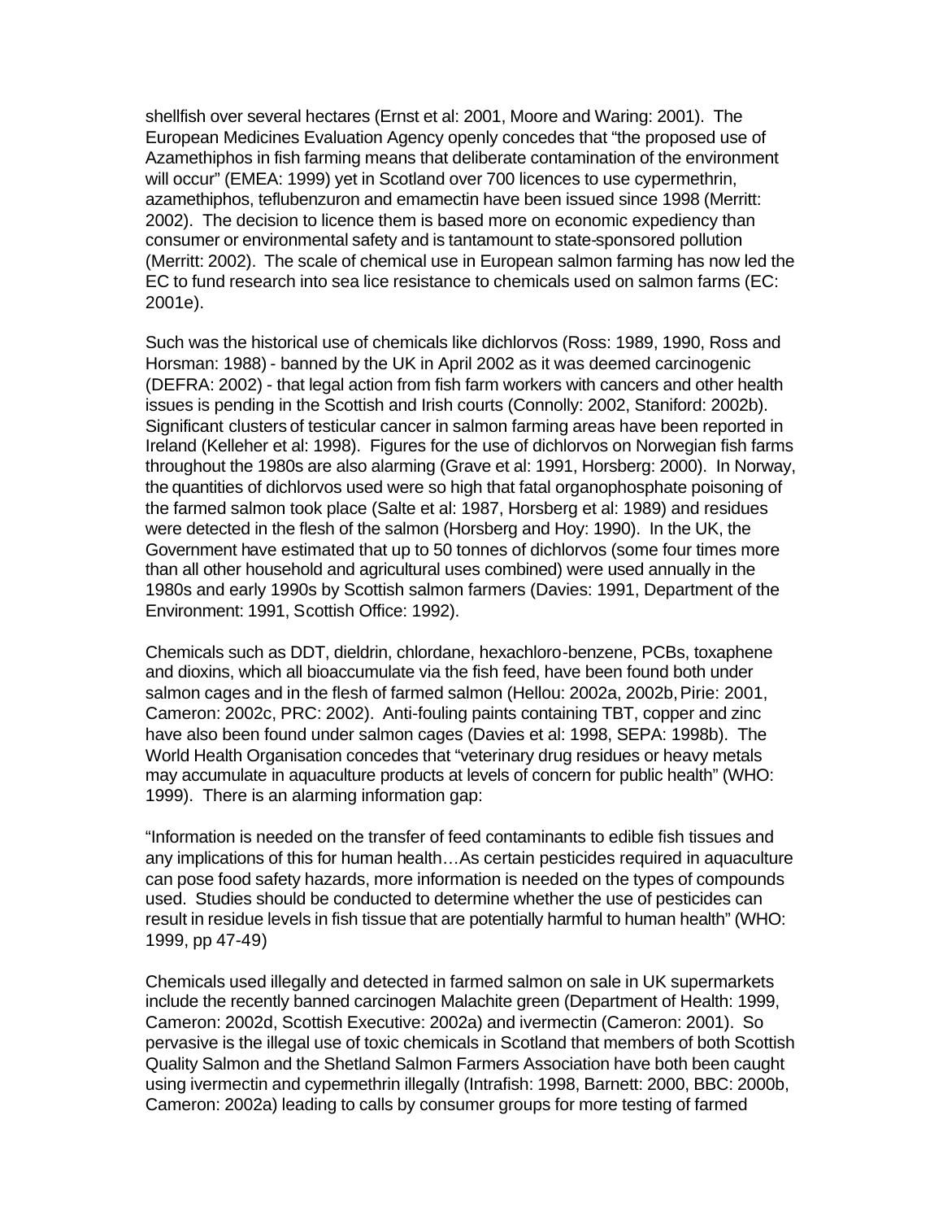shellfish over several hectares (Ernst et al: 2001, Moore and Waring: 2001). The European Medicines Evaluation Agency openly concedes that "the proposed use of Azamethiphos in fish farming means that deliberate contamination of the environment will occur" (EMEA: 1999) yet in Scotland over 700 licences to use cypermethrin, azamethiphos, teflubenzuron and emamectin have been issued since 1998 (Merritt: 2002). The decision to licence them is based more on economic expediency than consumer or environmental safety and is tantamount to state-sponsored pollution (Merritt: 2002). The scale of chemical use in European salmon farming has now led the EC to fund research into sea lice resistance to chemicals used on salmon farms (EC: 2001e).

Such was the historical use of chemicals like dichlorvos (Ross: 1989, 1990, Ross and Horsman: 1988) - banned by the UK in April 2002 as it was deemed carcinogenic (DEFRA: 2002) - that legal action from fish farm workers with cancers and other health issues is pending in the Scottish and Irish courts (Connolly: 2002, Staniford: 2002b). Significant clusters of testicular cancer in salmon farming areas have been reported in Ireland (Kelleher et al: 1998). Figures for the use of dichlorvos on Norwegian fish farms throughout the 1980s are also alarming (Grave et al: 1991, Horsberg: 2000). In Norway, the quantities of dichlorvos used were so high that fatal organophosphate poisoning of the farmed salmon took place (Salte et al: 1987, Horsberg et al: 1989) and residues were detected in the flesh of the salmon (Horsberg and Hoy: 1990). In the UK, the Government have estimated that up to 50 tonnes of dichlorvos (some four times more than all other household and agricultural uses combined) were used annually in the 1980s and early 1990s by Scottish salmon farmers (Davies: 1991, Department of the Environment: 1991, Scottish Office: 1992).

Chemicals such as DDT, dieldrin, chlordane, hexachloro-benzene, PCBs, toxaphene and dioxins, which all bioaccumulate via the fish feed, have been found both under salmon cages and in the flesh of farmed salmon (Hellou: 2002a, 2002b, Pirie: 2001, Cameron: 2002c, PRC: 2002). Anti-fouling paints containing TBT, copper and zinc have also been found under salmon cages (Davies et al: 1998, SEPA: 1998b). The World Health Organisation concedes that "veterinary drug residues or heavy metals may accumulate in aquaculture products at levels of concern for public health" (WHO: 1999). There is an alarming information gap:

"Information is needed on the transfer of feed contaminants to edible fish tissues and any implications of this for human health…As certain pesticides required in aquaculture can pose food safety hazards, more information is needed on the types of compounds used. Studies should be conducted to determine whether the use of pesticides can result in residue levels in fish tissue that are potentially harmful to human health" (WHO: 1999, pp 47-49)

Chemicals used illegally and detected in farmed salmon on sale in UK supermarkets include the recently banned carcinogen Malachite green (Department of Health: 1999, Cameron: 2002d, Scottish Executive: 2002a) and ivermectin (Cameron: 2001). So pervasive is the illegal use of toxic chemicals in Scotland that members of both Scottish Quality Salmon and the Shetland Salmon Farmers Association have both been caught using ivermectin and cypermethrin illegally (Intrafish: 1998, Barnett: 2000, BBC: 2000b, Cameron: 2002a) leading to calls by consumer groups for more testing of farmed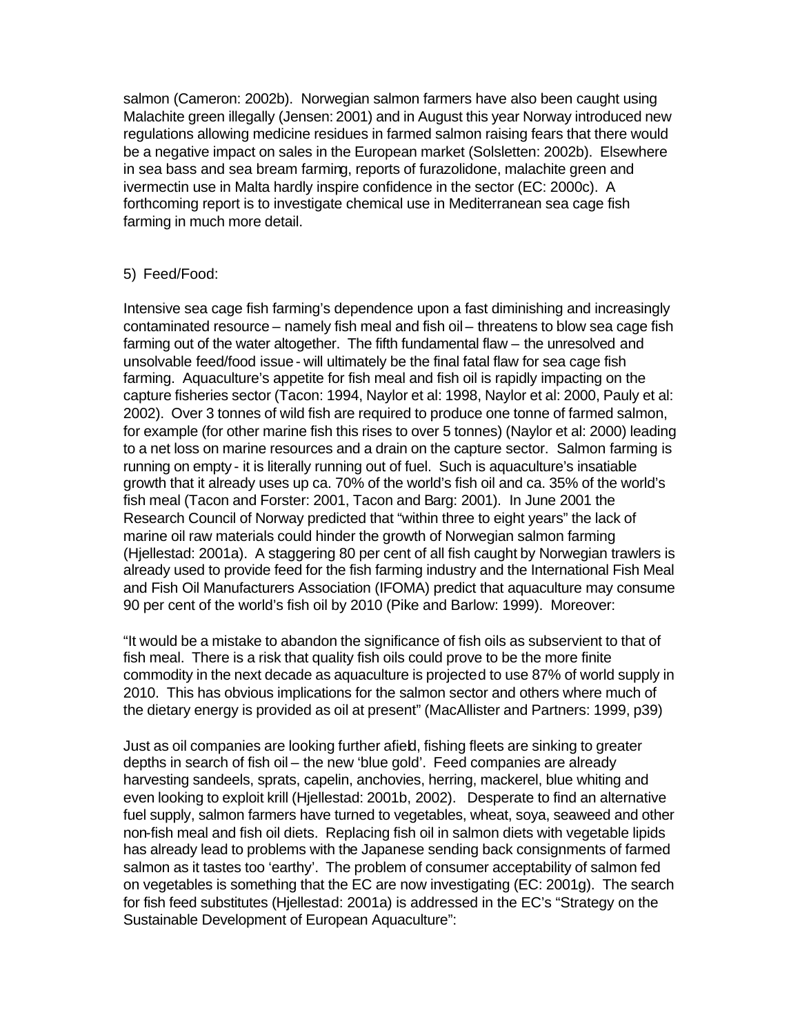salmon (Cameron: 2002b). Norwegian salmon farmers have also been caught using Malachite green illegally (Jensen: 2001) and in August this year Norway introduced new regulations allowing medicine residues in farmed salmon raising fears that there would be a negative impact on sales in the European market (Solsletten: 2002b). Elsewhere in sea bass and sea bream farming, reports of furazolidone, malachite green and ivermectin use in Malta hardly inspire confidence in the sector (EC: 2000c). A forthcoming report is to investigate chemical use in Mediterranean sea cage fish farming in much more detail.

5) Feed/Food:

Intensive sea cage fish farming's dependence upon a fast diminishing and increasingly contaminated resource – namely fish meal and fish oil – threatens to blow sea cage fish farming out of the water altogether. The fifth fundamental flaw – the unresolved and unsolvable feed/food issue - will ultimately be the final fatal flaw for sea cage fish farming. Aquaculture's appetite for fish meal and fish oil is rapidly impacting on the capture fisheries sector (Tacon: 1994, Naylor et al: 1998, Naylor et al: 2000, Pauly et al: 2002). Over 3 tonnes of wild fish are required to produce one tonne of farmed salmon, for example (for other marine fish this rises to over 5 tonnes) (Naylor et al: 2000) leading to a net loss on marine resources and a drain on the capture sector. Salmon farming is running on empty - it is literally running out of fuel. Such is aquaculture's insatiable growth that it already uses up ca. 70% of the world's fish oil and ca. 35% of the world's fish meal (Tacon and Forster: 2001, Tacon and Barg: 2001). In June 2001 the Research Council of Norway predicted that "within three to eight years" the lack of marine oil raw materials could hinder the growth of Norwegian salmon farming (Hjellestad: 2001a). A staggering 80 per cent of all fish caught by Norwegian trawlers is already used to provide feed for the fish farming industry and the International Fish Meal and Fish Oil Manufacturers Association (IFOMA) predict that aquaculture may consume 90 per cent of the world's fish oil by 2010 (Pike and Barlow: 1999). Moreover:

"It would be a mistake to abandon the significance of fish oils as subservient to that of fish meal. There is a risk that quality fish oils could prove to be the more finite commodity in the next decade as aquaculture is projected to use 87% of world supply in 2010. This has obvious implications for the salmon sector and others where much of the dietary energy is provided as oil at present" (MacAllister and Partners: 1999, p39)

Just as oil companies are looking further afield, fishing fleets are sinking to greater depths in search of fish oil – the new 'blue gold'. Feed companies are already harvesting sandeels, sprats, capelin, anchovies, herring, mackerel, blue whiting and even looking to exploit krill (Hjellestad: 2001b, 2002). Desperate to find an alternative fuel supply, salmon farmers have turned to vegetables, wheat, soya, seaweed and other non-fish meal and fish oil diets. Replacing fish oil in salmon diets with vegetable lipids has already lead to problems with the Japanese sending back consignments of farmed salmon as it tastes too 'earthy'. The problem of consumer acceptability of salmon fed on vegetables is something that the EC are now investigating (EC: 2001g). The search for fish feed substitutes (Hjellestad: 2001a) is addressed in the EC's "Strategy on the Sustainable Development of European Aquaculture":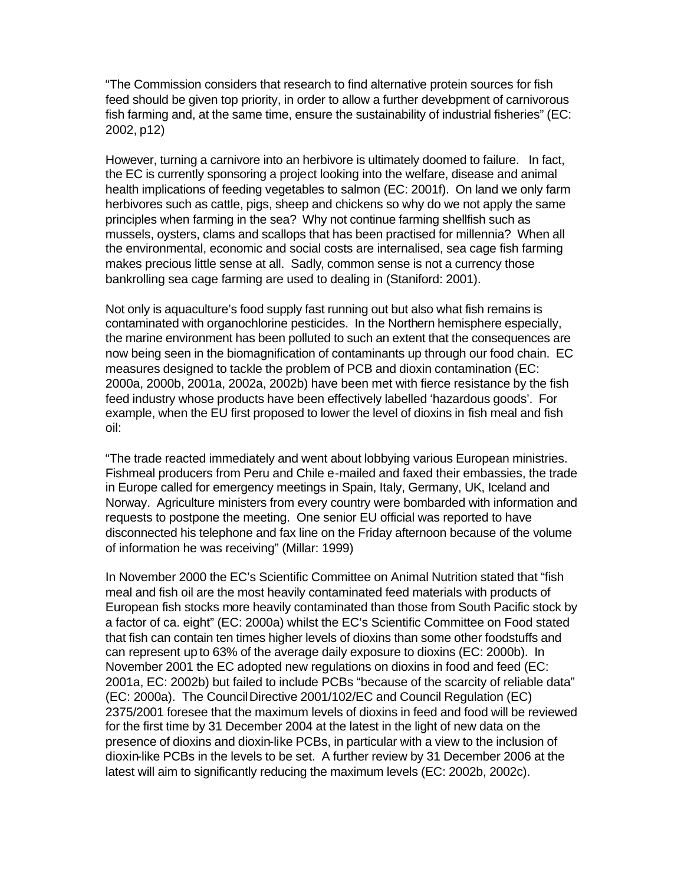"The Commission considers that research to find alternative protein sources for fish feed should be given top priority, in order to allow a further development of carnivorous fish farming and, at the same time, ensure the sustainability of industrial fisheries" (EC: 2002, p12)

However, turning a carnivore into an herbivore is ultimately doomed to failure. In fact, the EC is currently sponsoring a project looking into the welfare, disease and animal health implications of feeding vegetables to salmon (EC: 2001f). On land we only farm herbivores such as cattle, pigs, sheep and chickens so why do we not apply the same principles when farming in the sea? Why not continue farming shellfish such as mussels, oysters, clams and scallops that has been practised for millennia? When all the environmental, economic and social costs are internalised, sea cage fish farming makes precious little sense at all. Sadly, common sense is not a currency those bankrolling sea cage farming are used to dealing in (Staniford: 2001).

Not only is aquaculture's food supply fast running out but also what fish remains is contaminated with organochlorine pesticides. In the Northern hemisphere especially, the marine environment has been polluted to such an extent that the consequences are now being seen in the biomagnification of contaminants up through our food chain. EC measures designed to tackle the problem of PCB and dioxin contamination (EC: 2000a, 2000b, 2001a, 2002a, 2002b) have been met with fierce resistance by the fish feed industry whose products have been effectively labelled 'hazardous goods'. For example, when the EU first proposed to lower the level of dioxins in fish meal and fish oil:

"The trade reacted immediately and went about lobbying various European ministries. Fishmeal producers from Peru and Chile e-mailed and faxed their embassies, the trade in Europe called for emergency meetings in Spain, Italy, Germany, UK, Iceland and Norway. Agriculture ministers from every country were bombarded with information and requests to postpone the meeting. One senior EU official was reported to have disconnected his telephone and fax line on the Friday afternoon because of the volume of information he was receiving" (Millar: 1999)

In November 2000 the EC's Scientific Committee on Animal Nutrition stated that "fish meal and fish oil are the most heavily contaminated feed materials with products of European fish stocks more heavily contaminated than those from South Pacific stock by a factor of ca. eight" (EC: 2000a) whilst the EC's Scientific Committee on Food stated that fish can contain ten times higher levels of dioxins than some other foodstuffs and can represent up to 63% of the average daily exposure to dioxins (EC: 2000b). In November 2001 the EC adopted new regulations on dioxins in food and feed (EC: 2001a, EC: 2002b) but failed to include PCBs "because of the scarcity of reliable data" (EC: 2000a). The Council Directive 2001/102/EC and Council Regulation (EC) 2375/2001 foresee that the maximum levels of dioxins in feed and food will be reviewed for the first time by 31 December 2004 at the latest in the light of new data on the presence of dioxins and dioxin-like PCBs, in particular with a view to the inclusion of dioxin-like PCBs in the levels to be set. A further review by 31 December 2006 at the latest will aim to significantly reducing the maximum levels (EC: 2002b, 2002c).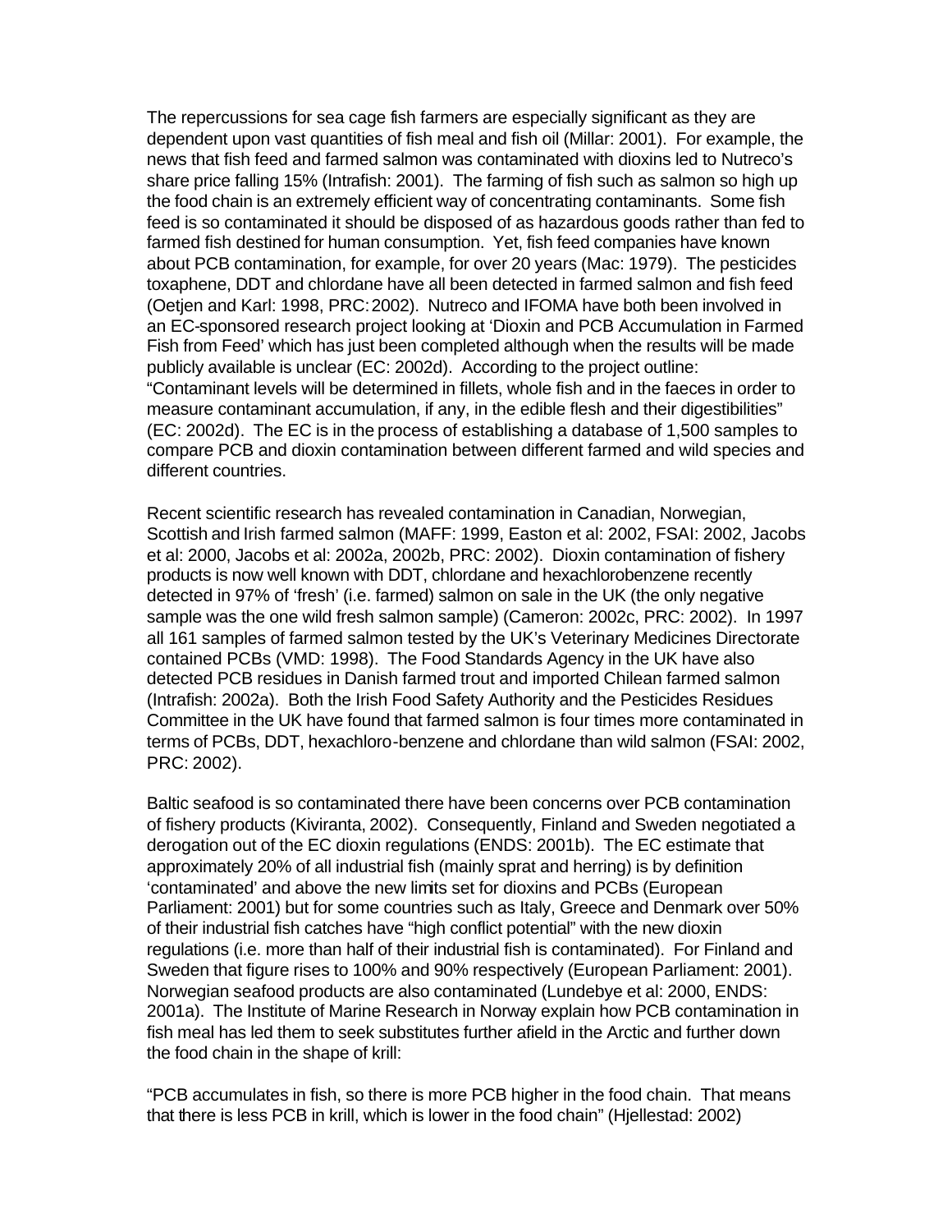The repercussions for sea cage fish farmers are especially significant as they are dependent upon vast quantities of fish meal and fish oil (Millar: 2001). For example, the news that fish feed and farmed salmon was contaminated with dioxins led to Nutreco's share price falling 15% (Intrafish: 2001). The farming of fish such as salmon so high up the food chain is an extremely efficient way of concentrating contaminants. Some fish feed is so contaminated it should be disposed of as hazardous goods rather than fed to farmed fish destined for human consumption. Yet, fish feed companies have known about PCB contamination, for example, for over 20 years (Mac: 1979). The pesticides toxaphene, DDT and chlordane have all been detected in farmed salmon and fish feed (Oetjen and Karl: 1998, PRC: 2002). Nutreco and IFOMA have both been involved in an EC-sponsored research project looking at 'Dioxin and PCB Accumulation in Farmed Fish from Feed' which has just been completed although when the results will be made publicly available is unclear (EC: 2002d). According to the project outline: "Contaminant levels will be determined in fillets, whole fish and in the faeces in order to measure contaminant accumulation, if any, in the edible flesh and their digestibilities" (EC: 2002d). The EC is in the process of establishing a database of 1,500 samples to compare PCB and dioxin contamination between different farmed and wild species and different countries.

Recent scientific research has revealed contamination in Canadian, Norwegian, Scottish and Irish farmed salmon (MAFF: 1999, Easton et al: 2002, FSAI: 2002, Jacobs et al: 2000, Jacobs et al: 2002a, 2002b, PRC: 2002). Dioxin contamination of fishery products is now well known with DDT, chlordane and hexachlorobenzene recently detected in 97% of 'fresh' (i.e. farmed) salmon on sale in the UK (the only negative sample was the one wild fresh salmon sample) (Cameron: 2002c, PRC: 2002). In 1997 all 161 samples of farmed salmon tested by the UK's Veterinary Medicines Directorate contained PCBs (VMD: 1998). The Food Standards Agency in the UK have also detected PCB residues in Danish farmed trout and imported Chilean farmed salmon (Intrafish: 2002a). Both the Irish Food Safety Authority and the Pesticides Residues Committee in the UK have found that farmed salmon is four times more contaminated in terms of PCBs, DDT, hexachloro-benzene and chlordane than wild salmon (FSAI: 2002, PRC: 2002).

Baltic seafood is so contaminated there have been concerns over PCB contamination of fishery products (Kiviranta, 2002). Consequently, Finland and Sweden negotiated a derogation out of the EC dioxin regulations (ENDS: 2001b). The EC estimate that approximately 20% of all industrial fish (mainly sprat and herring) is by definition 'contaminated' and above the new limits set for dioxins and PCBs (European Parliament: 2001) but for some countries such as Italy, Greece and Denmark over 50% of their industrial fish catches have "high conflict potential" with the new dioxin regulations (i.e. more than half of their industrial fish is contaminated). For Finland and Sweden that figure rises to 100% and 90% respectively (European Parliament: 2001). Norwegian seafood products are also contaminated (Lundebye et al: 2000, ENDS: 2001a). The Institute of Marine Research in Norway explain how PCB contamination in fish meal has led them to seek substitutes further afield in the Arctic and further down the food chain in the shape of krill:

"PCB accumulates in fish, so there is more PCB higher in the food chain. That means that there is less PCB in krill, which is lower in the food chain" (Hjellestad: 2002)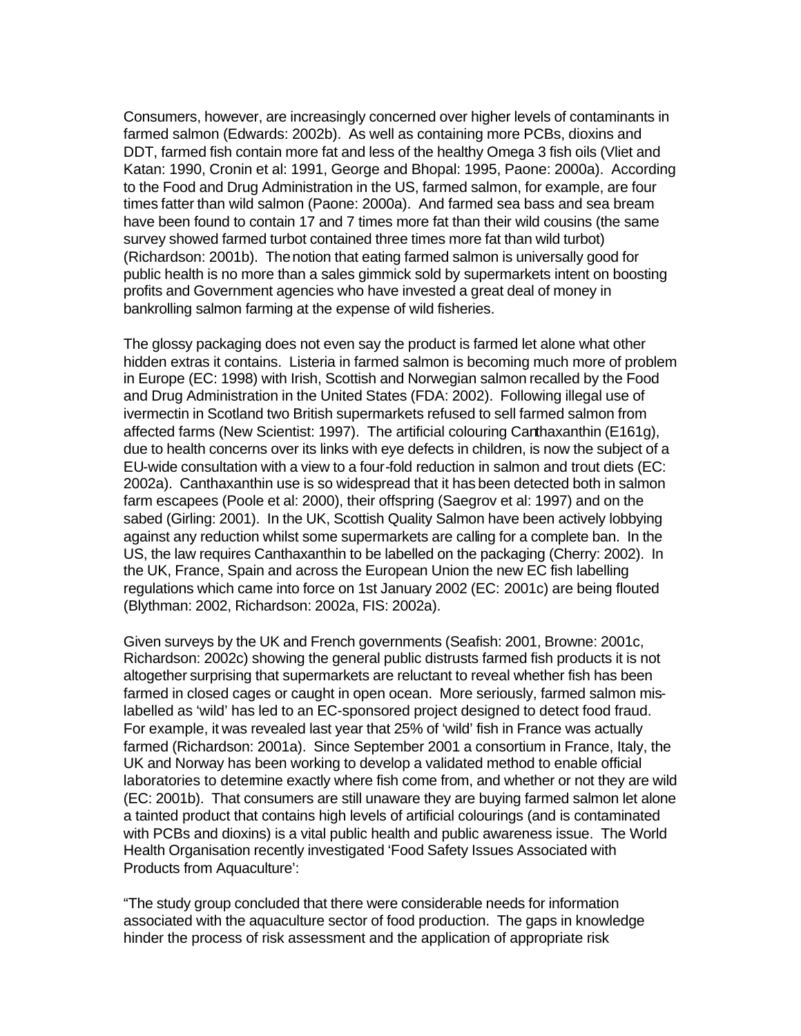Consumers, however, are increasingly concerned over higher levels of contaminants in farmed salmon (Edwards: 2002b). As well as containing more PCBs, dioxins and DDT, farmed fish contain more fat and less of the healthy Omega 3 fish oils (Vliet and Katan: 1990, Cronin et al: 1991, George and Bhopal: 1995, Paone: 2000a). According to the Food and Drug Administration in the US, farmed salmon, for example, are four times fatter than wild salmon (Paone: 2000a). And farmed sea bass and sea bream have been found to contain 17 and 7 times more fat than their wild cousins (the same survey showed farmed turbot contained three times more fat than wild turbot) (Richardson: 2001b). The notion that eating farmed salmon is universally good for public health is no more than a sales gimmick sold by supermarkets intent on boosting profits and Government agencies who have invested a great deal of money in bankrolling salmon farming at the expense of wild fisheries.

The glossy packaging does not even say the product is farmed let alone what other hidden extras it contains. Listeria in farmed salmon is becoming much more of problem in Europe (EC: 1998) with Irish, Scottish and Norwegian salmon recalled by the Food and Drug Administration in the United States (FDA: 2002). Following illegal use of ivermectin in Scotland two British supermarkets refused to sell farmed salmon from affected farms (New Scientist: 1997). The artificial colouring Canthaxanthin (E161g), due to health concerns over its links with eye defects in children, is now the subject of a EU-wide consultation with a view to a four-fold reduction in salmon and trout diets (EC: 2002a). Canthaxanthin use is so widespread that it has been detected both in salmon farm escapees (Poole et al: 2000), their offspring (Saegrov et al: 1997) and on the sabed (Girling: 2001). In the UK, Scottish Quality Salmon have been actively lobbying against any reduction whilst some supermarkets are calling for a complete ban. In the US, the law requires Canthaxanthin to be labelled on the packaging (Cherry: 2002). In the UK, France, Spain and across the European Union the new EC fish labelling regulations which came into force on 1st January 2002 (EC: 2001c) are being flouted (Blythman: 2002, Richardson: 2002a, FIS: 2002a).

Given surveys by the UK and French governments (Seafish: 2001, Browne: 2001c, Richardson: 2002c) showing the general public distrusts farmed fish products it is not altogether surprising that supermarkets are reluctant to reveal whether fish has been farmed in closed cages or caught in open ocean. More seriously, farmed salmon mis-labelled as 'wild' has led to an EC-sponsored project designed to detect food fraud. For example, it was revealed last year that 25% of 'wild' fish in France was actually farmed (Richardson: 2001a). Since September 2001 a consortium in France, Italy, the UK and Norway has been working to develop a validated method to enable official laboratories to determine exactly where fish come from, and whether or not they are wild (EC: 2001b). That consumers are still unaware they are buying farmed salmon let alone a tainted product that contains high levels of artificial colourings (and is contaminated with PCBs and dioxins) is a vital public health and public awareness issue. The World Health Organisation recently investigated 'Food Safety Issues Associated with Products from Aquaculture':

"The study group concluded that there were considerable needs for information associated with the aquaculture sector of food production. The gaps in knowledge hinder the process of risk assessment and the application of appropriate risk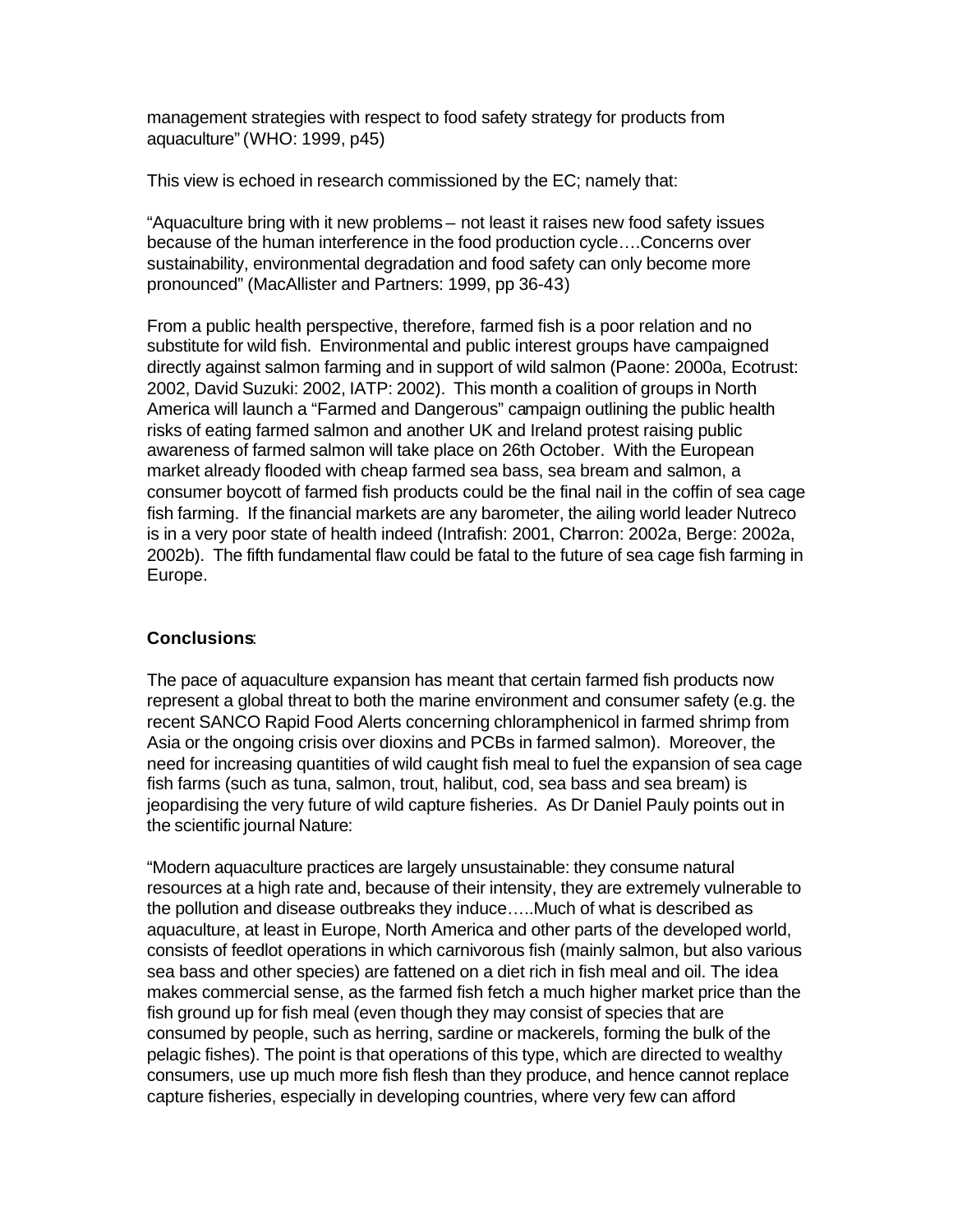management strategies with respect to food safety strategy for products from aquaculture" (WHO: 1999, p45)

This view is echoed in research commissioned by the EC; namely that:

"Aquaculture bring with it new problems – not least it raises new food safety issues because of the human interference in the food production cycle….Concerns over sustainability, environmental degradation and food safety can only become more pronounced" (MacAllister and Partners: 1999, pp 36-43)

From a public health perspective, therefore, farmed fish is a poor relation and no substitute for wild fish. Environmental and public interest groups have campaigned directly against salmon farming and in support of wild salmon (Paone: 2000a, Ecotrust: 2002, David Suzuki: 2002, IATP: 2002). This month a coalition of groups in North America will launch a "Farmed and Dangerous" campaign outlining the public health risks of eating farmed salmon and another UK and Ireland protest raising public awareness of farmed salmon will take place on 26th October. With the European market already flooded with cheap farmed sea bass, sea bream and salmon, a consumer boycott of farmed fish products could be the final nail in the coffin of sea cage fish farming. If the financial markets are any barometer, the ailing world leader Nutreco is in a very poor state of health indeed (Intrafish: 2001, Charron: 2002a, Berge: 2002a, 2002b). The fifth fundamental flaw could be fatal to the future of sea cage fish farming in Europe.

**Conclusions**:

The pace of aquaculture expansion has meant that certain farmed fish products now represent a global threat to both the marine environment and consumer safety (e.g. the recent SANCO Rapid Food Alerts concerning chloramphenicol in farmed shrimp from Asia or the ongoing crisis over dioxins and PCBs in farmed salmon). Moreover, the need for increasing quantities of wild caught fish meal to fuel the expansion of sea cage fish farms (such as tuna, salmon, trout, halibut, cod, sea bass and sea bream) is jeopardising the very future of wild capture fisheries. As Dr Daniel Pauly points out in the scientific journal Nature:

"Modern aquaculture practices are largely unsustainable: they consume natural resources at a high rate and, because of their intensity, they are extremely vulnerable to the pollution and disease outbreaks they induce…..Much of what is described as aquaculture, at least in Europe, North America and other parts of the developed world, consists of feedlot operations in which carnivorous fish (mainly salmon, but also various sea bass and other species) are fattened on a diet rich in fish meal and oil. The idea makes commercial sense, as the farmed fish fetch a much higher market price than the fish ground up for fish meal (even though they may consist of species that are consumed by people, such as herring, sardine or mackerels, forming the bulk of the pelagic fishes). The point is that operations of this type, which are directed to wealthy consumers, use up much more fish flesh than they produce, and hence cannot replace capture fisheries, especially in developing countries, where very few can afford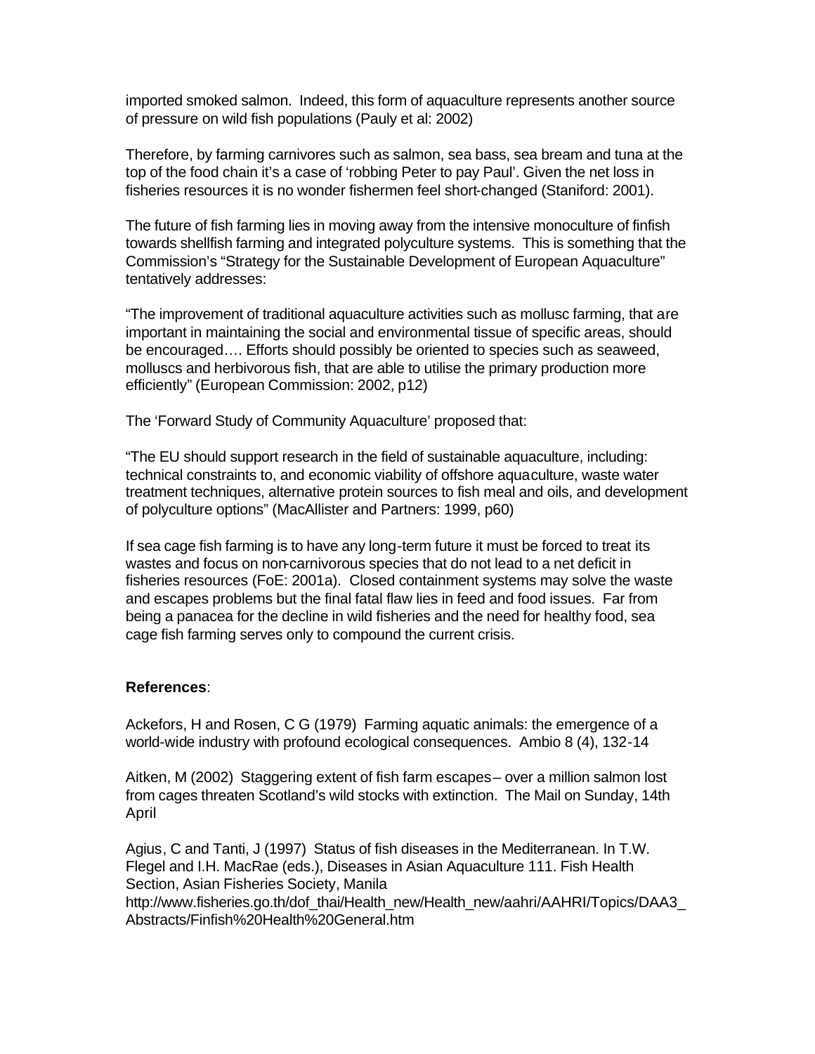imported smoked salmon. Indeed, this form of aquaculture represents another source of pressure on wild fish populations (Pauly et al: 2002)

Therefore, by farming carnivores such as salmon, sea bass, sea bream and tuna at the top of the food chain it's a case of 'robbing Peter to pay Paul'. Given the net loss in fisheries resources it is no wonder fishermen feel short-changed (Staniford: 2001).

The future of fish farming lies in moving away from the intensive monoculture of finfish towards shellfish farming and integrated polyculture systems. This is something that the Commission's "Strategy for the Sustainable Development of European Aquaculture" tentatively addresses:

"The improvement of traditional aquaculture activities such as mollusc farming, that are important in maintaining the social and environmental tissue of specific areas, should be encouraged…. Efforts should possibly be oriented to species such as seaweed, molluscs and herbivorous fish, that are able to utilise the primary production more efficiently" (European Commission: 2002, p12)

The 'Forward Study of Community Aquaculture' proposed that:

"The EU should support research in the field of sustainable aquaculture, including: technical constraints to, and economic viability of offshore aquaculture, waste water treatment techniques, alternative protein sources to fish meal and oils, and development of polyculture options" (MacAllister and Partners: 1999, p60)

If sea cage fish farming is to have any long-term future it must be forced to treat its wastes and focus on non-carnivorous species that do not lead to a net deficit in fisheries resources (FoE: 2001a). Closed containment systems may solve the waste and escapes problems but the final fatal flaw lies in feed and food issues. Far from being a panacea for the decline in wild fisheries and the need for healthy food, sea cage fish farming serves only to compound the current crisis.

**References**:

Ackefors, H and Rosen, C G (1979) Farming aquatic animals: the emergence of a world-wide industry with profound ecological consequences. Ambio 8 (4), 132-14

Aitken, M (2002) Staggering extent of fish farm escapes – over a million salmon lost from cages threaten Scotland's wild stocks with extinction. The Mail on Sunday, 14th April

Agius, C and Tanti, J (1997) Status of fish diseases in the Mediterranean. In T.W. Flegel and I.H. MacRae (eds.), Diseases in Asian Aquaculture 111. Fish Health Section, Asian Fisheries Society, Manila
http://www.fisheries.go.th/dof_thai/Health_new/Health_new/aahri/AAHRI/Topics/DAA3_Abstracts/Finfish%20Health%20General.htm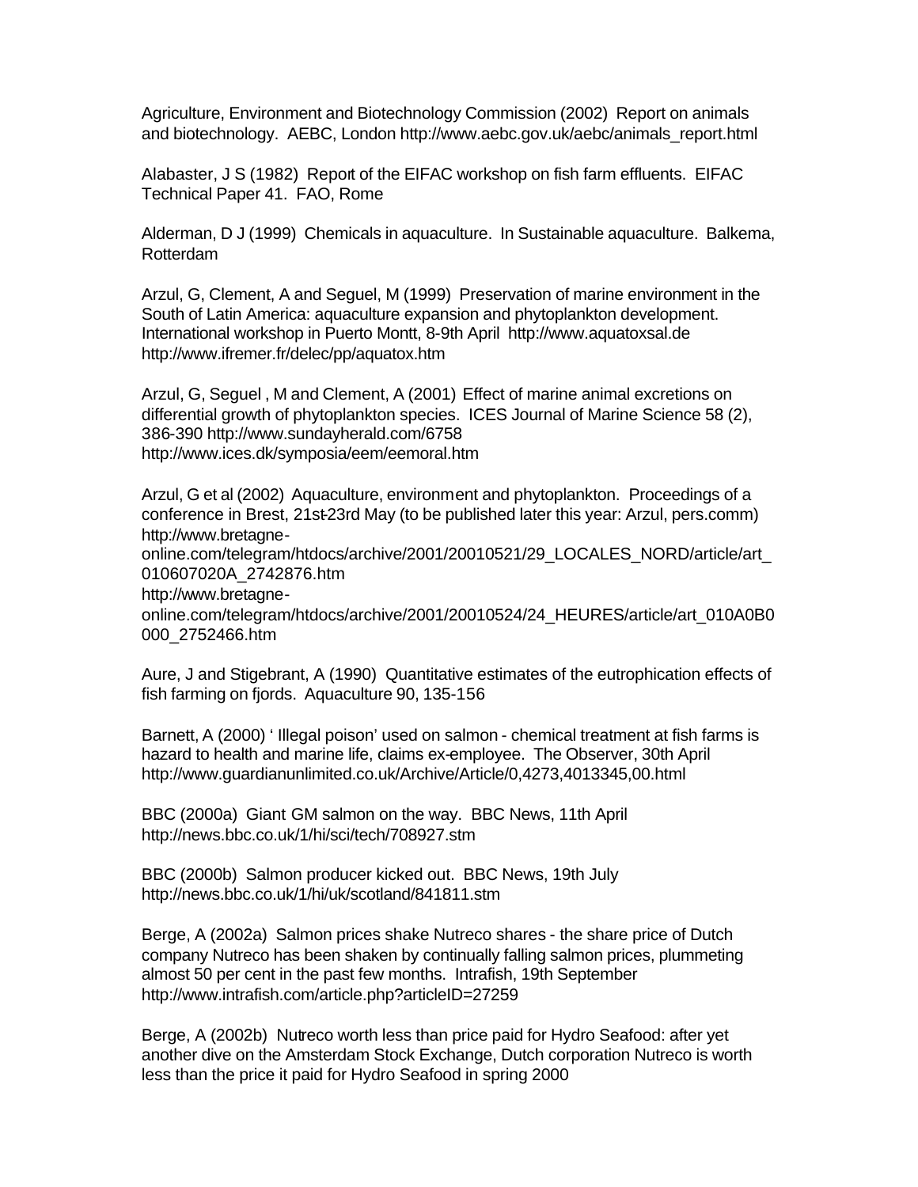Agriculture, Environment and Biotechnology Commission (2002) Report on animals and biotechnology. AEBC, London http://www.aebc.gov.uk/aebc/animals_report.html

Alabaster, J S (1982) Report of the EIFAC workshop on fish farm effluents. EIFAC Technical Paper 41. FAO, Rome

Alderman, D J (1999) Chemicals in aquaculture. In Sustainable aquaculture. Balkema, Rotterdam

Arzul, G, Clement, A and Seguel, M (1999) Preservation of marine environment in the South of Latin America: aquaculture expansion and phytoplankton development. International workshop in Puerto Montt, 8-9th April http://www.aquatoxsal.de http://www.ifremer.fr/delec/pp/aquatox.htm

Arzul, G, Seguel , M and Clement, A (2001) Effect of marine animal excretions on differential growth of phytoplankton species. ICES Journal of Marine Science 58 (2), 386-390 http://www.sundayherald.com/6758 http://www.ices.dk/symposia/eem/eemoral.htm

Arzul, G et al (2002) Aquaculture, environment and phytoplankton. Proceedings of a conference in Brest, 21st-23rd May (to be published later this year: Arzul, pers.comm) http://www.bretagne-online.com/telegram/htdocs/archive/2001/20010521/29_LOCALES_NORD/article/art_010607020A_2742876.htm
http://www.bretagne-online.com/telegram/htdocs/archive/2001/20010524/24_HEURES/article/art_010A0B0000_2752466.htm

Aure, J and Stigebrant, A (1990) Quantitative estimates of the eutrophication effects of fish farming on fjords. Aquaculture 90, 135-156

Barnett, A (2000) ' Illegal poison' used on salmon - chemical treatment at fish farms is hazard to health and marine life, claims ex-employee. The Observer, 30th April http://www.guardianunlimited.co.uk/Archive/Article/0,4273,4013345,00.html

BBC (2000a) Giant GM salmon on the way. BBC News, 11th April http://news.bbc.co.uk/1/hi/sci/tech/708927.stm

BBC (2000b) Salmon producer kicked out. BBC News, 19th July http://news.bbc.co.uk/1/hi/uk/scotland/841811.stm

Berge, A (2002a) Salmon prices shake Nutreco shares - the share price of Dutch company Nutreco has been shaken by continually falling salmon prices, plummeting almost 50 per cent in the past few months. Intrafish, 19th September http://www.intrafish.com/article.php?articleID=27259

Berge, A (2002b) Nutreco worth less than price paid for Hydro Seafood: after yet another dive on the Amsterdam Stock Exchange, Dutch corporation Nutreco is worth less than the price it paid for Hydro Seafood in spring 2000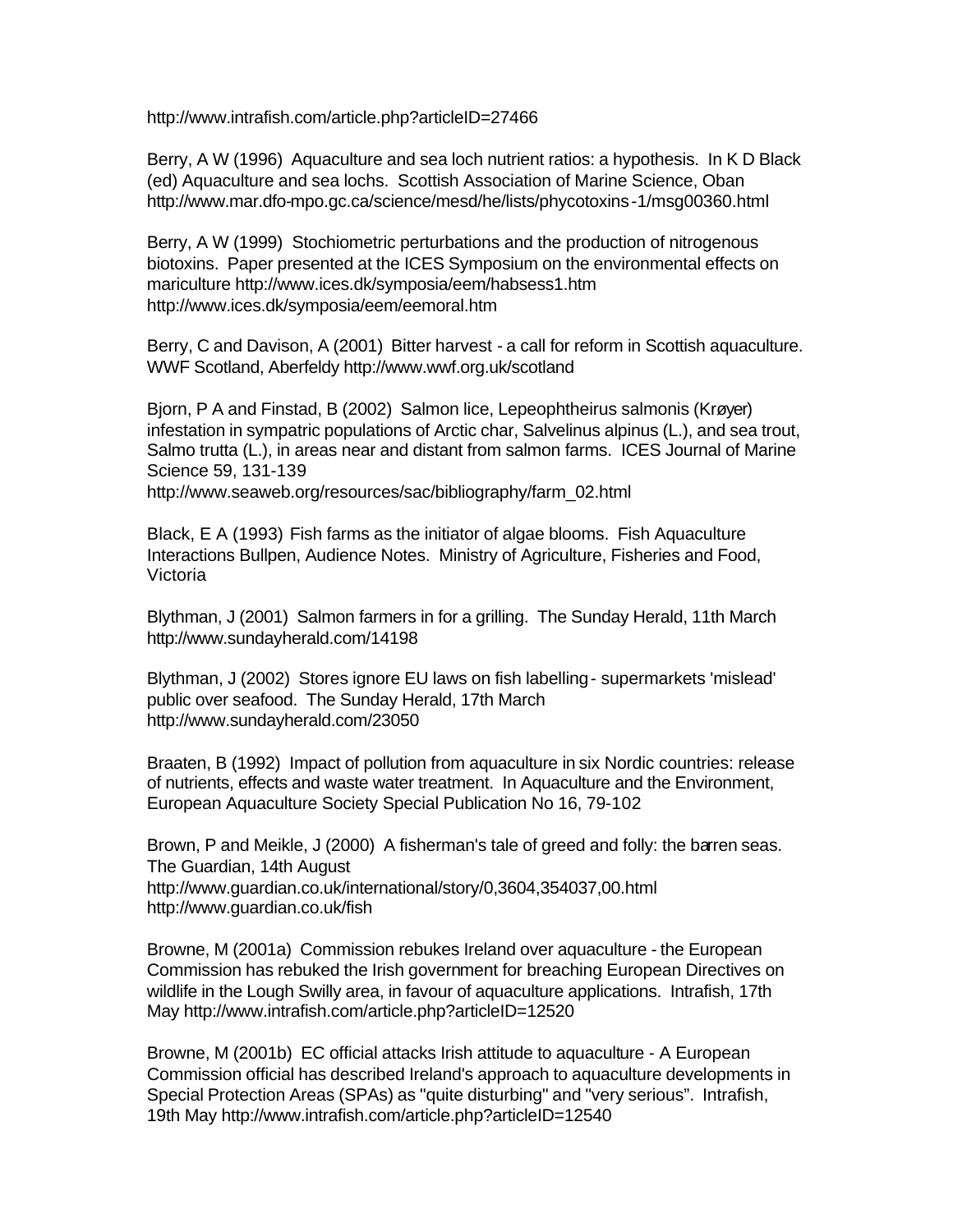http://www.intrafish.com/article.php?articleID=27466

Berry, A W (1996) Aquaculture and sea loch nutrient ratios: a hypothesis. In K D Black (ed) Aquaculture and sea lochs. Scottish Association of Marine Science, Oban http://www.mar.dfo-mpo.gc.ca/science/mesd/he/lists/phycotoxins-1/msg00360.html

Berry, A W (1999) Stochiometric perturbations and the production of nitrogenous biotoxins. Paper presented at the ICES Symposium on the environmental effects on mariculture http://www.ices.dk/symposia/eem/habsess1.htm http://www.ices.dk/symposia/eem/eemoral.htm

Berry, C and Davison, A (2001) Bitter harvest - a call for reform in Scottish aquaculture. WWF Scotland, Aberfeldy http://www.wwf.org.uk/scotland

Bjorn, P A and Finstad, B (2002) Salmon lice, Lepeophtheirus salmonis (Krøyer) infestation in sympatric populations of Arctic char, Salvelinus alpinus (L.), and sea trout, Salmo trutta (L.), in areas near and distant from salmon farms. ICES Journal of Marine Science 59, 131-139
http://www.seaweb.org/resources/sac/bibliography/farm_02.html

Black, E A (1993) Fish farms as the initiator of algae blooms. Fish Aquaculture Interactions Bullpen, Audience Notes. Ministry of Agriculture, Fisheries and Food, Victoria

Blythman, J (2001) Salmon farmers in for a grilling. The Sunday Herald, 11th March http://www.sundayherald.com/14198

Blythman, J (2002) Stores ignore EU laws on fish labelling - supermarkets 'mislead' public over seafood. The Sunday Herald, 17th March
http://www.sundayherald.com/23050

Braaten, B (1992) Impact of pollution from aquaculture in six Nordic countries: release of nutrients, effects and waste water treatment. In Aquaculture and the Environment, European Aquaculture Society Special Publication No 16, 79-102

Brown, P and Meikle, J (2000) A fisherman's tale of greed and folly: the barren seas. The Guardian, 14th August
http://www.guardian.co.uk/international/story/0,3604,354037,00.html
http://www.guardian.co.uk/fish

Browne, M (2001a) Commission rebukes Ireland over aquaculture - the European Commission has rebuked the Irish government for breaching European Directives on wildlife in the Lough Swilly area, in favour of aquaculture applications. Intrafish, 17th May http://www.intrafish.com/article.php?articleID=12520

Browne, M (2001b) EC official attacks Irish attitude to aquaculture - A European Commission official has described Ireland's approach to aquaculture developments in Special Protection Areas (SPAs) as "quite disturbing" and "very serious". Intrafish, 19th May http://www.intrafish.com/article.php?articleID=12540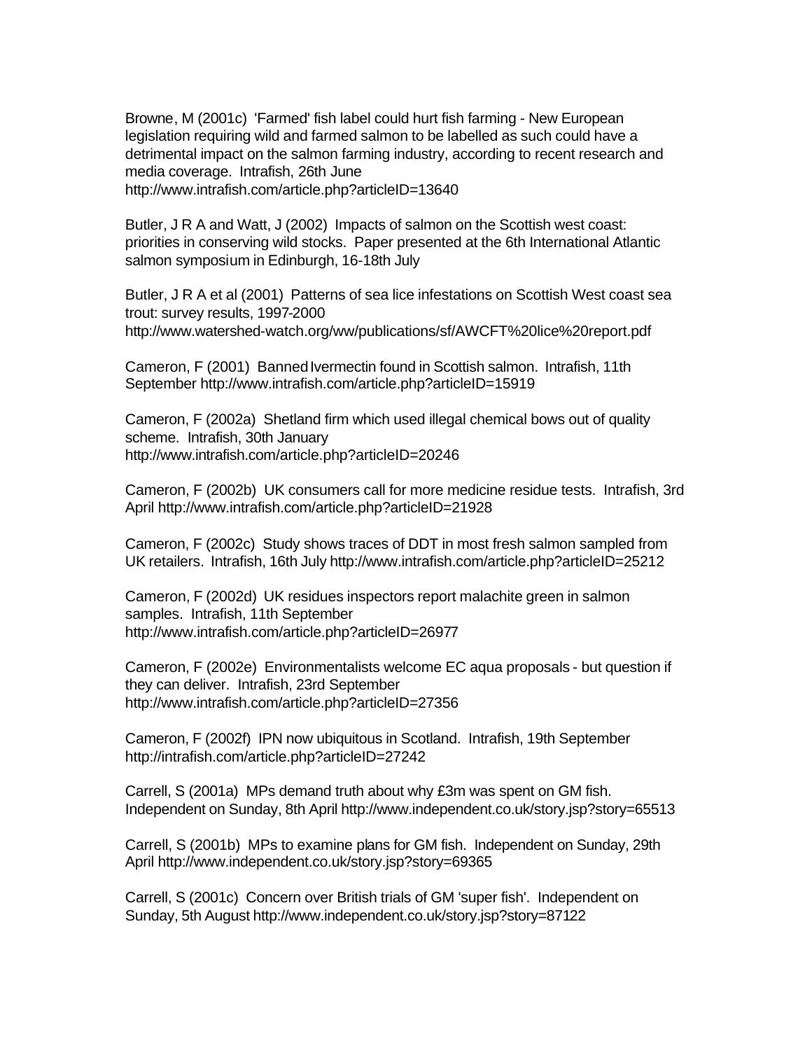Browne, M (2001c) 'Farmed' fish label could hurt fish farming - New European legislation requiring wild and farmed salmon to be labelled as such could have a detrimental impact on the salmon farming industry, according to recent research and media coverage. Intrafish, 26th June http://www.intrafish.com/article.php?articleID=13640

Butler, J R A and Watt, J (2002) Impacts of salmon on the Scottish west coast: priorities in conserving wild stocks. Paper presented at the 6th International Atlantic salmon symposium in Edinburgh, 16-18th July

Butler, J R A et al (2001) Patterns of sea lice infestations on Scottish West coast sea trout: survey results, 1997-2000 http://www.watershed-watch.org/ww/publications/sf/AWCFT%20lice%20report.pdf

Cameron, F (2001) Banned Ivermectin found in Scottish salmon. Intrafish, 11th September http://www.intrafish.com/article.php?articleID=15919

Cameron, F (2002a) Shetland firm which used illegal chemical bows out of quality scheme. Intrafish, 30th January http://www.intrafish.com/article.php?articleID=20246

Cameron, F (2002b) UK consumers call for more medicine residue tests. Intrafish, 3rd April http://www.intrafish.com/article.php?articleID=21928

Cameron, F (2002c) Study shows traces of DDT in most fresh salmon sampled from UK retailers. Intrafish, 16th July http://www.intrafish.com/article.php?articleID=25212

Cameron, F (2002d) UK residues inspectors report malachite green in salmon samples. Intrafish, 11th September http://www.intrafish.com/article.php?articleID=26977

Cameron, F (2002e) Environmentalists welcome EC aqua proposals - but question if they can deliver. Intrafish, 23rd September http://www.intrafish.com/article.php?articleID=27356

Cameron, F (2002f) IPN now ubiquitous in Scotland. Intrafish, 19th September http://intrafish.com/article.php?articleID=27242

Carrell, S (2001a) MPs demand truth about why £3m was spent on GM fish. Independent on Sunday, 8th April http://www.independent.co.uk/story.jsp?story=65513

Carrell, S (2001b) MPs to examine plans for GM fish. Independent on Sunday, 29th April http://www.independent.co.uk/story.jsp?story=69365

Carrell, S (2001c) Concern over British trials of GM 'super fish'. Independent on Sunday, 5th August http://www.independent.co.uk/story.jsp?story=87122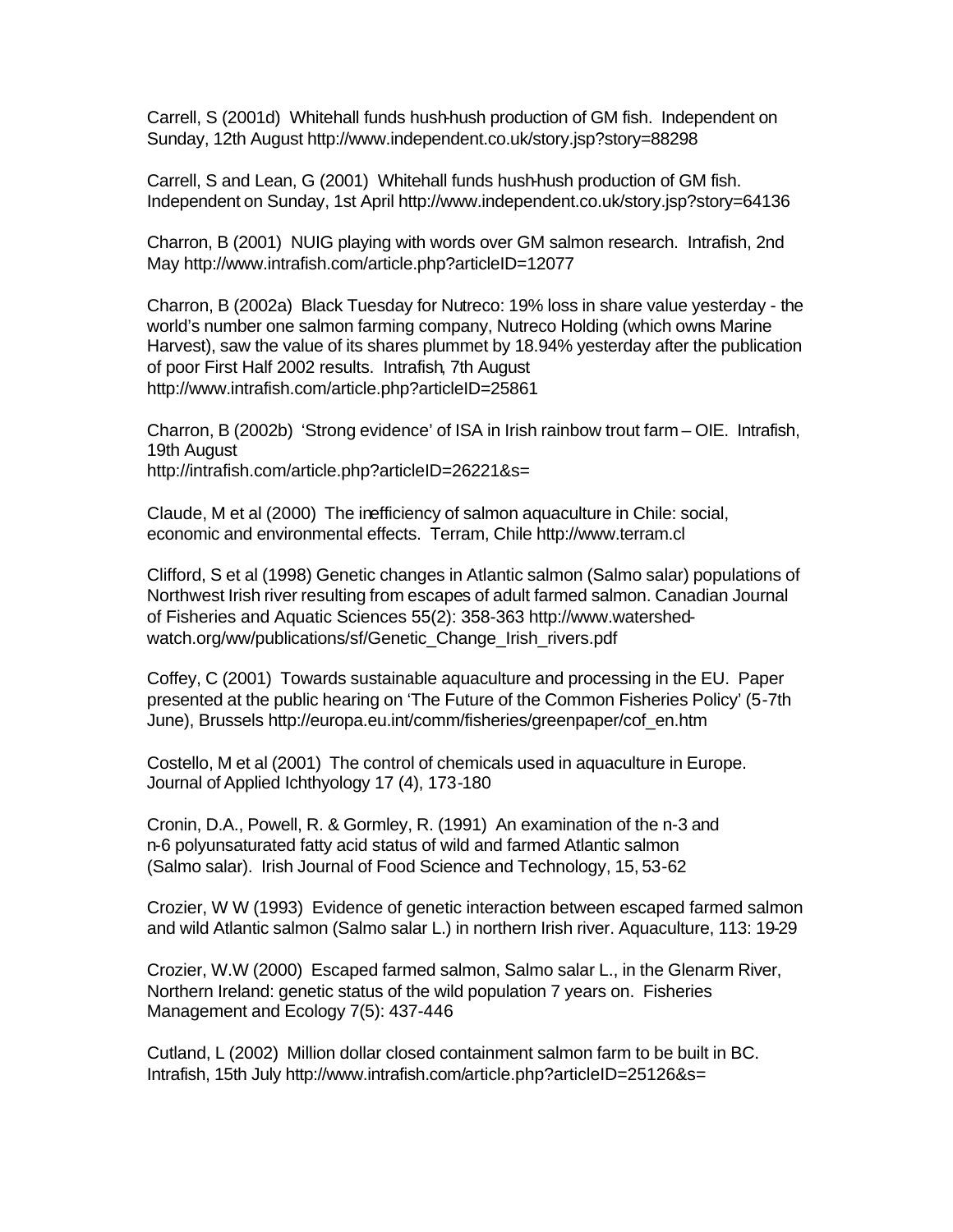Carrell, S (2001d) Whitehall funds hush-hush production of GM fish. Independent on Sunday, 12th August http://www.independent.co.uk/story.jsp?story=88298

Carrell, S and Lean, G (2001) Whitehall funds hush-hush production of GM fish. Independent on Sunday, 1st April http://www.independent.co.uk/story.jsp?story=64136

Charron, B (2001) NUIG playing with words over GM salmon research. Intrafish, 2nd May http://www.intrafish.com/article.php?articleID=12077

Charron, B (2002a) Black Tuesday for Nutreco: 19% loss in share value yesterday - the world's number one salmon farming company, Nutreco Holding (which owns Marine Harvest), saw the value of its shares plummet by 18.94% yesterday after the publication of poor First Half 2002 results. Intrafish, 7th August http://www.intrafish.com/article.php?articleID=25861

Charron, B (2002b) 'Strong evidence' of ISA in Irish rainbow trout farm – OIE. Intrafish, 19th August http://intrafish.com/article.php?articleID=26221&s=

Claude, M et al (2000) The inefficiency of salmon aquaculture in Chile: social, economic and environmental effects. Terram, Chile http://www.terram.cl

Clifford, S et al (1998) Genetic changes in Atlantic salmon (Salmo salar) populations of Northwest Irish river resulting from escapes of adult farmed salmon. Canadian Journal of Fisheries and Aquatic Sciences 55(2): 358-363 http://www.watershed-watch.org/ww/publications/sf/Genetic_Change_Irish_rivers.pdf

Coffey, C (2001) Towards sustainable aquaculture and processing in the EU. Paper presented at the public hearing on 'The Future of the Common Fisheries Policy' (5-7th June), Brussels http://europa.eu.int/comm/fisheries/greenpaper/cof_en.htm

Costello, M et al (2001) The control of chemicals used in aquaculture in Europe. Journal of Applied Ichthyology 17 (4), 173-180

Cronin, D.A., Powell, R. & Gormley, R. (1991) An examination of the n-3 and n-6 polyunsaturated fatty acid status of wild and farmed Atlantic salmon (Salmo salar). Irish Journal of Food Science and Technology, 15, 53-62

Crozier, W W (1993) Evidence of genetic interaction between escaped farmed salmon and wild Atlantic salmon (Salmo salar L.) in northern Irish river. Aquaculture, 113: 19-29

Crozier, W.W (2000) Escaped farmed salmon, Salmo salar L., in the Glenarm River, Northern Ireland: genetic status of the wild population 7 years on. Fisheries Management and Ecology 7(5): 437-446

Cutland, L (2002) Million dollar closed containment salmon farm to be built in BC. Intrafish, 15th July http://www.intrafish.com/article.php?articleID=25126&s=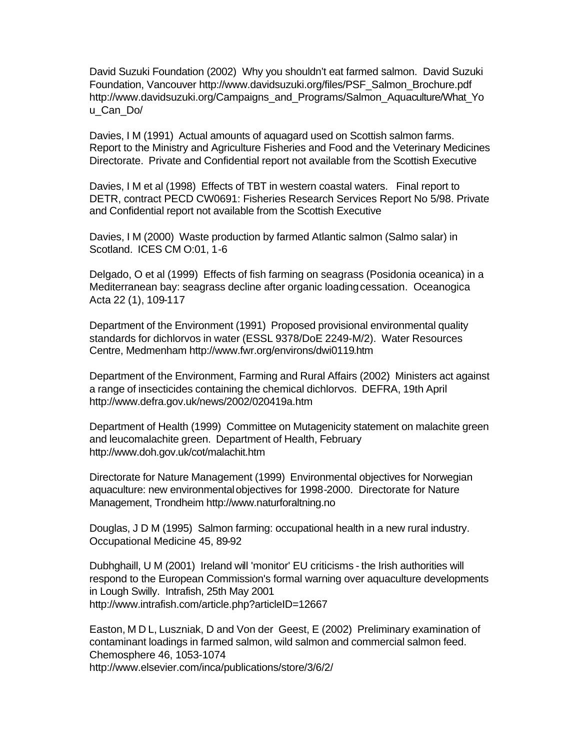David Suzuki Foundation (2002) Why you shouldn't eat farmed salmon. David Suzuki Foundation, Vancouver http://www.davidsuzuki.org/files/PSF_Salmon_Brochure.pdf http://www.davidsuzuki.org/Campaigns_and_Programs/Salmon_Aquaculture/What_You_Can_Do/

Davies, I M (1991) Actual amounts of aquagard used on Scottish salmon farms. Report to the Ministry and Agriculture Fisheries and Food and the Veterinary Medicines Directorate. Private and Confidential report not available from the Scottish Executive

Davies, I M et al (1998) Effects of TBT in western coastal waters. Final report to DETR, contract PECD CW0691: Fisheries Research Services Report No 5/98. Private and Confidential report not available from the Scottish Executive

Davies, I M (2000) Waste production by farmed Atlantic salmon (Salmo salar) in Scotland. ICES CM O:01, 1-6

Delgado, O et al (1999) Effects of fish farming on seagrass (Posidonia oceanica) in a Mediterranean bay: seagrass decline after organic loading cessation. Oceanogica Acta 22 (1), 109-117

Department of the Environment (1991) Proposed provisional environmental quality standards for dichlorvos in water (ESSL 9378/DoE 2249-M/2). Water Resources Centre, Medmenham http://www.fwr.org/environs/dwi0119.htm

Department of the Environment, Farming and Rural Affairs (2002) Ministers act against a range of insecticides containing the chemical dichlorvos. DEFRA, 19th April http://www.defra.gov.uk/news/2002/020419a.htm

Department of Health (1999) Committee on Mutagenicity statement on malachite green and leucomalachite green. Department of Health, February http://www.doh.gov.uk/cot/malachit.htm

Directorate for Nature Management (1999) Environmental objectives for Norwegian aquaculture: new environmental objectives for 1998-2000. Directorate for Nature Management, Trondheim http://www.naturforaltning.no

Douglas, J D M (1995) Salmon farming: occupational health in a new rural industry. Occupational Medicine 45, 89-92

Dubhghaill, U M (2001) Ireland will 'monitor' EU criticisms - the Irish authorities will respond to the European Commission's formal warning over aquaculture developments in Lough Swilly. Intrafish, 25th May 2001 http://www.intrafish.com/article.php?articleID=12667

Easton, M D L, Luszniak, D and Von der Geest, E (2002) Preliminary examination of contaminant loadings in farmed salmon, wild salmon and commercial salmon feed. Chemosphere 46, 1053-1074 http://www.elsevier.com/inca/publications/store/3/6/2/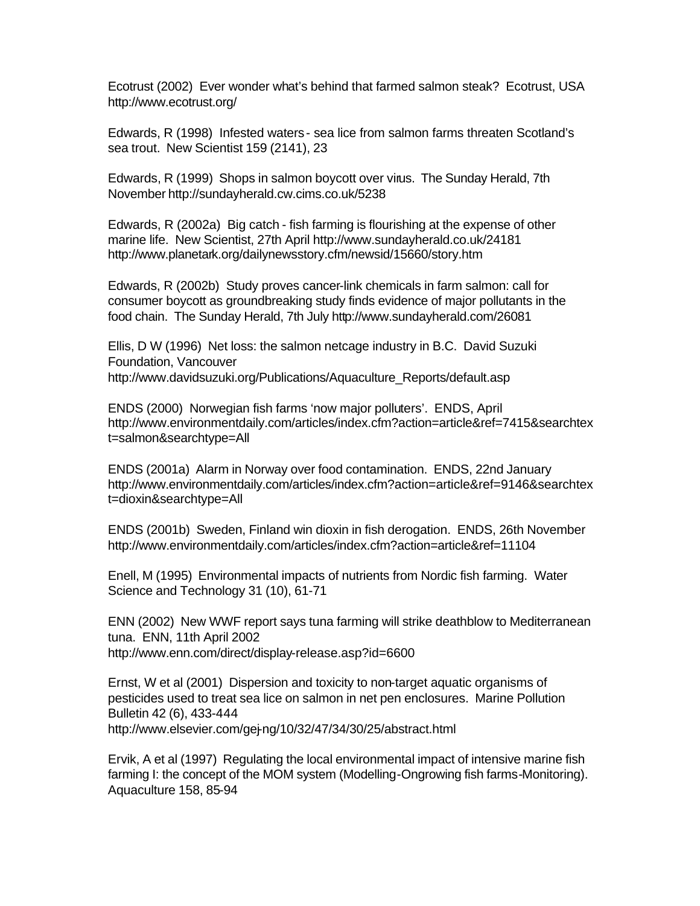Ecotrust (2002) Ever wonder what's behind that farmed salmon steak? Ecotrust, USA http://www.ecotrust.org/

Edwards, R (1998) Infested waters - sea lice from salmon farms threaten Scotland's sea trout. New Scientist 159 (2141), 23

Edwards, R (1999) Shops in salmon boycott over virus. The Sunday Herald, 7th November http://sundayherald.cw.cims.co.uk/5238

Edwards, R (2002a) Big catch - fish farming is flourishing at the expense of other marine life. New Scientist, 27th April http://www.sundayherald.co.uk/24181 http://www.planetark.org/dailynewsstory.cfm/newsid/15660/story.htm

Edwards, R (2002b) Study proves cancer-link chemicals in farm salmon: call for consumer boycott as groundbreaking study finds evidence of major pollutants in the food chain. The Sunday Herald, 7th July http://www.sundayherald.com/26081

Ellis, D W (1996) Net loss: the salmon netcage industry in B.C. David Suzuki Foundation, Vancouver http://www.davidsuzuki.org/Publications/Aquaculture_Reports/default.asp

ENDS (2000) Norwegian fish farms 'now major polluters'. ENDS, April http://www.environmentdaily.com/articles/index.cfm?action=article&ref=7415&searchtext=salmon&searchtype=All

ENDS (2001a) Alarm in Norway over food contamination. ENDS, 22nd January http://www.environmentdaily.com/articles/index.cfm?action=article&ref=9146&searchtext=dioxin&searchtype=All

ENDS (2001b) Sweden, Finland win dioxin in fish derogation. ENDS, 26th November http://www.environmentdaily.com/articles/index.cfm?action=article&ref=11104

Enell, M (1995) Environmental impacts of nutrients from Nordic fish farming. Water Science and Technology 31 (10), 61-71

ENN (2002) New WWF report says tuna farming will strike deathblow to Mediterranean tuna. ENN, 11th April 2002 http://www.enn.com/direct/display-release.asp?id=6600

Ernst, W et al (2001) Dispersion and toxicity to non-target aquatic organisms of pesticides used to treat sea lice on salmon in net pen enclosures. Marine Pollution Bulletin 42 (6), 433-444 http://www.elsevier.com/gej-ng/10/32/47/34/30/25/abstract.html

Ervik, A et al (1997) Regulating the local environmental impact of intensive marine fish farming I: the concept of the MOM system (Modelling-Ongrowing fish farms-Monitoring). Aquaculture 158, 85-94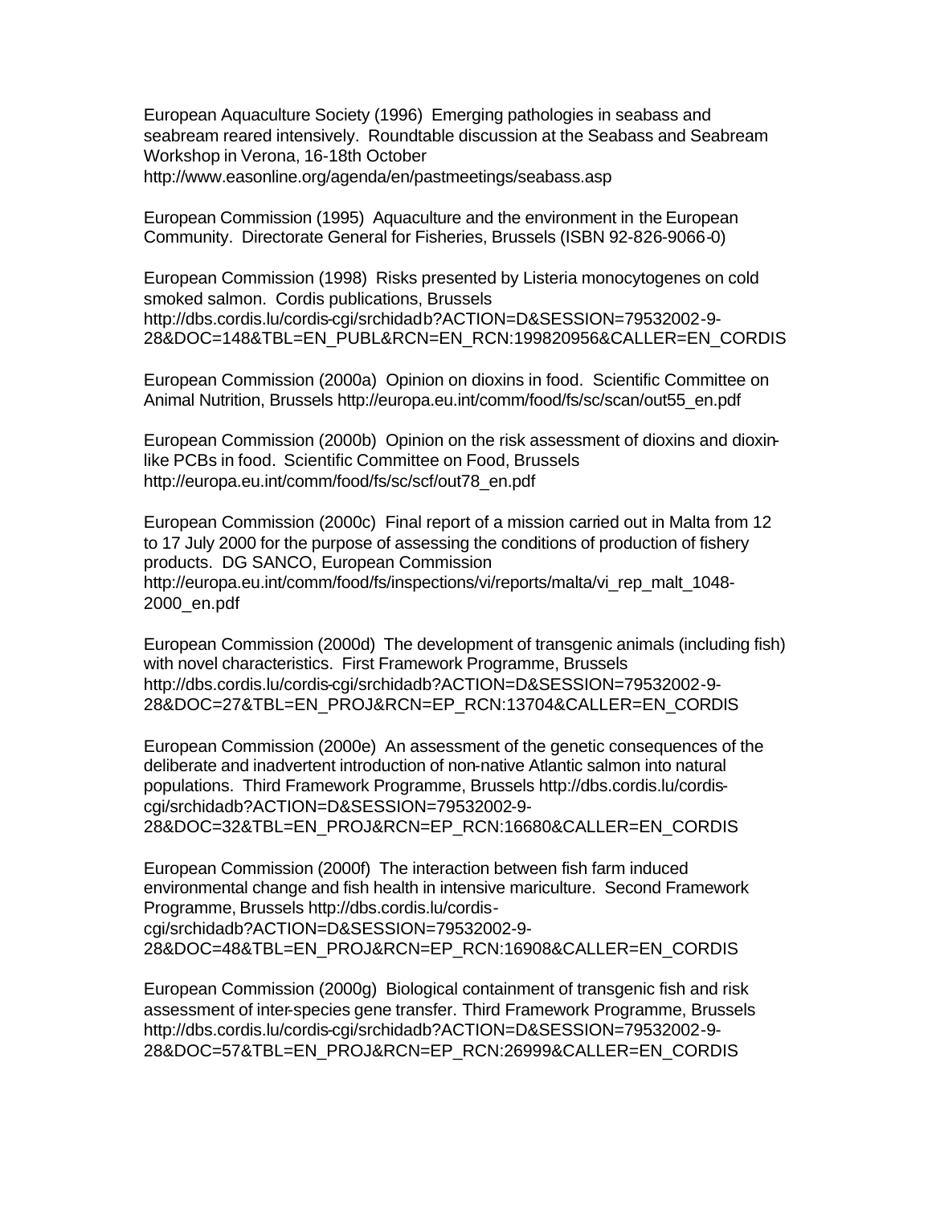European Aquaculture Society (1996) Emerging pathologies in seabass and seabream reared intensively. Roundtable discussion at the Seabass and Seabream Workshop in Verona, 16-18th October http://www.easonline.org/agenda/en/pastmeetings/seabass.asp

European Commission (1995) Aquaculture and the environment in the European Community. Directorate General for Fisheries, Brussels (ISBN 92-826-9066-0)

European Commission (1998) Risks presented by Listeria monocytogenes on cold smoked salmon. Cordis publications, Brussels http://dbs.cordis.lu/cordis-cgi/srchidadb?ACTION=D&SESSION=79532002-9-28&DOC=148&TBL=EN_PUBL&RCN=EN_RCN:199820956&CALLER=EN_CORDIS

European Commission (2000a) Opinion on dioxins in food. Scientific Committee on Animal Nutrition, Brussels http://europa.eu.int/comm/food/fs/sc/scan/out55_en.pdf

European Commission (2000b) Opinion on the risk assessment of dioxins and dioxin-like PCBs in food. Scientific Committee on Food, Brussels http://europa.eu.int/comm/food/fs/sc/scf/out78_en.pdf

European Commission (2000c) Final report of a mission carried out in Malta from 12 to 17 July 2000 for the purpose of assessing the conditions of production of fishery products. DG SANCO, European Commission http://europa.eu.int/comm/food/fs/inspections/vi/reports/malta/vi_rep_malt_1048-2000_en.pdf

European Commission (2000d) The development of transgenic animals (including fish) with novel characteristics. First Framework Programme, Brussels http://dbs.cordis.lu/cordis-cgi/srchidadb?ACTION=D&SESSION=79532002-9-28&DOC=27&TBL=EN_PROJ&RCN=EP_RCN:13704&CALLER=EN_CORDIS

European Commission (2000e) An assessment of the genetic consequences of the deliberate and inadvertent introduction of non-native Atlantic salmon into natural populations. Third Framework Programme, Brussels http://dbs.cordis.lu/cordis-cgi/srchidadb?ACTION=D&SESSION=79532002-9-28&DOC=32&TBL=EN_PROJ&RCN=EP_RCN:16680&CALLER=EN_CORDIS

European Commission (2000f) The interaction between fish farm induced environmental change and fish health in intensive mariculture. Second Framework Programme, Brussels http://dbs.cordis.lu/cordis-cgi/srchidadb?ACTION=D&SESSION=79532002-9-28&DOC=48&TBL=EN_PROJ&RCN=EP_RCN:16908&CALLER=EN_CORDIS

European Commission (2000g) Biological containment of transgenic fish and risk assessment of inter-species gene transfer. Third Framework Programme, Brussels http://dbs.cordis.lu/cordis-cgi/srchidadb?ACTION=D&SESSION=79532002-9-28&DOC=57&TBL=EN_PROJ&RCN=EP_RCN:26999&CALLER=EN_CORDIS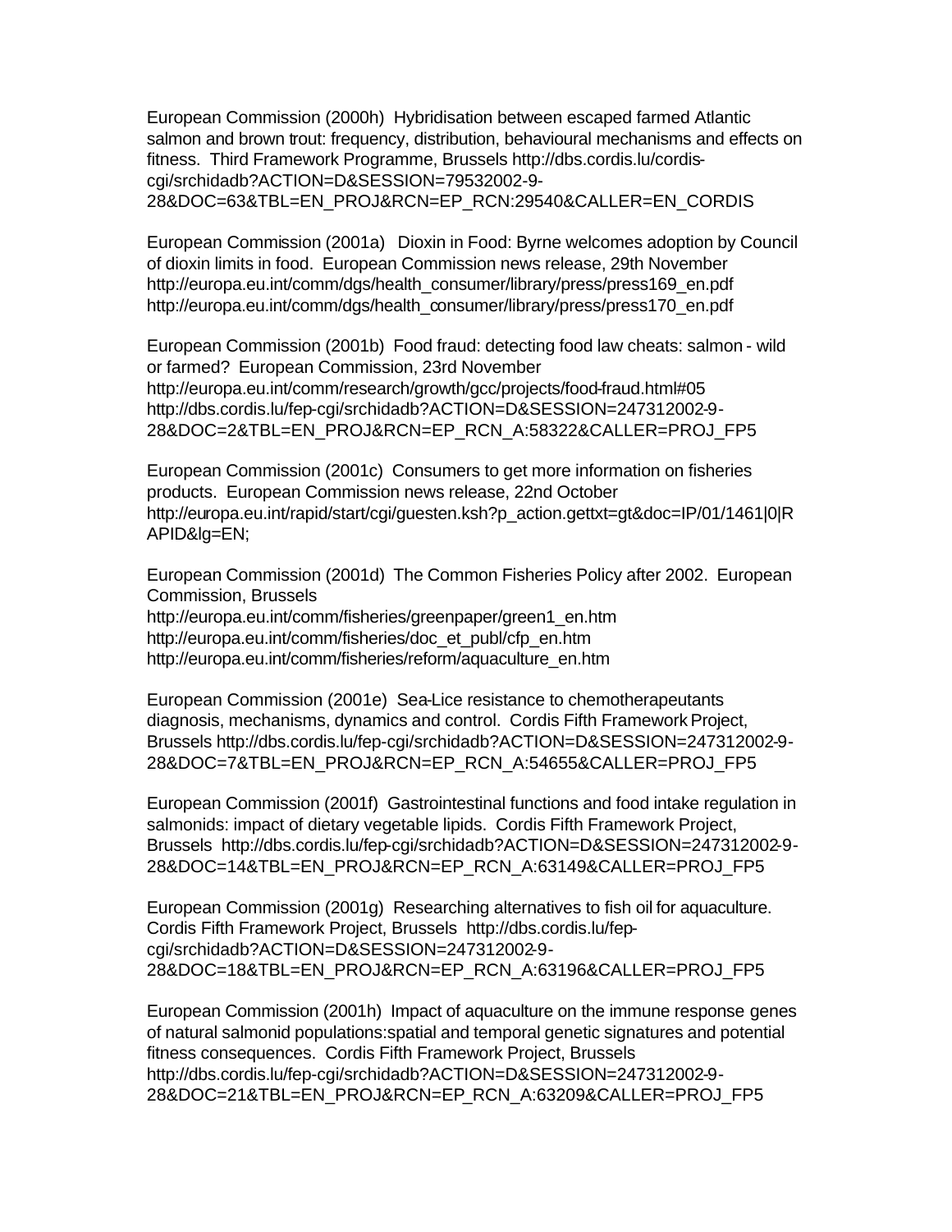European Commission (2000h) Hybridisation between escaped farmed Atlantic salmon and brown trout: frequency, distribution, behavioural mechanisms and effects on fitness. Third Framework Programme, Brussels http://dbs.cordis.lu/cordis-cgi/srchidadb?ACTION=D&SESSION=79532002-9-28&DOC=63&TBL=EN_PROJ&RCN=EP_RCN:29540&CALLER=EN_CORDIS

European Commission (2001a) Dioxin in Food: Byrne welcomes adoption by Council of dioxin limits in food. European Commission news release, 29th November http://europa.eu.int/comm/dgs/health_consumer/library/press/press169_en.pdf http://europa.eu.int/comm/dgs/health_consumer/library/press/press170_en.pdf

European Commission (2001b) Food fraud: detecting food law cheats: salmon - wild or farmed? European Commission, 23rd November http://europa.eu.int/comm/research/growth/gcc/projects/food-fraud.html#05 http://dbs.cordis.lu/fep-cgi/srchidadb?ACTION=D&SESSION=247312002-9-28&DOC=2&TBL=EN_PROJ&RCN=EP_RCN_A:58322&CALLER=PROJ_FP5

European Commission (2001c) Consumers to get more information on fisheries products. European Commission news release, 22nd October http://europa.eu.int/rapid/start/cgi/guesten.ksh?p_action.gettxt=gt&doc=IP/01/1461|0|RAPID&lg=EN;

European Commission (2001d) The Common Fisheries Policy after 2002. European Commission, Brussels
http://europa.eu.int/comm/fisheries/greenpaper/green1_en.htm
http://europa.eu.int/comm/fisheries/doc_et_publ/cfp_en.htm
http://europa.eu.int/comm/fisheries/reform/aquaculture_en.htm

European Commission (2001e) Sea-Lice resistance to chemotherapeutants diagnosis, mechanisms, dynamics and control. Cordis Fifth Framework Project, Brussels http://dbs.cordis.lu/fep-cgi/srchidadb?ACTION=D&SESSION=247312002-9-28&DOC=7&TBL=EN_PROJ&RCN=EP_RCN_A:54655&CALLER=PROJ_FP5

European Commission (2001f) Gastrointestinal functions and food intake regulation in salmonids: impact of dietary vegetable lipids. Cordis Fifth Framework Project, Brussels http://dbs.cordis.lu/fep-cgi/srchidadb?ACTION=D&SESSION=247312002-9-28&DOC=14&TBL=EN_PROJ&RCN=EP_RCN_A:63149&CALLER=PROJ_FP5

European Commission (2001g) Researching alternatives to fish oil for aquaculture. Cordis Fifth Framework Project, Brussels http://dbs.cordis.lu/fep-cgi/srchidadb?ACTION=D&SESSION=247312002-9-28&DOC=18&TBL=EN_PROJ&RCN=EP_RCN_A:63196&CALLER=PROJ_FP5

European Commission (2001h) Impact of aquaculture on the immune response genes of natural salmonid populations:spatial and temporal genetic signatures and potential fitness consequences. Cordis Fifth Framework Project, Brussels http://dbs.cordis.lu/fep-cgi/srchidadb?ACTION=D&SESSION=247312002-9-28&DOC=21&TBL=EN_PROJ&RCN=EP_RCN_A:63209&CALLER=PROJ_FP5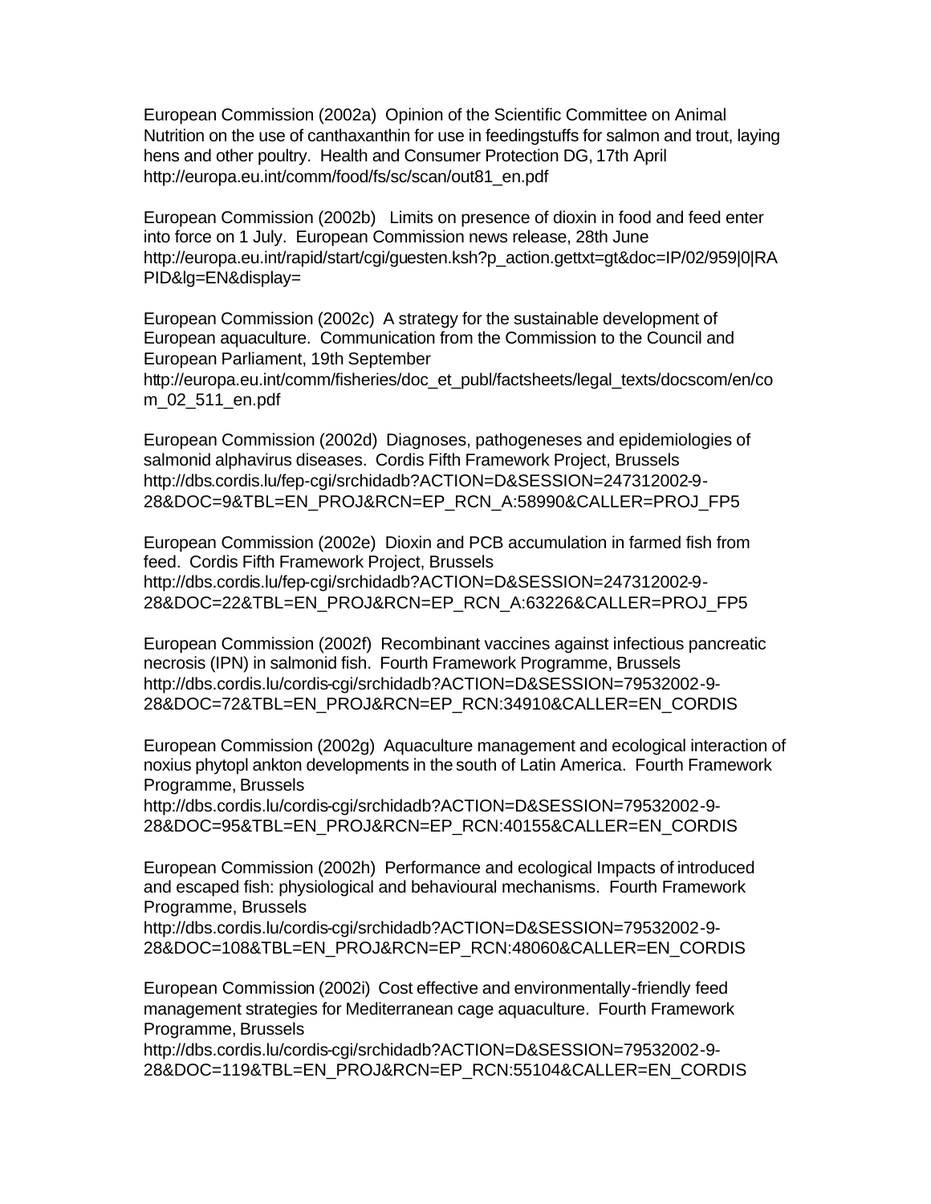European Commission (2002a) Opinion of the Scientific Committee on Animal Nutrition on the use of canthaxanthin for use in feedingstuffs for salmon and trout, laying hens and other poultry. Health and Consumer Protection DG, 17th April http://europa.eu.int/comm/food/fs/sc/scan/out81_en.pdf

European Commission (2002b) Limits on presence of dioxin in food and feed enter into force on 1 July. European Commission news release, 28th June http://europa.eu.int/rapid/start/cgi/guesten.ksh?p_action.gettxt=gt&doc=IP/02/959|0|RAPID&lg=EN&display=

European Commission (2002c) A strategy for the sustainable development of European aquaculture. Communication from the Commission to the Council and European Parliament, 19th September http://europa.eu.int/comm/fisheries/doc_et_publ/factsheets/legal_texts/docscom/en/com_02_511_en.pdf

European Commission (2002d) Diagnoses, pathogeneses and epidemiologies of salmonid alphavirus diseases. Cordis Fifth Framework Project, Brussels http://dbs.cordis.lu/fep-cgi/srchidadb?ACTION=D&SESSION=247312002-9-28&DOC=9&TBL=EN_PROJ&RCN=EP_RCN_A:58990&CALLER=PROJ_FP5

European Commission (2002e) Dioxin and PCB accumulation in farmed fish from feed. Cordis Fifth Framework Project, Brussels http://dbs.cordis.lu/fep-cgi/srchidadb?ACTION=D&SESSION=247312002-9-28&DOC=22&TBL=EN_PROJ&RCN=EP_RCN_A:63226&CALLER=PROJ_FP5

European Commission (2002f) Recombinant vaccines against infectious pancreatic necrosis (IPN) in salmonid fish. Fourth Framework Programme, Brussels http://dbs.cordis.lu/cordis-cgi/srchidadb?ACTION=D&SESSION=79532002-9-28&DOC=72&TBL=EN_PROJ&RCN=EP_RCN:34910&CALLER=EN_CORDIS

European Commission (2002g) Aquaculture management and ecological interaction of noxius phytopl ankton developments in the south of Latin America. Fourth Framework Programme, Brussels http://dbs.cordis.lu/cordis-cgi/srchidadb?ACTION=D&SESSION=79532002-9-28&DOC=95&TBL=EN_PROJ&RCN=EP_RCN:40155&CALLER=EN_CORDIS

European Commission (2002h) Performance and ecological Impacts of introduced and escaped fish: physiological and behavioural mechanisms. Fourth Framework Programme, Brussels http://dbs.cordis.lu/cordis-cgi/srchidadb?ACTION=D&SESSION=79532002-9-28&DOC=108&TBL=EN_PROJ&RCN=EP_RCN:48060&CALLER=EN_CORDIS

European Commission (2002i) Cost effective and environmentally-friendly feed management strategies for Mediterranean cage aquaculture. Fourth Framework Programme, Brussels http://dbs.cordis.lu/cordis-cgi/srchidadb?ACTION=D&SESSION=79532002-9-28&DOC=119&TBL=EN_PROJ&RCN=EP_RCN:55104&CALLER=EN_CORDIS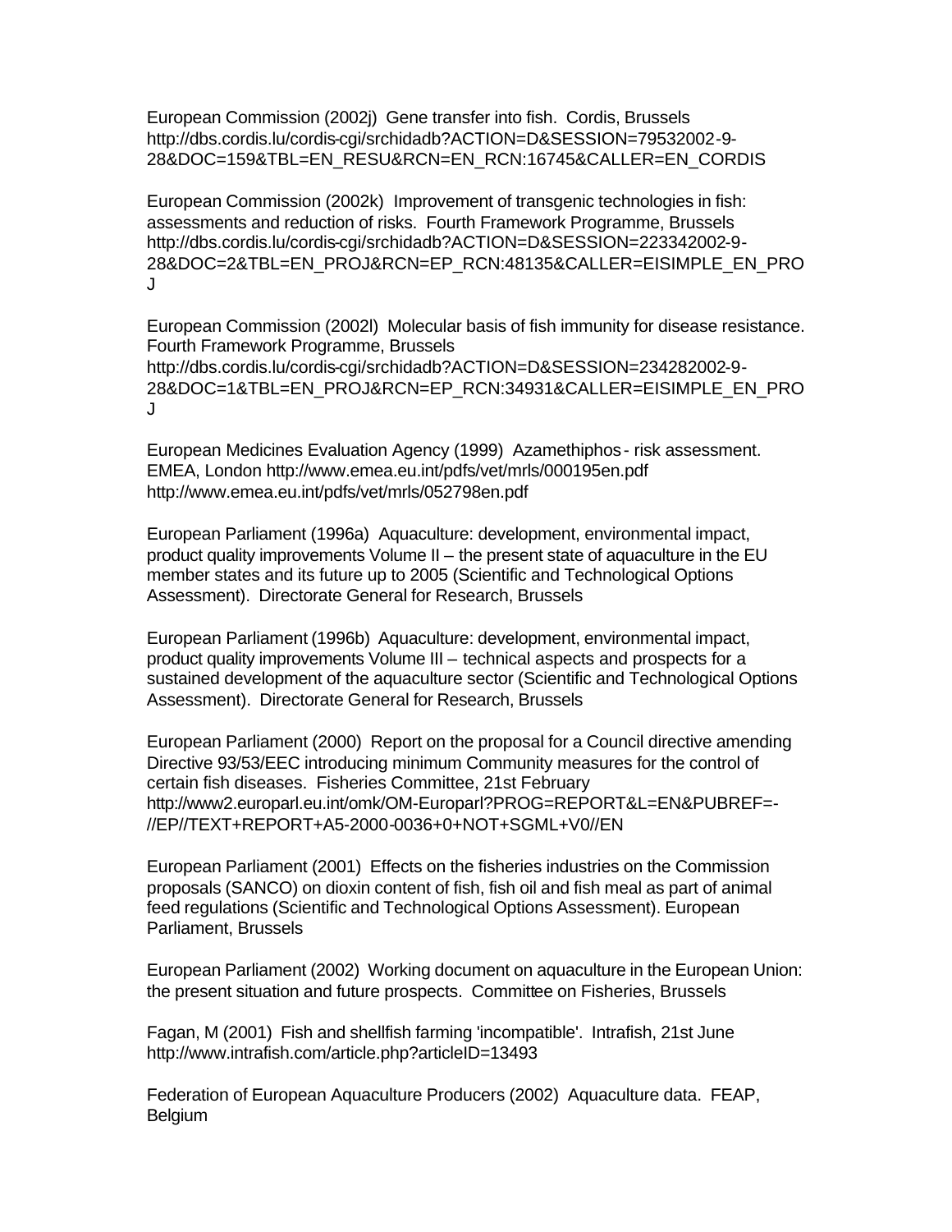European Commission (2002j) Gene transfer into fish. Cordis, Brussels http://dbs.cordis.lu/cordis-cgi/srchidadb?ACTION=D&SESSION=79532002-9-28&DOC=159&TBL=EN_RESU&RCN=EN_RCN:16745&CALLER=EN_CORDIS

European Commission (2002k) Improvement of transgenic technologies in fish: assessments and reduction of risks. Fourth Framework Programme, Brussels http://dbs.cordis.lu/cordis-cgi/srchidadb?ACTION=D&SESSION=223342002-9-28&DOC=2&TBL=EN_PROJ&RCN=EP_RCN:48135&CALLER=EISIMPLE_EN_PROJ

European Commission (2002l) Molecular basis of fish immunity for disease resistance. Fourth Framework Programme, Brussels http://dbs.cordis.lu/cordis-cgi/srchidadb?ACTION=D&SESSION=234282002-9-28&DOC=1&TBL=EN_PROJ&RCN=EP_RCN:34931&CALLER=EISIMPLE_EN_PROJ

European Medicines Evaluation Agency (1999) Azamethiphos - risk assessment. EMEA, London http://www.emea.eu.int/pdfs/vet/mrls/000195en.pdf http://www.emea.eu.int/pdfs/vet/mrls/052798en.pdf

European Parliament (1996a) Aquaculture: development, environmental impact, product quality improvements Volume II – the present state of aquaculture in the EU member states and its future up to 2005 (Scientific and Technological Options Assessment). Directorate General for Research, Brussels

European Parliament (1996b) Aquaculture: development, environmental impact, product quality improvements Volume III – technical aspects and prospects for a sustained development of the aquaculture sector (Scientific and Technological Options Assessment). Directorate General for Research, Brussels

European Parliament (2000) Report on the proposal for a Council directive amending Directive 93/53/EEC introducing minimum Community measures for the control of certain fish diseases. Fisheries Committee, 21st February http://www2.europarl.eu.int/omk/OM-Europarl?PROG=REPORT&L=EN&PUBREF=-//EP//TEXT+REPORT+A5-2000-0036+0+NOT+SGML+V0//EN

European Parliament (2001) Effects on the fisheries industries on the Commission proposals (SANCO) on dioxin content of fish, fish oil and fish meal as part of animal feed regulations (Scientific and Technological Options Assessment). European Parliament, Brussels

European Parliament (2002) Working document on aquaculture in the European Union: the present situation and future prospects. Committee on Fisheries, Brussels

Fagan, M (2001) Fish and shellfish farming 'incompatible'. Intrafish, 21st June http://www.intrafish.com/article.php?articleID=13493

Federation of European Aquaculture Producers (2002) Aquaculture data. FEAP, Belgium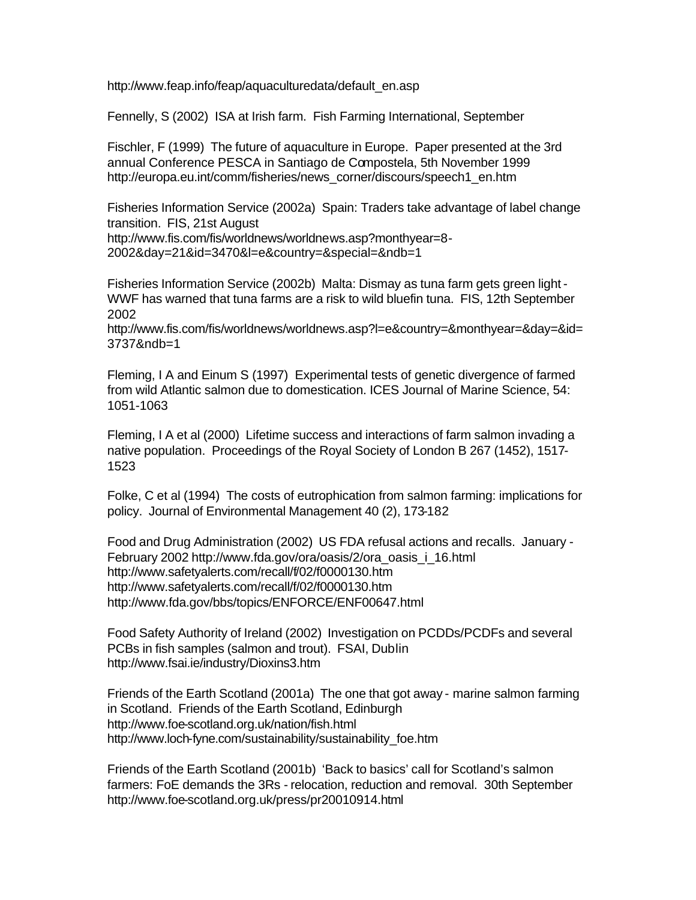http://www.feap.info/feap/aquaculturedata/default_en.asp

Fennelly, S (2002) ISA at Irish farm. Fish Farming International, September

Fischler, F (1999) The future of aquaculture in Europe. Paper presented at the 3rd annual Conference PESCA in Santiago de Compostela, 5th November 1999 http://europa.eu.int/comm/fisheries/news_corner/discours/speech1_en.htm

Fisheries Information Service (2002a) Spain: Traders take advantage of label change transition. FIS, 21st August http://www.fis.com/fis/worldnews/worldnews.asp?monthyear=8-2002&day=21&id=3470&l=e&country=&special=&ndb=1

Fisheries Information Service (2002b) Malta: Dismay as tuna farm gets green light - WWF has warned that tuna farms are a risk to wild bluefin tuna. FIS, 12th September 2002
http://www.fis.com/fis/worldnews/worldnews.asp?l=e&country=&monthyear=&day=&id=3737&ndb=1

Fleming, I A and Einum S (1997) Experimental tests of genetic divergence of farmed from wild Atlantic salmon due to domestication. ICES Journal of Marine Science, 54: 1051-1063

Fleming, I A et al (2000) Lifetime success and interactions of farm salmon invading a native population. Proceedings of the Royal Society of London B 267 (1452), 1517-1523

Folke, C et al (1994) The costs of eutrophication from salmon farming: implications for policy. Journal of Environmental Management 40 (2), 173-182

Food and Drug Administration (2002) US FDA refusal actions and recalls. January - February 2002 http://www.fda.gov/ora/oasis/2/ora_oasis_i_16.html
http://www.safetyalerts.com/recall/f/02/f0000130.htm
http://www.safetyalerts.com/recall/f/02/f0000130.htm
http://www.fda.gov/bbs/topics/ENFORCE/ENF00647.html

Food Safety Authority of Ireland (2002) Investigation on PCDDs/PCDFs and several PCBs in fish samples (salmon and trout). FSAI, Dublin
http://www.fsai.ie/industry/Dioxins3.htm

Friends of the Earth Scotland (2001a) The one that got away - marine salmon farming in Scotland. Friends of the Earth Scotland, Edinburgh
http://www.foe-scotland.org.uk/nation/fish.html
http://www.loch-fyne.com/sustainability/sustainability_foe.htm

Friends of the Earth Scotland (2001b) 'Back to basics' call for Scotland's salmon farmers: FoE demands the 3Rs - relocation, reduction and removal. 30th September
http://www.foe-scotland.org.uk/press/pr20010914.html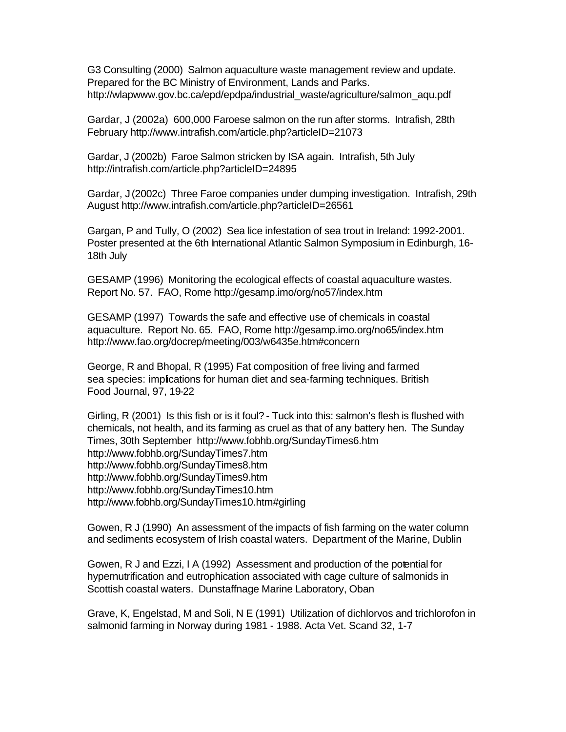G3 Consulting (2000) Salmon aquaculture waste management review and update. Prepared for the BC Ministry of Environment, Lands and Parks. http://wlapwww.gov.bc.ca/epd/epdpa/industrial_waste/agriculture/salmon_aqu.pdf

Gardar, J (2002a) 600,000 Faroese salmon on the run after storms. Intrafish, 28th February http://www.intrafish.com/article.php?articleID=21073

Gardar, J (2002b) Faroe Salmon stricken by ISA again. Intrafish, 5th July http://intrafish.com/article.php?articleID=24895

Gardar, J (2002c) Three Faroe companies under dumping investigation. Intrafish, 29th August http://www.intrafish.com/article.php?articleID=26561

Gargan, P and Tully, O (2002) Sea lice infestation of sea trout in Ireland: 1992-2001. Poster presented at the 6th International Atlantic Salmon Symposium in Edinburgh, 16-18th July

GESAMP (1996) Monitoring the ecological effects of coastal aquaculture wastes. Report No. 57. FAO, Rome http://gesamp.imo/org/no57/index.htm

GESAMP (1997) Towards the safe and effective use of chemicals in coastal aquaculture. Report No. 65. FAO, Rome http://gesamp.imo.org/no65/index.htm http://www.fao.org/docrep/meeting/003/w6435e.htm#concern

George, R and Bhopal, R (1995) Fat composition of free living and farmed sea species: implications for human diet and sea-farming techniques. British Food Journal, 97, 19-22

Girling, R (2001) Is this fish or is it foul? - Tuck into this: salmon's flesh is flushed with chemicals, not health, and its farming as cruel as that of any battery hen. The Sunday Times, 30th September http://www.fobhb.org/SundayTimes6.htm
http://www.fobhb.org/SundayTimes7.htm
http://www.fobhb.org/SundayTimes8.htm
http://www.fobhb.org/SundayTimes9.htm
http://www.fobhb.org/SundayTimes10.htm
http://www.fobhb.org/SundayTimes10.htm#girling

Gowen, R J (1990) An assessment of the impacts of fish farming on the water column and sediments ecosystem of Irish coastal waters. Department of the Marine, Dublin

Gowen, R J and Ezzi, I A (1992) Assessment and production of the potential for hypernutrification and eutrophication associated with cage culture of salmonids in Scottish coastal waters. Dunstaffnage Marine Laboratory, Oban

Grave, K, Engelstad, M and Soli, N E (1991) Utilization of dichlorvos and trichlorofon in salmonid farming in Norway during 1981 - 1988. Acta Vet. Scand 32, 1-7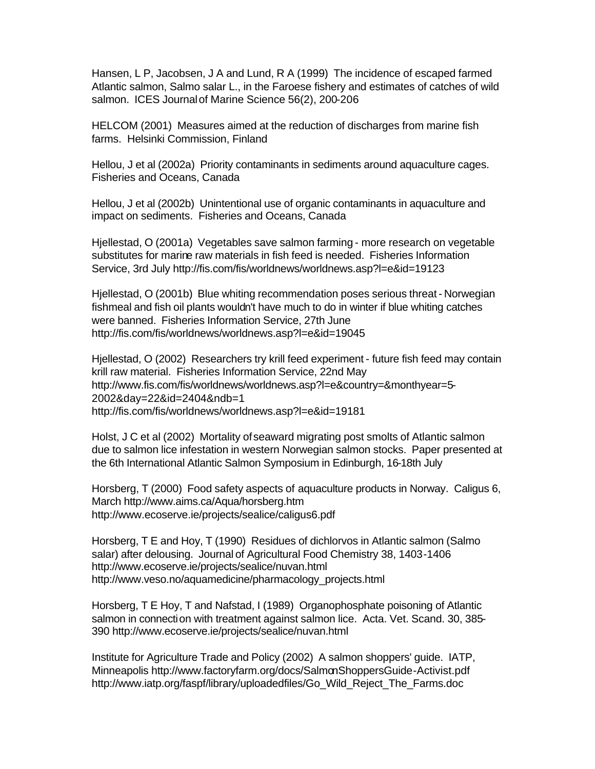Hansen, L P, Jacobsen, J A and Lund, R A (1999) The incidence of escaped farmed Atlantic salmon, Salmo salar L., in the Faroese fishery and estimates of catches of wild salmon. ICES Journal of Marine Science 56(2), 200-206

HELCOM (2001) Measures aimed at the reduction of discharges from marine fish farms. Helsinki Commission, Finland

Hellou, J et al (2002a) Priority contaminants in sediments around aquaculture cages. Fisheries and Oceans, Canada

Hellou, J et al (2002b) Unintentional use of organic contaminants in aquaculture and impact on sediments. Fisheries and Oceans, Canada

Hjellestad, O (2001a) Vegetables save salmon farming - more research on vegetable substitutes for marine raw materials in fish feed is needed. Fisheries Information Service, 3rd July http://fis.com/fis/worldnews/worldnews.asp?l=e&id=19123

Hjellestad, O (2001b) Blue whiting recommendation poses serious threat - Norwegian fishmeal and fish oil plants wouldn't have much to do in winter if blue whiting catches were banned. Fisheries Information Service, 27th June http://fis.com/fis/worldnews/worldnews.asp?l=e&id=19045

Hjellestad, O (2002) Researchers try krill feed experiment - future fish feed may contain krill raw material. Fisheries Information Service, 22nd May http://www.fis.com/fis/worldnews/worldnews.asp?l=e&country=&monthyear=5-2002&day=22&id=2404&ndb=1 http://fis.com/fis/worldnews/worldnews.asp?l=e&id=19181

Holst, J C et al (2002) Mortality of seaward migrating post smolts of Atlantic salmon due to salmon lice infestation in western Norwegian salmon stocks. Paper presented at the 6th International Atlantic Salmon Symposium in Edinburgh, 16-18th July

Horsberg, T (2000) Food safety aspects of aquaculture products in Norway. Caligus 6, March http://www.aims.ca/Aqua/horsberg.htm http://www.ecoserve.ie/projects/sealice/caligus6.pdf

Horsberg, T E and Hoy, T (1990) Residues of dichlorvos in Atlantic salmon (Salmo salar) after delousing. Journal of Agricultural Food Chemistry 38, 1403-1406 http://www.ecoserve.ie/projects/sealice/nuvan.html http://www.veso.no/aquamedicine/pharmacology_projects.html

Horsberg, T E Hoy, T and Nafstad, I (1989) Organophosphate poisoning of Atlantic salmon in connection with treatment against salmon lice. Acta. Vet. Scand. 30, 385-390 http://www.ecoserve.ie/projects/sealice/nuvan.html

Institute for Agriculture Trade and Policy (2002) A salmon shoppers' guide. IATP, Minneapolis http://www.factoryfarm.org/docs/SalmonShoppersGuide-Activist.pdf http://www.iatp.org/faspf/library/uploadedfiles/Go_Wild_Reject_The_Farms.doc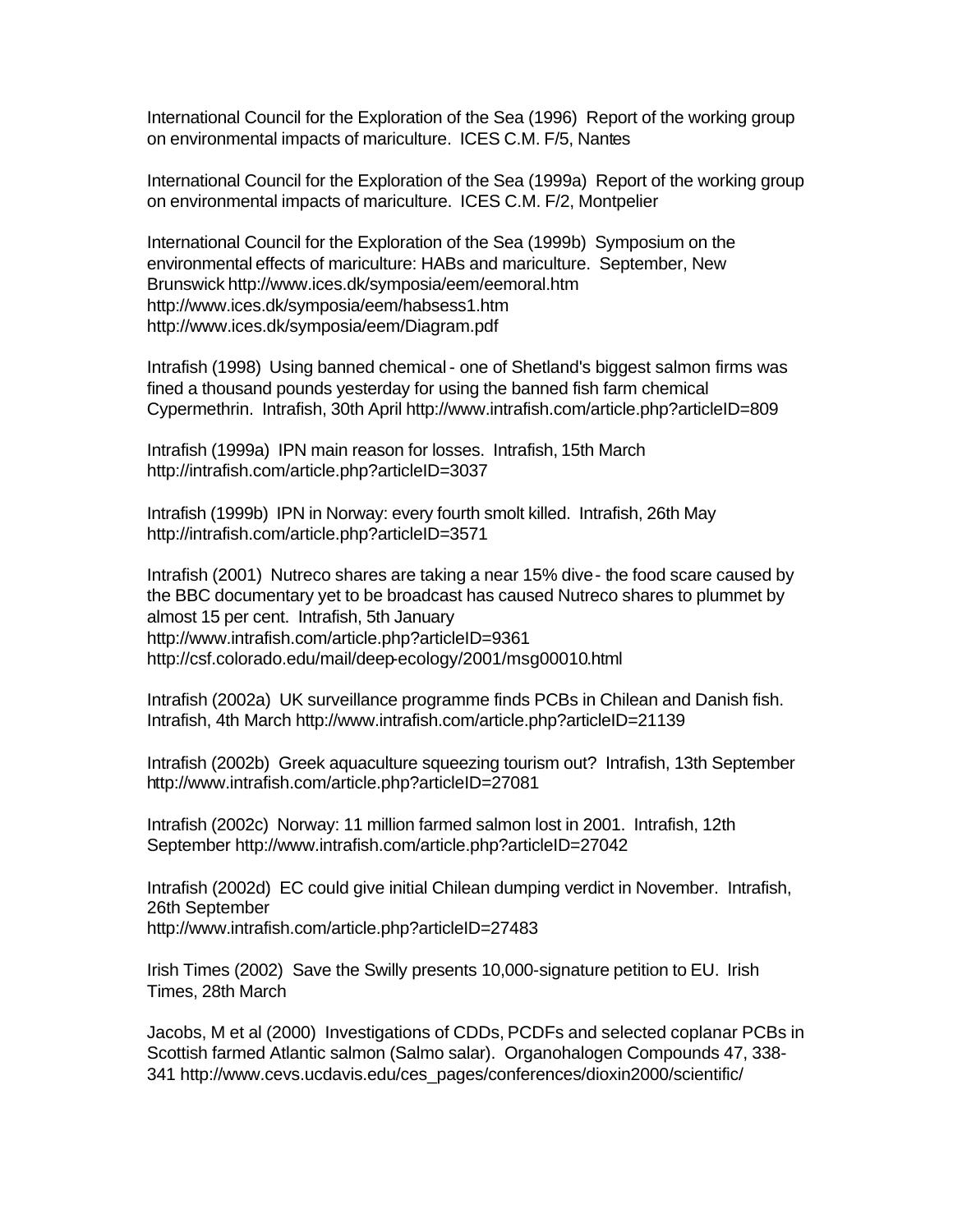International Council for the Exploration of the Sea (1996) Report of the working group on environmental impacts of mariculture. ICES C.M. F/5, Nantes

International Council for the Exploration of the Sea (1999a) Report of the working group on environmental impacts of mariculture. ICES C.M. F/2, Montpelier

International Council for the Exploration of the Sea (1999b) Symposium on the environmental effects of mariculture: HABs and mariculture. September, New Brunswick http://www.ices.dk/symposia/eem/eemoral.htm
http://www.ices.dk/symposia/eem/habsess1.htm
http://www.ices.dk/symposia/eem/Diagram.pdf

Intrafish (1998) Using banned chemical - one of Shetland's biggest salmon firms was fined a thousand pounds yesterday for using the banned fish farm chemical Cypermethrin. Intrafish, 30th April http://www.intrafish.com/article.php?articleID=809

Intrafish (1999a) IPN main reason for losses. Intrafish, 15th March
http://intrafish.com/article.php?articleID=3037

Intrafish (1999b) IPN in Norway: every fourth smolt killed. Intrafish, 26th May
http://intrafish.com/article.php?articleID=3571

Intrafish (2001) Nutreco shares are taking a near 15% dive - the food scare caused by the BBC documentary yet to be broadcast has caused Nutreco shares to plummet by almost 15 per cent. Intrafish, 5th January
http://www.intrafish.com/article.php?articleID=9361
http://csf.colorado.edu/mail/deep-ecology/2001/msg00010.html

Intrafish (2002a) UK surveillance programme finds PCBs in Chilean and Danish fish. Intrafish, 4th March http://www.intrafish.com/article.php?articleID=21139

Intrafish (2002b) Greek aquaculture squeezing tourism out? Intrafish, 13th September
http://www.intrafish.com/article.php?articleID=27081

Intrafish (2002c) Norway: 11 million farmed salmon lost in 2001. Intrafish, 12th September http://www.intrafish.com/article.php?articleID=27042

Intrafish (2002d) EC could give initial Chilean dumping verdict in November. Intrafish, 26th September
http://www.intrafish.com/article.php?articleID=27483

Irish Times (2002) Save the Swilly presents 10,000-signature petition to EU. Irish Times, 28th March

Jacobs, M et al (2000) Investigations of CDDs, PCDFs and selected coplanar PCBs in Scottish farmed Atlantic salmon (Salmo salar). Organohalogen Compounds 47, 338-341 http://www.cevs.ucdavis.edu/ces_pages/conferences/dioxin2000/scientific/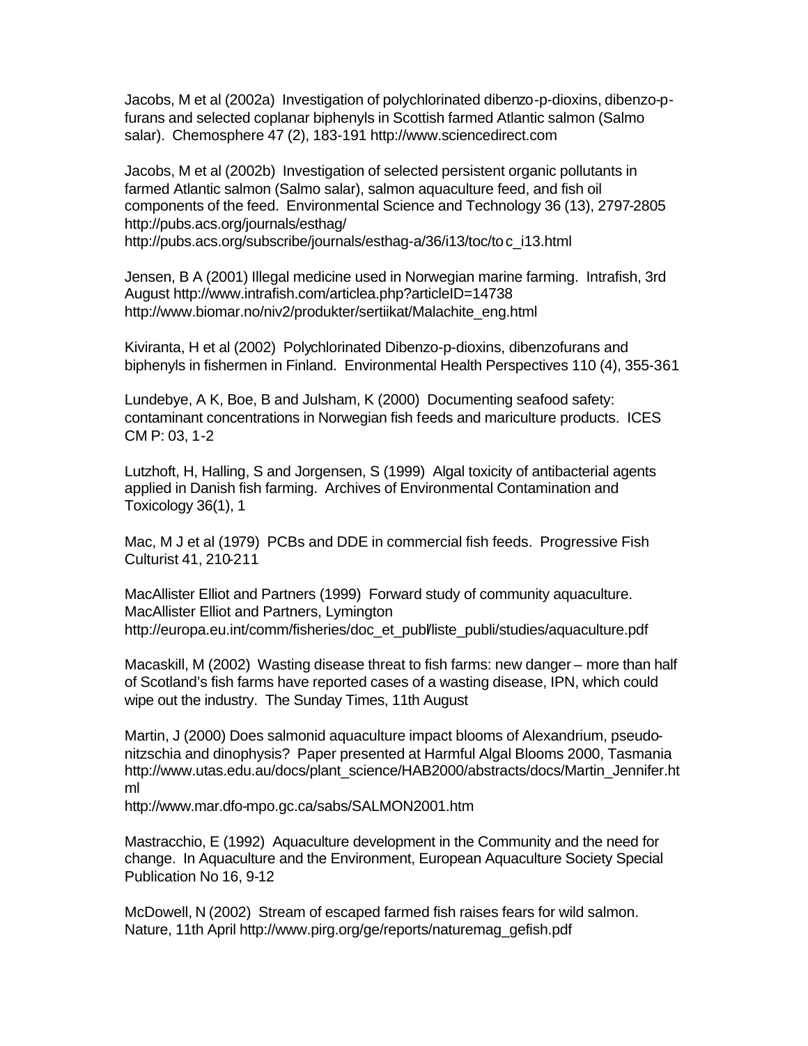Jacobs, M et al (2002a) Investigation of polychlorinated dibenzo-p-dioxins, dibenzo-p-furans and selected coplanar biphenyls in Scottish farmed Atlantic salmon (Salmo salar). Chemosphere 47 (2), 183-191 http://www.sciencedirect.com

Jacobs, M et al (2002b) Investigation of selected persistent organic pollutants in farmed Atlantic salmon (Salmo salar), salmon aquaculture feed, and fish oil components of the feed. Environmental Science and Technology 36 (13), 2797-2805 http://pubs.acs.org/journals/esthag/
http://pubs.acs.org/subscribe/journals/esthag-a/36/i13/toc/toc_i13.html

Jensen, B A (2001) Illegal medicine used in Norwegian marine farming. Intrafish, 3rd August http://www.intrafish.com/articlea.php?articleID=14738
http://www.biomar.no/niv2/produkter/sertiikat/Malachite_eng.html

Kiviranta, H et al (2002) Polychlorinated Dibenzo-p-dioxins, dibenzofurans and biphenyls in fishermen in Finland. Environmental Health Perspectives 110 (4), 355-361

Lundebye, A K, Boe, B and Julsham, K (2000) Documenting seafood safety: contaminant concentrations in Norwegian fish feeds and mariculture products. ICES CM P: 03, 1-2

Lutzhoft, H, Halling, S and Jorgensen, S (1999) Algal toxicity of antibacterial agents applied in Danish fish farming. Archives of Environmental Contamination and Toxicology 36(1), 1

Mac, M J et al (1979) PCBs and DDE in commercial fish feeds. Progressive Fish Culturist 41, 210-211

MacAllister Elliot and Partners (1999) Forward study of community aquaculture. MacAllister Elliot and Partners, Lymington
http://europa.eu.int/comm/fisheries/doc_et_publ/liste_publi/studies/aquaculture.pdf

Macaskill, M (2002) Wasting disease threat to fish farms: new danger – more than half of Scotland's fish farms have reported cases of a wasting disease, IPN, which could wipe out the industry. The Sunday Times, 11th August

Martin, J (2000) Does salmonid aquaculture impact blooms of Alexandrium, pseudo-nitzschia and dinophysis? Paper presented at Harmful Algal Blooms 2000, Tasmania http://www.utas.edu.au/docs/plant_science/HAB2000/abstracts/docs/Martin_Jennifer.html
http://www.mar.dfo-mpo.gc.ca/sabs/SALMON2001.htm

Mastracchio, E (1992) Aquaculture development in the Community and the need for change. In Aquaculture and the Environment, European Aquaculture Society Special Publication No 16, 9-12

McDowell, N (2002) Stream of escaped farmed fish raises fears for wild salmon. Nature, 11th April http://www.pirg.org/ge/reports/naturemag_gefish.pdf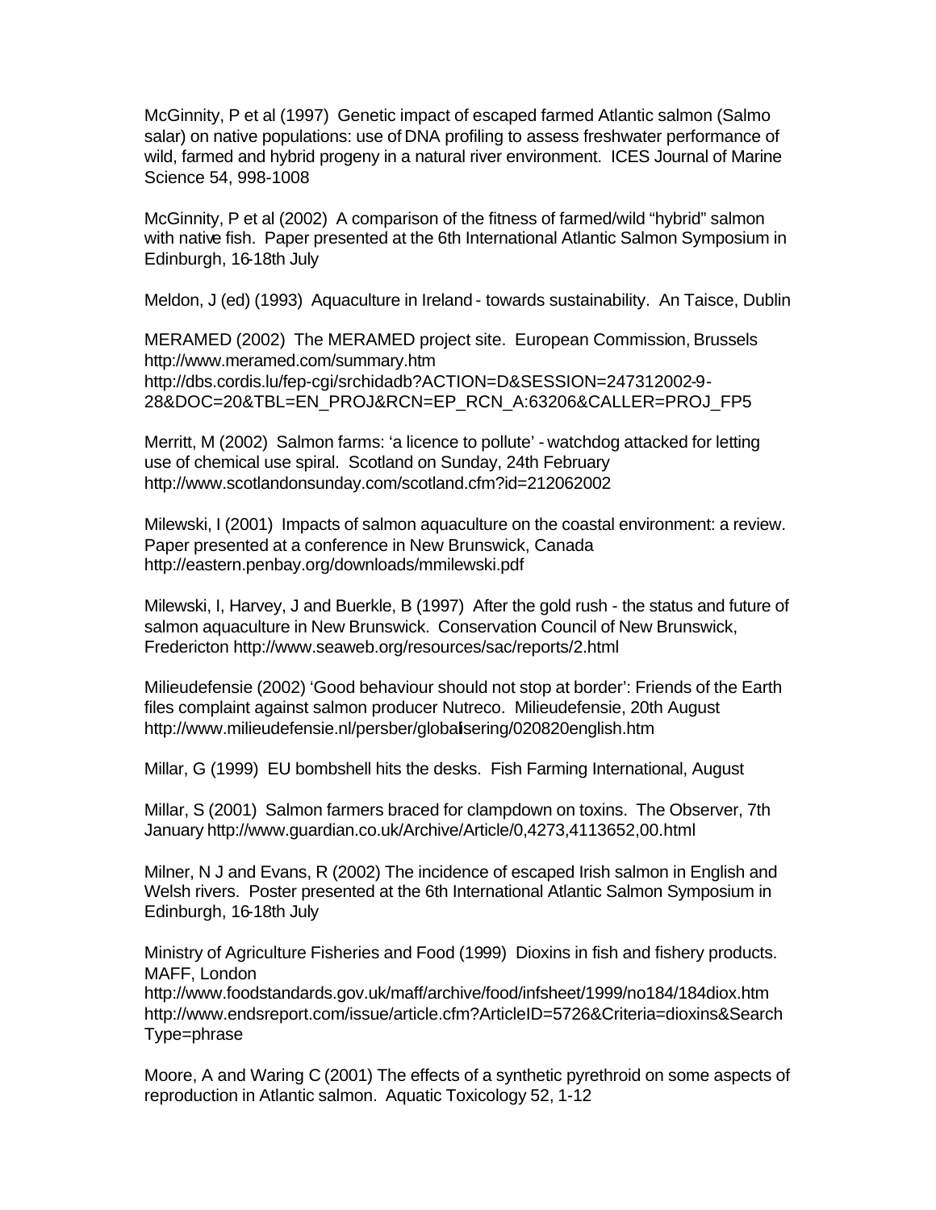McGinnity, P et al (1997) Genetic impact of escaped farmed Atlantic salmon (Salmo salar) on native populations: use of DNA profiling to assess freshwater performance of wild, farmed and hybrid progeny in a natural river environment. ICES Journal of Marine Science 54, 998-1008

McGinnity, P et al (2002) A comparison of the fitness of farmed/wild "hybrid" salmon with native fish. Paper presented at the 6th International Atlantic Salmon Symposium in Edinburgh, 16-18th July

Meldon, J (ed) (1993) Aquaculture in Ireland - towards sustainability. An Taisce, Dublin

MERAMED (2002) The MERAMED project site. European Commission, Brussels
http://www.meramed.com/summary.htm
http://dbs.cordis.lu/fep-cgi/srchidadb?ACTION=D&SESSION=247312002-9-28&DOC=20&TBL=EN_PROJ&RCN=EP_RCN_A:63206&CALLER=PROJ_FP5

Merritt, M (2002) Salmon farms: 'a licence to pollute' - watchdog attacked for letting use of chemical use spiral. Scotland on Sunday, 24th February
http://www.scotlandonsunday.com/scotland.cfm?id=212062002

Milewski, I (2001) Impacts of salmon aquaculture on the coastal environment: a review. Paper presented at a conference in New Brunswick, Canada
http://eastern.penbay.org/downloads/mmilewski.pdf

Milewski, I, Harvey, J and Buerkle, B (1997) After the gold rush - the status and future of salmon aquaculture in New Brunswick. Conservation Council of New Brunswick, Fredericton http://www.seaweb.org/resources/sac/reports/2.html

Milieudefensie (2002) 'Good behaviour should not stop at border': Friends of the Earth files complaint against salmon producer Nutreco. Milieudefensie, 20th August
http://www.milieudefensie.nl/persber/globalisering/020820english.htm

Millar, G (1999) EU bombshell hits the desks. Fish Farming International, August

Millar, S (2001) Salmon farmers braced for clampdown on toxins. The Observer, 7th January http://www.guardian.co.uk/Archive/Article/0,4273,4113652,00.html

Milner, N J and Evans, R (2002) The incidence of escaped Irish salmon in English and Welsh rivers. Poster presented at the 6th International Atlantic Salmon Symposium in Edinburgh, 16-18th July

Ministry of Agriculture Fisheries and Food (1999) Dioxins in fish and fishery products. MAFF, London
http://www.foodstandards.gov.uk/maff/archive/food/infsheet/1999/no184/184diox.htm
http://www.endsreport.com/issue/article.cfm?ArticleID=5726&Criteria=dioxins&SearchType=phrase

Moore, A and Waring C (2001) The effects of a synthetic pyrethroid on some aspects of reproduction in Atlantic salmon. Aquatic Toxicology 52, 1-12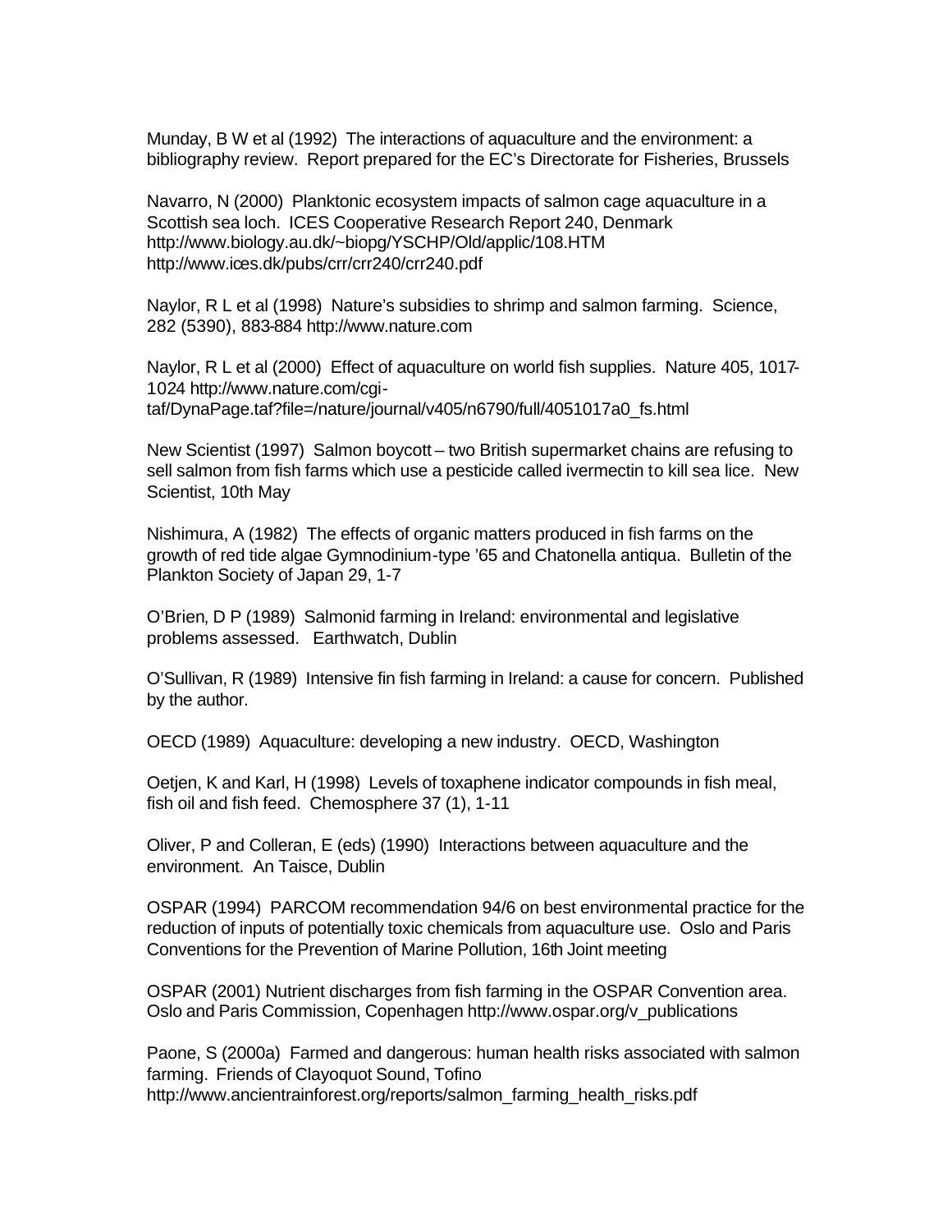Munday, B W et al (1992) The interactions of aquaculture and the environment: a bibliography review. Report prepared for the EC's Directorate for Fisheries, Brussels

Navarro, N (2000) Planktonic ecosystem impacts of salmon cage aquaculture in a Scottish sea loch. ICES Cooperative Research Report 240, Denmark http://www.biology.au.dk/~biopg/YSCHP/Old/applic/108.HTM http://www.ices.dk/pubs/crr/crr240/crr240.pdf

Naylor, R L et al (1998) Nature's subsidies to shrimp and salmon farming. Science, 282 (5390), 883-884 http://www.nature.com

Naylor, R L et al (2000) Effect of aquaculture on world fish supplies. Nature 405, 1017-1024 http://www.nature.com/cgi-taf/DynaPage.taf?file=/nature/journal/v405/n6790/full/4051017a0_fs.html

New Scientist (1997) Salmon boycott – two British supermarket chains are refusing to sell salmon from fish farms which use a pesticide called ivermectin to kill sea lice. New Scientist, 10th May

Nishimura, A (1982) The effects of organic matters produced in fish farms on the growth of red tide algae Gymnodinium-type '65 and Chatonella antiqua. Bulletin of the Plankton Society of Japan 29, 1-7

O'Brien, D P (1989) Salmonid farming in Ireland: environmental and legislative problems assessed. Earthwatch, Dublin

O'Sullivan, R (1989) Intensive fin fish farming in Ireland: a cause for concern. Published by the author.

OECD (1989) Aquaculture: developing a new industry. OECD, Washington

Oetjen, K and Karl, H (1998) Levels of toxaphene indicator compounds in fish meal, fish oil and fish feed. Chemosphere 37 (1), 1-11

Oliver, P and Colleran, E (eds) (1990) Interactions between aquaculture and the environment. An Taisce, Dublin

OSPAR (1994) PARCOM recommendation 94/6 on best environmental practice for the reduction of inputs of potentially toxic chemicals from aquaculture use. Oslo and Paris Conventions for the Prevention of Marine Pollution, 16th Joint meeting

OSPAR (2001) Nutrient discharges from fish farming in the OSPAR Convention area. Oslo and Paris Commission, Copenhagen http://www.ospar.org/v_publications

Paone, S (2000a) Farmed and dangerous: human health risks associated with salmon farming. Friends of Clayoquot Sound, Tofino http://www.ancientrainforest.org/reports/salmon_farming_health_risks.pdf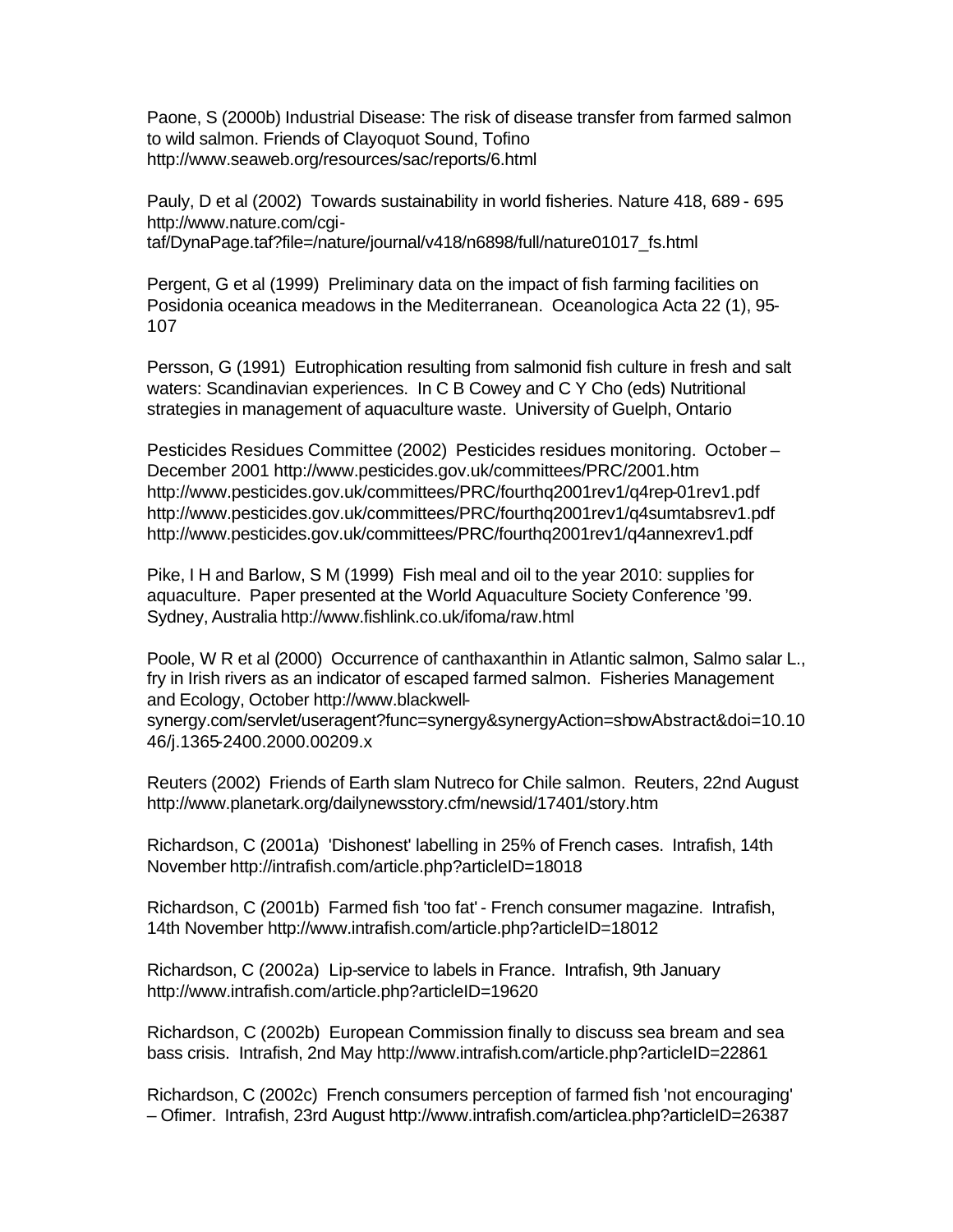Paone, S (2000b) Industrial Disease: The risk of disease transfer from farmed salmon to wild salmon. Friends of Clayoquot Sound, Tofino http://www.seaweb.org/resources/sac/reports/6.html

Pauly, D et al (2002) Towards sustainability in world fisheries. Nature 418, 689 - 695 http://www.nature.com/cgi-taf/DynaPage.taf?file=/nature/journal/v418/n6898/full/nature01017_fs.html

Pergent, G et al (1999) Preliminary data on the impact of fish farming facilities on Posidonia oceanica meadows in the Mediterranean. Oceanologica Acta 22 (1), 95-107

Persson, G (1991) Eutrophication resulting from salmonid fish culture in fresh and salt waters: Scandinavian experiences. In C B Cowey and C Y Cho (eds) Nutritional strategies in management of aquaculture waste. University of Guelph, Ontario

Pesticides Residues Committee (2002) Pesticides residues monitoring. October – December 2001 http://www.pesticides.gov.uk/committees/PRC/2001.htm http://www.pesticides.gov.uk/committees/PRC/fourthq2001rev1/q4rep-01rev1.pdf http://www.pesticides.gov.uk/committees/PRC/fourthq2001rev1/q4sumtabsrev1.pdf http://www.pesticides.gov.uk/committees/PRC/fourthq2001rev1/q4annexrev1.pdf

Pike, I H and Barlow, S M (1999) Fish meal and oil to the year 2010: supplies for aquaculture. Paper presented at the World Aquaculture Society Conference '99. Sydney, Australia http://www.fishlink.co.uk/ifoma/raw.html

Poole, W R et al (2000) Occurrence of canthaxanthin in Atlantic salmon, Salmo salar L., fry in Irish rivers as an indicator of escaped farmed salmon. Fisheries Management and Ecology, October http://www.blackwell-synergy.com/servlet/useragent?func=synergy&synergyAction=showAbstract&doi=10.1046/j.1365-2400.2000.00209.x

Reuters (2002) Friends of Earth slam Nutreco for Chile salmon. Reuters, 22nd August http://www.planetark.org/dailynewsstory.cfm/newsid/17401/story.htm

Richardson, C (2001a) 'Dishonest' labelling in 25% of French cases. Intrafish, 14th November http://intrafish.com/article.php?articleID=18018

Richardson, C (2001b) Farmed fish 'too fat' - French consumer magazine. Intrafish, 14th November http://www.intrafish.com/article.php?articleID=18012

Richardson, C (2002a) Lip-service to labels in France. Intrafish, 9th January http://www.intrafish.com/article.php?articleID=19620

Richardson, C (2002b) European Commission finally to discuss sea bream and sea bass crisis. Intrafish, 2nd May http://www.intrafish.com/article.php?articleID=22861

Richardson, C (2002c) French consumers perception of farmed fish 'not encouraging' – Ofimer. Intrafish, 23rd August http://www.intrafish.com/articlea.php?articleID=26387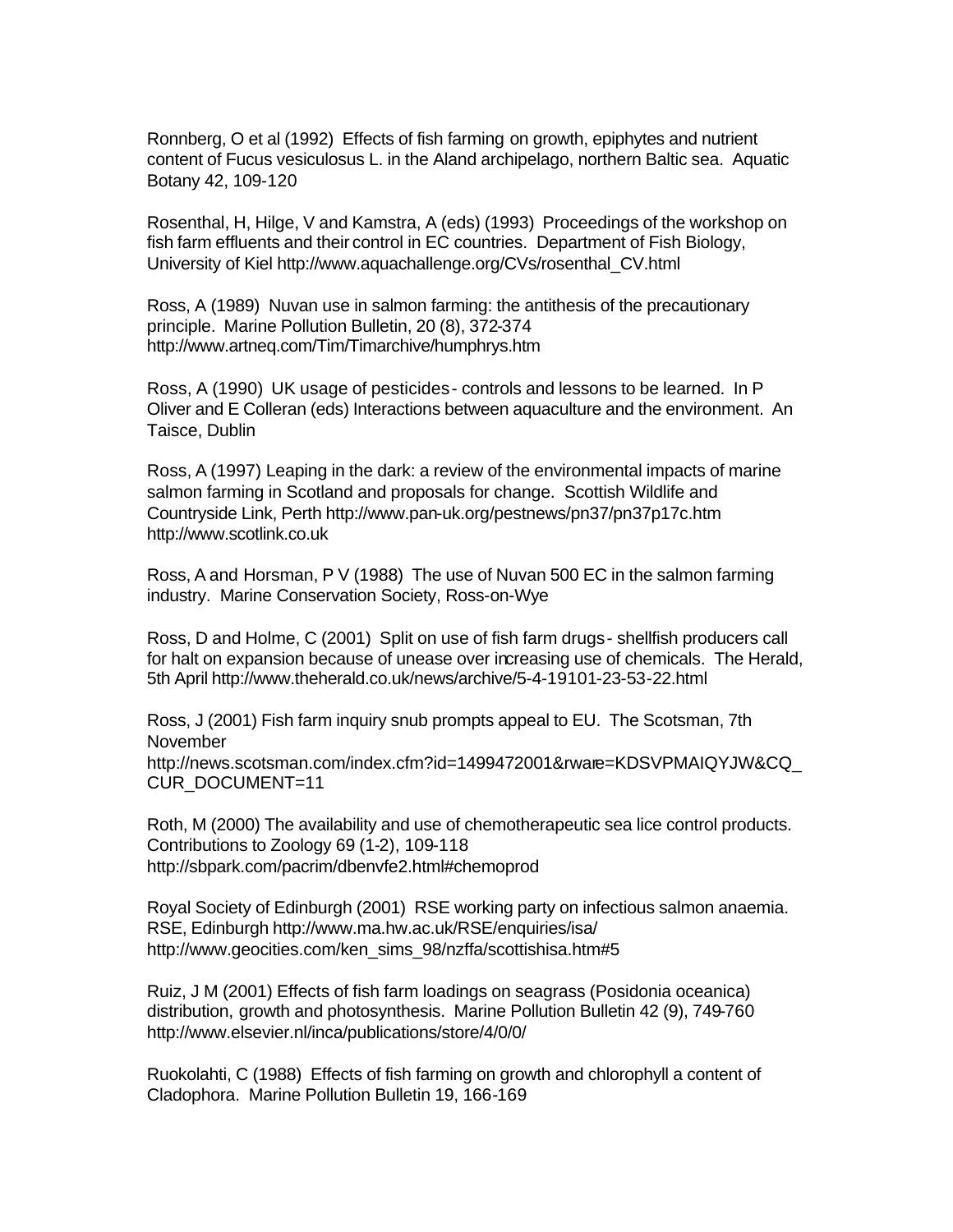Ronnberg, O et al (1992) Effects of fish farming on growth, epiphytes and nutrient content of Fucus vesiculosus L. in the Aland archipelago, northern Baltic sea. Aquatic Botany 42, 109-120

Rosenthal, H, Hilge, V and Kamstra, A (eds) (1993) Proceedings of the workshop on fish farm effluents and their control in EC countries. Department of Fish Biology, University of Kiel http://www.aquachallenge.org/CVs/rosenthal_CV.html

Ross, A (1989) Nuvan use in salmon farming: the antithesis of the precautionary principle. Marine Pollution Bulletin, 20 (8), 372-374 http://www.artneq.com/Tim/Timarchive/humphrys.htm

Ross, A (1990) UK usage of pesticides - controls and lessons to be learned. In P Oliver and E Colleran (eds) Interactions between aquaculture and the environment. An Taisce, Dublin

Ross, A (1997) Leaping in the dark: a review of the environmental impacts of marine salmon farming in Scotland and proposals for change. Scottish Wildlife and Countryside Link, Perth http://www.pan-uk.org/pestnews/pn37/pn37p17c.htm http://www.scotlink.co.uk

Ross, A and Horsman, P V (1988) The use of Nuvan 500 EC in the salmon farming industry. Marine Conservation Society, Ross-on-Wye

Ross, D and Holme, C (2001) Split on use of fish farm drugs - shellfish producers call for halt on expansion because of unease over increasing use of chemicals. The Herald, 5th April http://www.theherald.co.uk/news/archive/5-4-19101-23-53-22.html

Ross, J (2001) Fish farm inquiry snub prompts appeal to EU. The Scotsman, 7th November http://news.scotsman.com/index.cfm?id=1499472001&rware=KDSVPMAIQYJW&CQ_CUR_DOCUMENT=11

Roth, M (2000) The availability and use of chemotherapeutic sea lice control products. Contributions to Zoology 69 (1-2), 109-118 http://sbpark.com/pacrim/dbenvfe2.html#chemoprod

Royal Society of Edinburgh (2001) RSE working party on infectious salmon anaemia. RSE, Edinburgh http://www.ma.hw.ac.uk/RSE/enquiries/isa/ http://www.geocities.com/ken_sims_98/nzffa/scottishisa.htm#5

Ruiz, J M (2001) Effects of fish farm loadings on seagrass (Posidonia oceanica) distribution, growth and photosynthesis. Marine Pollution Bulletin 42 (9), 749-760 http://www.elsevier.nl/inca/publications/store/4/0/0/

Ruokolahti, C (1988) Effects of fish farming on growth and chlorophyll a content of Cladophora. Marine Pollution Bulletin 19, 166-169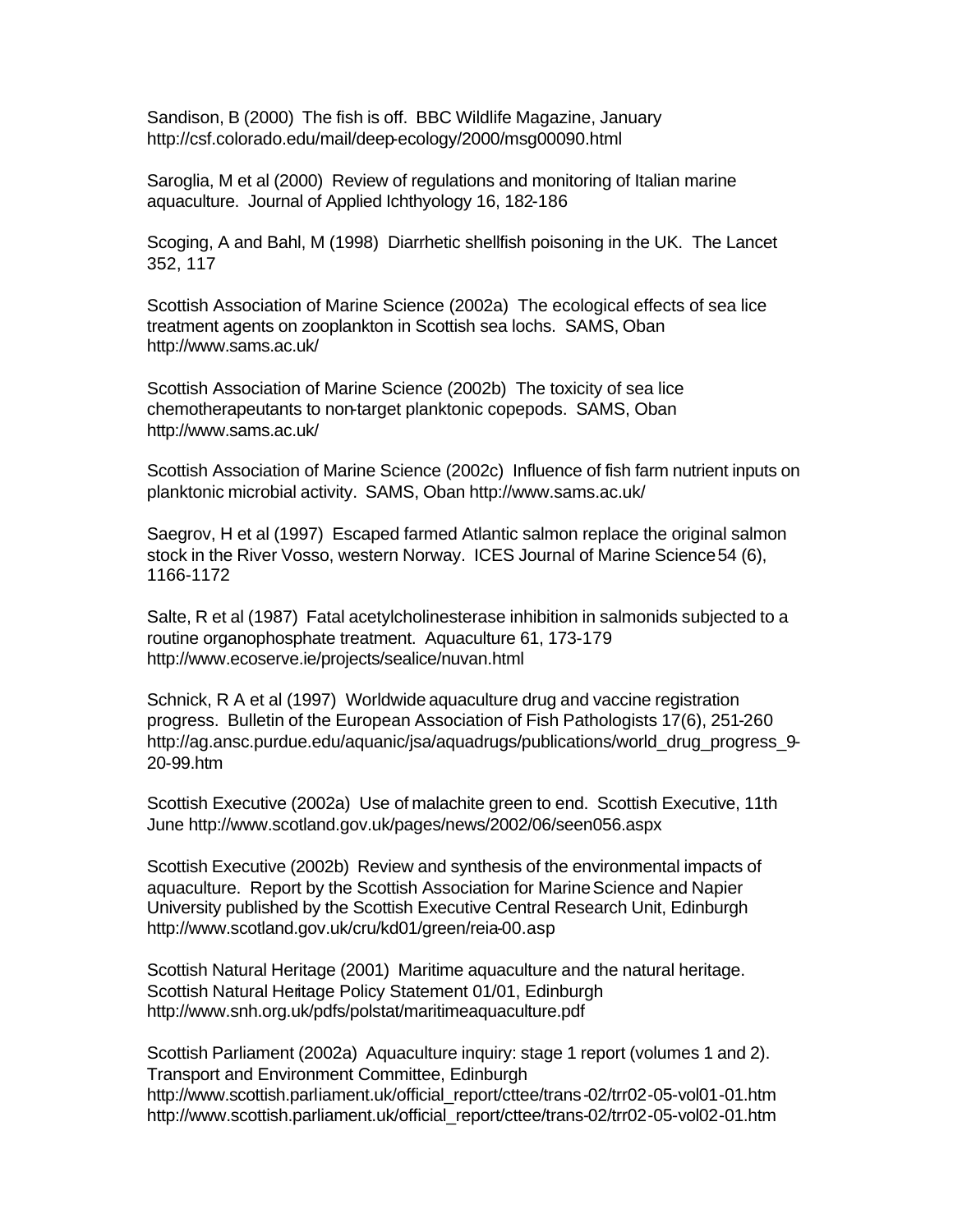Sandison, B (2000) The fish is off. BBC Wildlife Magazine, January http://csf.colorado.edu/mail/deep-ecology/2000/msg00090.html

Saroglia, M et al (2000) Review of regulations and monitoring of Italian marine aquaculture. Journal of Applied Ichthyology 16, 182-186

Scoging, A and Bahl, M (1998) Diarrhetic shellfish poisoning in the UK. The Lancet 352, 117

Scottish Association of Marine Science (2002a) The ecological effects of sea lice treatment agents on zooplankton in Scottish sea lochs. SAMS, Oban http://www.sams.ac.uk/

Scottish Association of Marine Science (2002b) The toxicity of sea lice chemotherapeutants to non-target planktonic copepods. SAMS, Oban http://www.sams.ac.uk/

Scottish Association of Marine Science (2002c) Influence of fish farm nutrient inputs on planktonic microbial activity. SAMS, Oban http://www.sams.ac.uk/

Saegrov, H et al (1997) Escaped farmed Atlantic salmon replace the original salmon stock in the River Vosso, western Norway. ICES Journal of Marine Science 54 (6), 1166-1172

Salte, R et al (1987) Fatal acetylcholinesterase inhibition in salmonids subjected to a routine organophosphate treatment. Aquaculture 61, 173-179 http://www.ecoserve.ie/projects/sealice/nuvan.html

Schnick, R A et al (1997) Worldwide aquaculture drug and vaccine registration progress. Bulletin of the European Association of Fish Pathologists 17(6), 251-260 http://ag.ansc.purdue.edu/aquanic/jsa/aquadrugs/publications/world_drug_progress_9-20-99.htm

Scottish Executive (2002a) Use of malachite green to end. Scottish Executive, 11th June http://www.scotland.gov.uk/pages/news/2002/06/seen056.aspx

Scottish Executive (2002b) Review and synthesis of the environmental impacts of aquaculture. Report by the Scottish Association for Marine Science and Napier University published by the Scottish Executive Central Research Unit, Edinburgh http://www.scotland.gov.uk/cru/kd01/green/reia-00.asp

Scottish Natural Heritage (2001) Maritime aquaculture and the natural heritage. Scottish Natural Heritage Policy Statement 01/01, Edinburgh http://www.snh.org.uk/pdfs/polstat/maritimeaquaculture.pdf

Scottish Parliament (2002a) Aquaculture inquiry: stage 1 report (volumes 1 and 2). Transport and Environment Committee, Edinburgh
http://www.scottish.parliament.uk/official_report/cttee/trans-02/trr02-05-vol01-01.htm
http://www.scottish.parliament.uk/official_report/cttee/trans-02/trr02-05-vol02-01.htm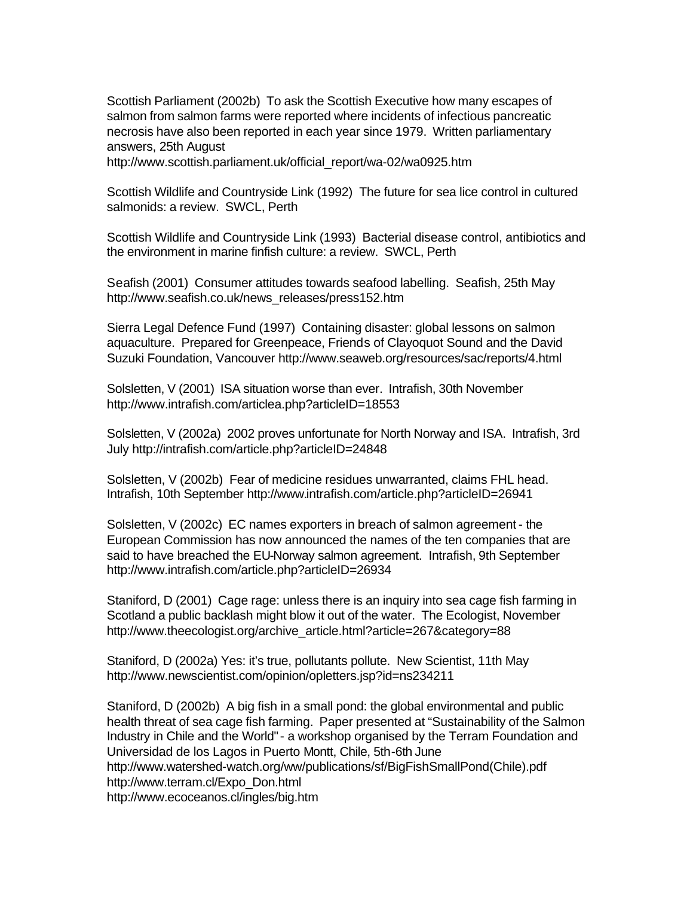Scottish Parliament (2002b) To ask the Scottish Executive how many escapes of salmon from salmon farms were reported where incidents of infectious pancreatic necrosis have also been reported in each year since 1979. Written parliamentary answers, 25th August
http://www.scottish.parliament.uk/official_report/wa-02/wa0925.htm

Scottish Wildlife and Countryside Link (1992) The future for sea lice control in cultured salmonids: a review. SWCL, Perth

Scottish Wildlife and Countryside Link (1993) Bacterial disease control, antibiotics and the environment in marine finfish culture: a review. SWCL, Perth

Seafish (2001) Consumer attitudes towards seafood labelling. Seafish, 25th May
http://www.seafish.co.uk/news_releases/press152.htm

Sierra Legal Defence Fund (1997) Containing disaster: global lessons on salmon aquaculture. Prepared for Greenpeace, Friends of Clayoquot Sound and the David Suzuki Foundation, Vancouver http://www.seaweb.org/resources/sac/reports/4.html

Solsletten, V (2001) ISA situation worse than ever. Intrafish, 30th November
http://www.intrafish.com/articlea.php?articleID=18553

Solsletten, V (2002a) 2002 proves unfortunate for North Norway and ISA. Intrafish, 3rd July http://intrafish.com/article.php?articleID=24848

Solsletten, V (2002b) Fear of medicine residues unwarranted, claims FHL head. Intrafish, 10th September http://www.intrafish.com/article.php?articleID=26941

Solsletten, V (2002c) EC names exporters in breach of salmon agreement - the European Commission has now announced the names of the ten companies that are said to have breached the EU-Norway salmon agreement. Intrafish, 9th September
http://www.intrafish.com/article.php?articleID=26934

Staniford, D (2001) Cage rage: unless there is an inquiry into sea cage fish farming in Scotland a public backlash might blow it out of the water. The Ecologist, November
http://www.theecologist.org/archive_article.html?article=267&category=88

Staniford, D (2002a) Yes: it's true, pollutants pollute. New Scientist, 11th May
http://www.newscientist.com/opinion/opletters.jsp?id=ns234211

Staniford, D (2002b) A big fish in a small pond: the global environmental and public health threat of sea cage fish farming. Paper presented at "Sustainability of the Salmon Industry in Chile and the World" - a workshop organised by the Terram Foundation and Universidad de los Lagos in Puerto Montt, Chile, 5th-6th June
http://www.watershed-watch.org/ww/publications/sf/BigFishSmallPond(Chile).pdf
http://www.terram.cl/Expo_Don.html
http://www.ecoceanos.cl/ingles/big.htm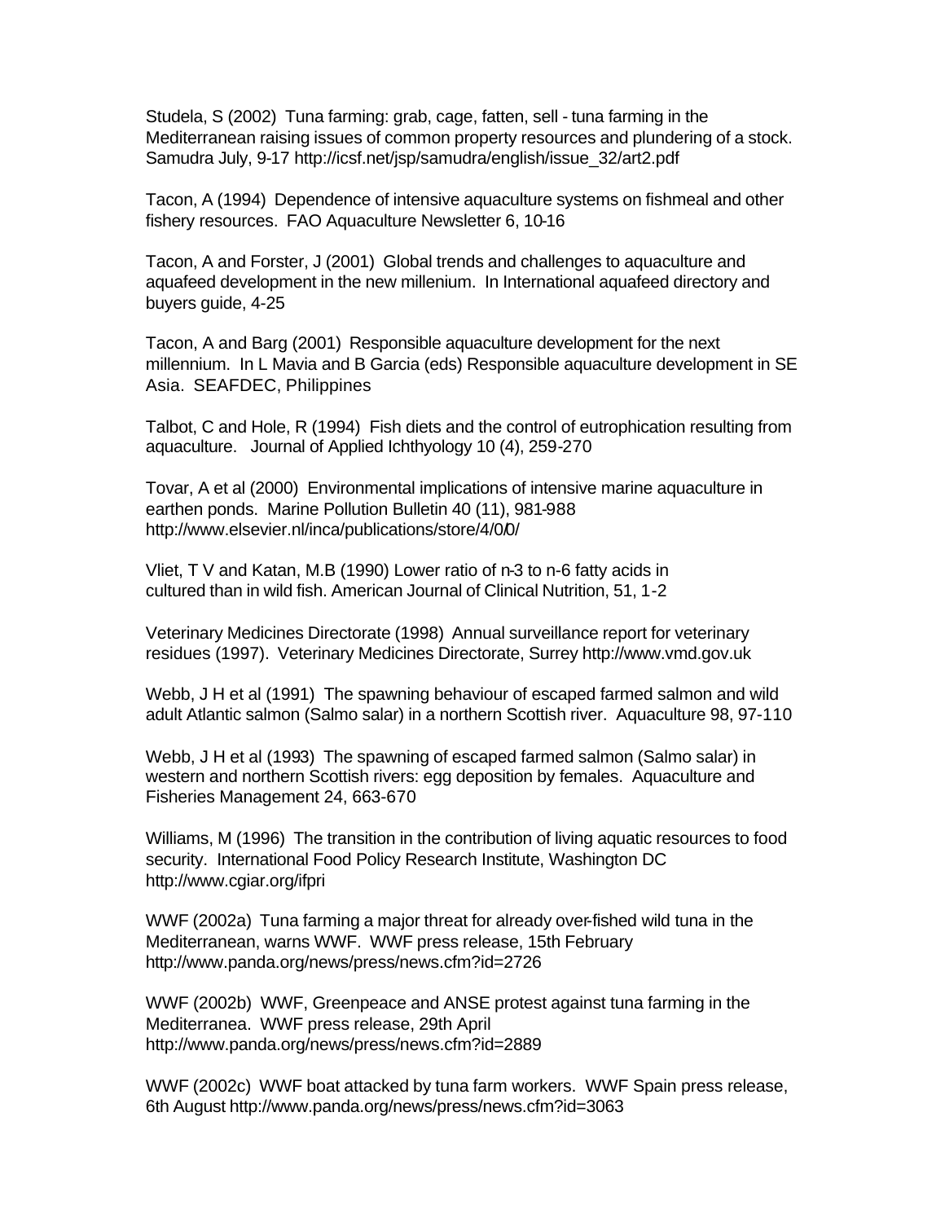Studela, S (2002) Tuna farming: grab, cage, fatten, sell - tuna farming in the Mediterranean raising issues of common property resources and plundering of a stock. Samudra July, 9-17 http://icsf.net/jsp/samudra/english/issue_32/art2.pdf

Tacon, A (1994) Dependence of intensive aquaculture systems on fishmeal and other fishery resources. FAO Aquaculture Newsletter 6, 10-16

Tacon, A and Forster, J (2001) Global trends and challenges to aquaculture and aquafeed development in the new millenium. In International aquafeed directory and buyers guide, 4-25

Tacon, A and Barg (2001) Responsible aquaculture development for the next millennium. In L Mavia and B Garcia (eds) Responsible aquaculture development in SE Asia. SEAFDEC, Philippines

Talbot, C and Hole, R (1994) Fish diets and the control of eutrophication resulting from aquaculture. Journal of Applied Ichthyology 10 (4), 259-270

Tovar, A et al (2000) Environmental implications of intensive marine aquaculture in earthen ponds. Marine Pollution Bulletin 40 (11), 981-988 http://www.elsevier.nl/inca/publications/store/4/0/0/

Vliet, T V and Katan, M.B (1990) Lower ratio of n-3 to n-6 fatty acids in cultured than in wild fish. American Journal of Clinical Nutrition, 51, 1-2

Veterinary Medicines Directorate (1998) Annual surveillance report for veterinary residues (1997). Veterinary Medicines Directorate, Surrey http://www.vmd.gov.uk

Webb, J H et al (1991) The spawning behaviour of escaped farmed salmon and wild adult Atlantic salmon (Salmo salar) in a northern Scottish river. Aquaculture 98, 97-110

Webb, J H et al (1993) The spawning of escaped farmed salmon (Salmo salar) in western and northern Scottish rivers: egg deposition by females. Aquaculture and Fisheries Management 24, 663-670

Williams, M (1996) The transition in the contribution of living aquatic resources to food security. International Food Policy Research Institute, Washington DC http://www.cgiar.org/ifpri

WWF (2002a) Tuna farming a major threat for already over-fished wild tuna in the Mediterranean, warns WWF. WWF press release, 15th February http://www.panda.org/news/press/news.cfm?id=2726

WWF (2002b) WWF, Greenpeace and ANSE protest against tuna farming in the Mediterranea. WWF press release, 29th April http://www.panda.org/news/press/news.cfm?id=2889

WWF (2002c) WWF boat attacked by tuna farm workers. WWF Spain press release, 6th August http://www.panda.org/news/press/news.cfm?id=3063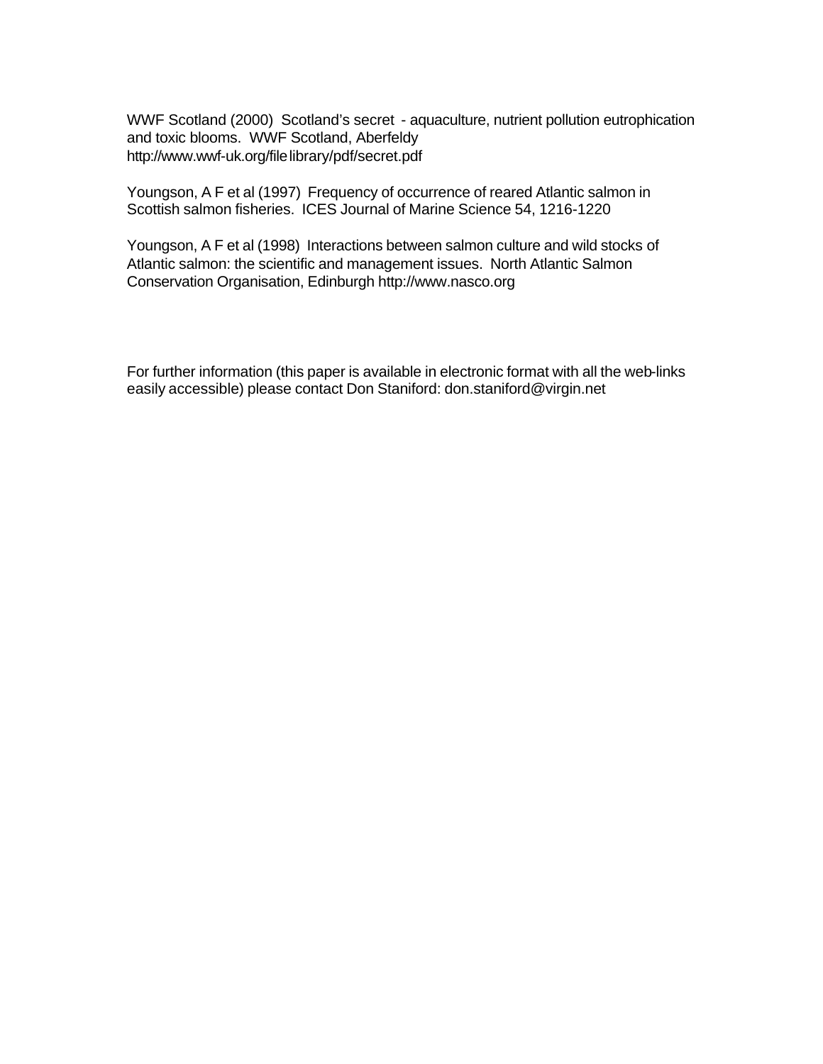WWF Scotland (2000) Scotland's secret - aquaculture, nutrient pollution eutrophication and toxic blooms. WWF Scotland, Aberfeldy http://www.wwf-uk.org/filelibrary/pdf/secret.pdf

Youngson, A F et al (1997) Frequency of occurrence of reared Atlantic salmon in Scottish salmon fisheries. ICES Journal of Marine Science 54, 1216-1220

Youngson, A F et al (1998) Interactions between salmon culture and wild stocks of Atlantic salmon: the scientific and management issues. North Atlantic Salmon Conservation Organisation, Edinburgh http://www.nasco.org

For further information (this paper is available in electronic format with all the web-links easily accessible) please contact Don Staniford: don.staniford@virgin.net